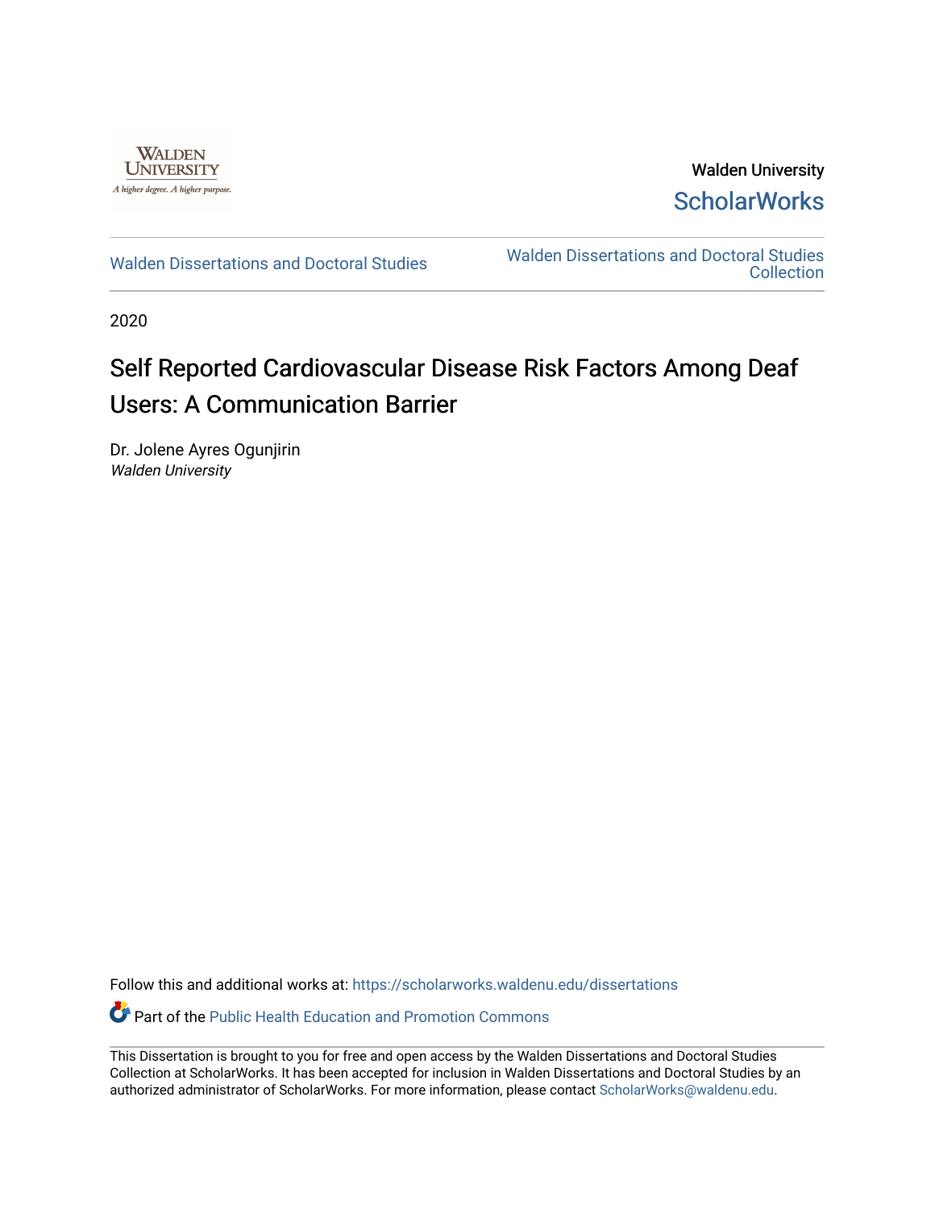Walden University

ScholarWorks

Walden Dissertations and Doctoral Studies

Walden Dissertations and Doctoral Studies Collection

2020

# Self Reported Cardiovascular Disease Risk Factors Among Deaf Users: A Communication Barrier

Dr. Jolene Ayres Ogunjirin
*Walden University*

Follow this and additional works at: https://scholarworks.waldenu.edu/dissertations

Part of the Public Health Education and Promotion Commons

This Dissertation is brought to you for free and open access by the Walden Dissertations and Doctoral Studies Collection at ScholarWorks. It has been accepted for inclusion in Walden Dissertations and Doctoral Studies by an authorized administrator of ScholarWorks. For more information, please contact ScholarWorks@waldenu.edu.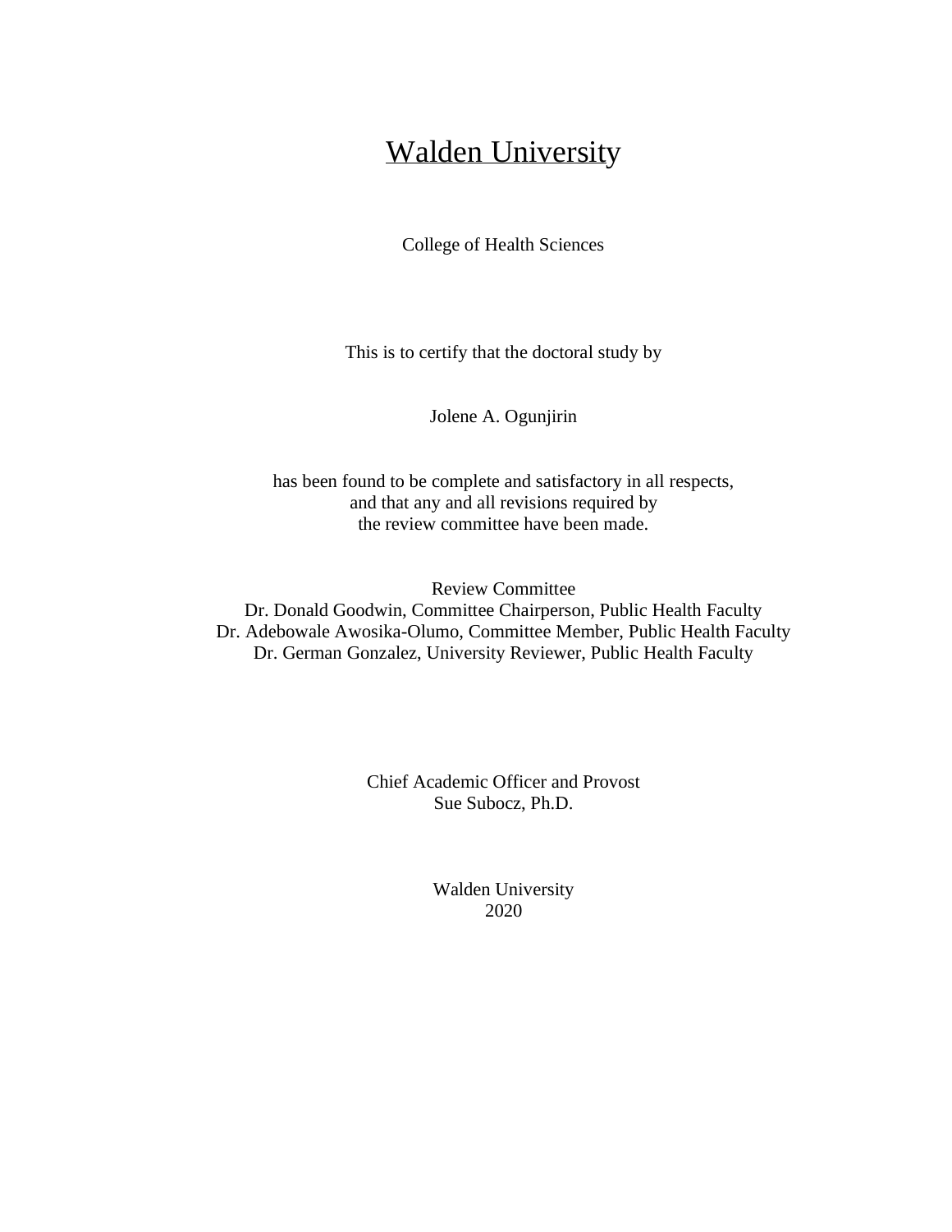# Walden University

College of Health Sciences

This is to certify that the doctoral study by

Jolene A. Ogunjirin

has been found to be complete and satisfactory in all respects,
and that any and all revisions required by
the review committee have been made.

Review Committee
Dr. Donald Goodwin, Committee Chairperson, Public Health Faculty
Dr. Adebowale Awosika-Olumo, Committee Member, Public Health Faculty
Dr. German Gonzalez, University Reviewer, Public Health Faculty

Chief Academic Officer and Provost
Sue Subocz, Ph.D.

Walden University
2020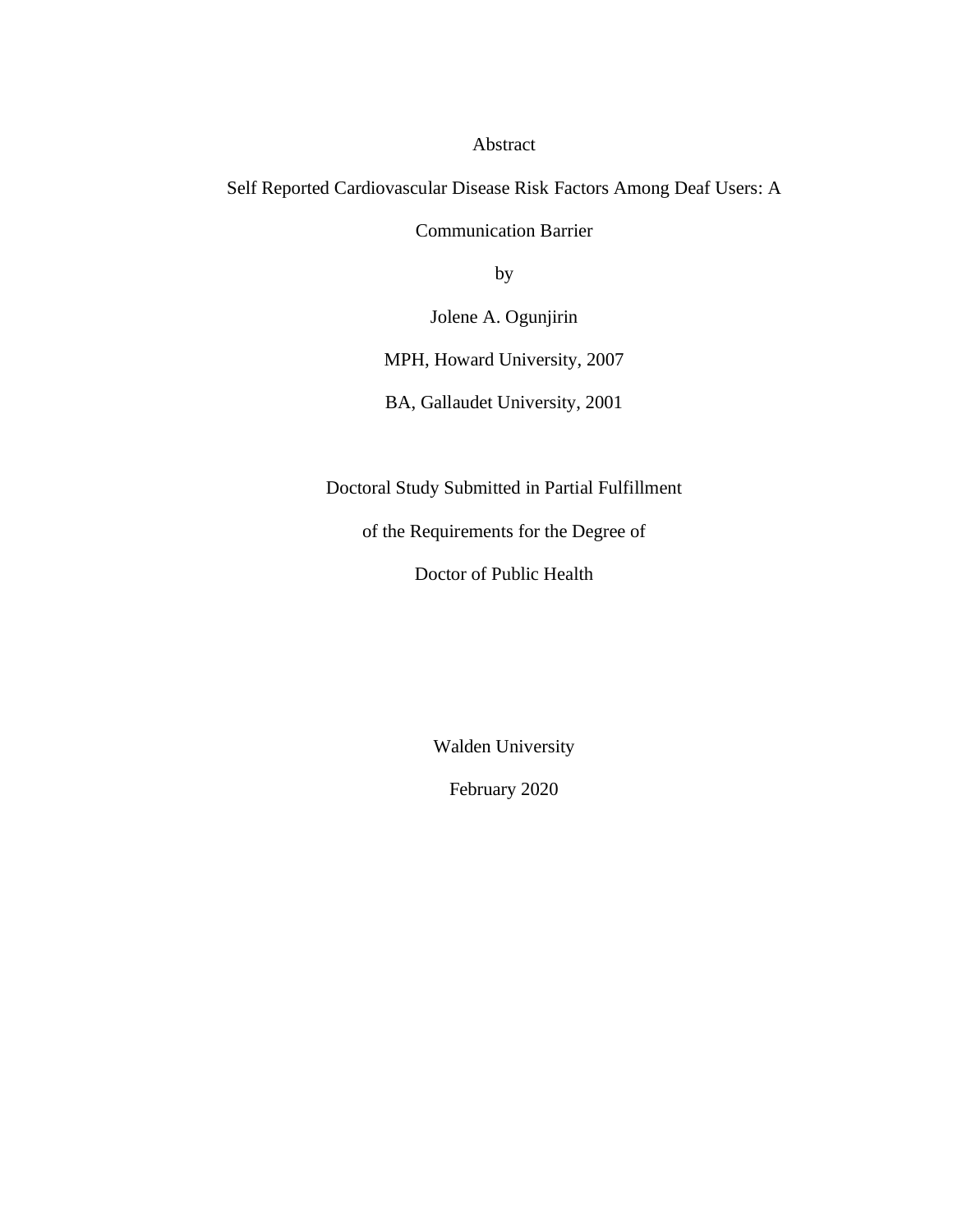Abstract

Self Reported Cardiovascular Disease Risk Factors Among Deaf Users: A Communication Barrier

by

Jolene A. Ogunjirin

MPH, Howard University, 2007

BA, Gallaudet University, 2001

Doctoral Study Submitted in Partial Fulfillment

of the Requirements for the Degree of

Doctor of Public Health

Walden University

February 2020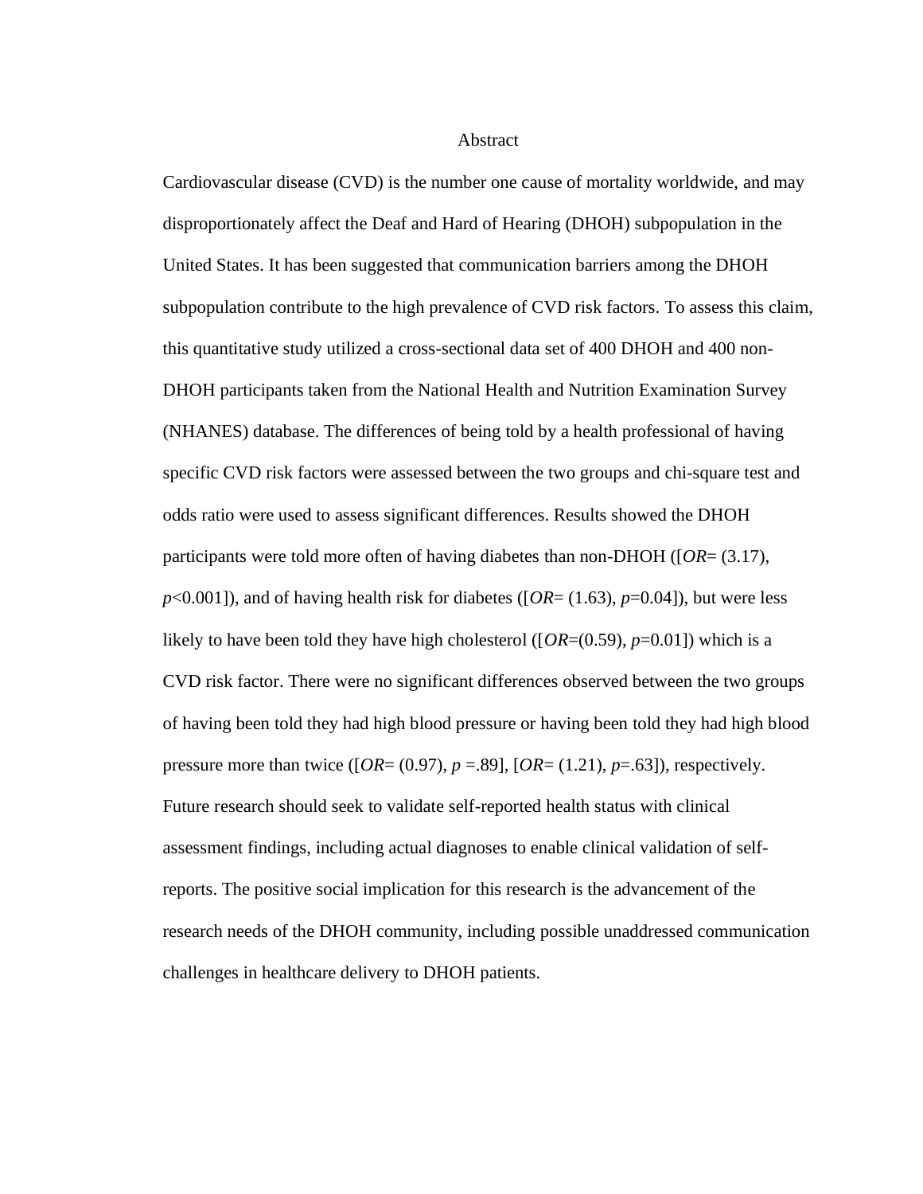# Abstract

Cardiovascular disease (CVD) is the number one cause of mortality worldwide, and may disproportionately affect the Deaf and Hard of Hearing (DHOH) subpopulation in the United States. It has been suggested that communication barriers among the DHOH subpopulation contribute to the high prevalence of CVD risk factors. To assess this claim, this quantitative study utilized a cross-sectional data set of 400 DHOH and 400 non-DHOH participants taken from the National Health and Nutrition Examination Survey (NHANES) database. The differences of being told by a health professional of having specific CVD risk factors were assessed between the two groups and chi-square test and odds ratio were used to assess significant differences. Results showed the DHOH participants were told more often of having diabetes than non-DHOH ([$OR$= (3.17), $p$<0.001]), and of having health risk for diabetes ([$OR$= (1.63), $p$=0.04]), but were less likely to have been told they have high cholesterol ([$OR$=(0.59), $p$=0.01]) which is a CVD risk factor. There were no significant differences observed between the two groups of having been told they had high blood pressure or having been told they had high blood pressure more than twice ([$OR$= (0.97), $p$ =.89], [$OR$= (1.21), $p$=.63]), respectively. Future research should seek to validate self-reported health status with clinical assessment findings, including actual diagnoses to enable clinical validation of self-reports. The positive social implication for this research is the advancement of the research needs of the DHOH community, including possible unaddressed communication challenges in healthcare delivery to DHOH patients.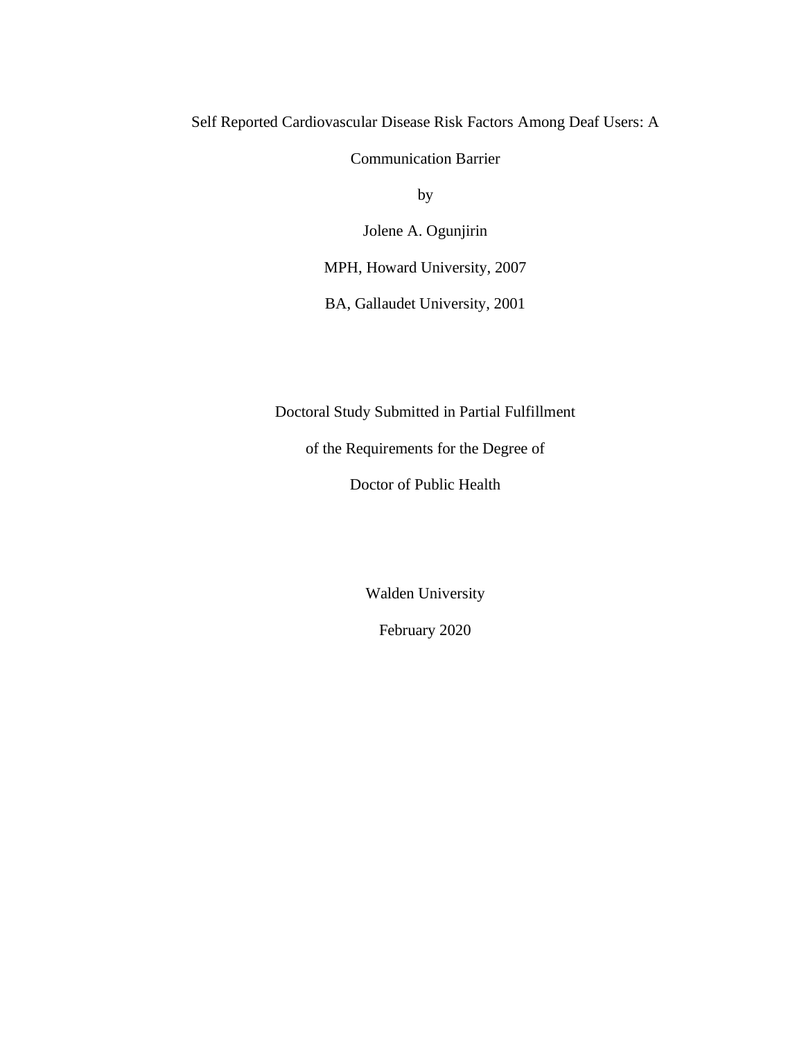Self Reported Cardiovascular Disease Risk Factors Among Deaf Users: A

Communication Barrier

by

Jolene A. Ogunjirin

MPH, Howard University, 2007

BA, Gallaudet University, 2001

Doctoral Study Submitted in Partial Fulfillment

of the Requirements for the Degree of

Doctor of Public Health

Walden University

February 2020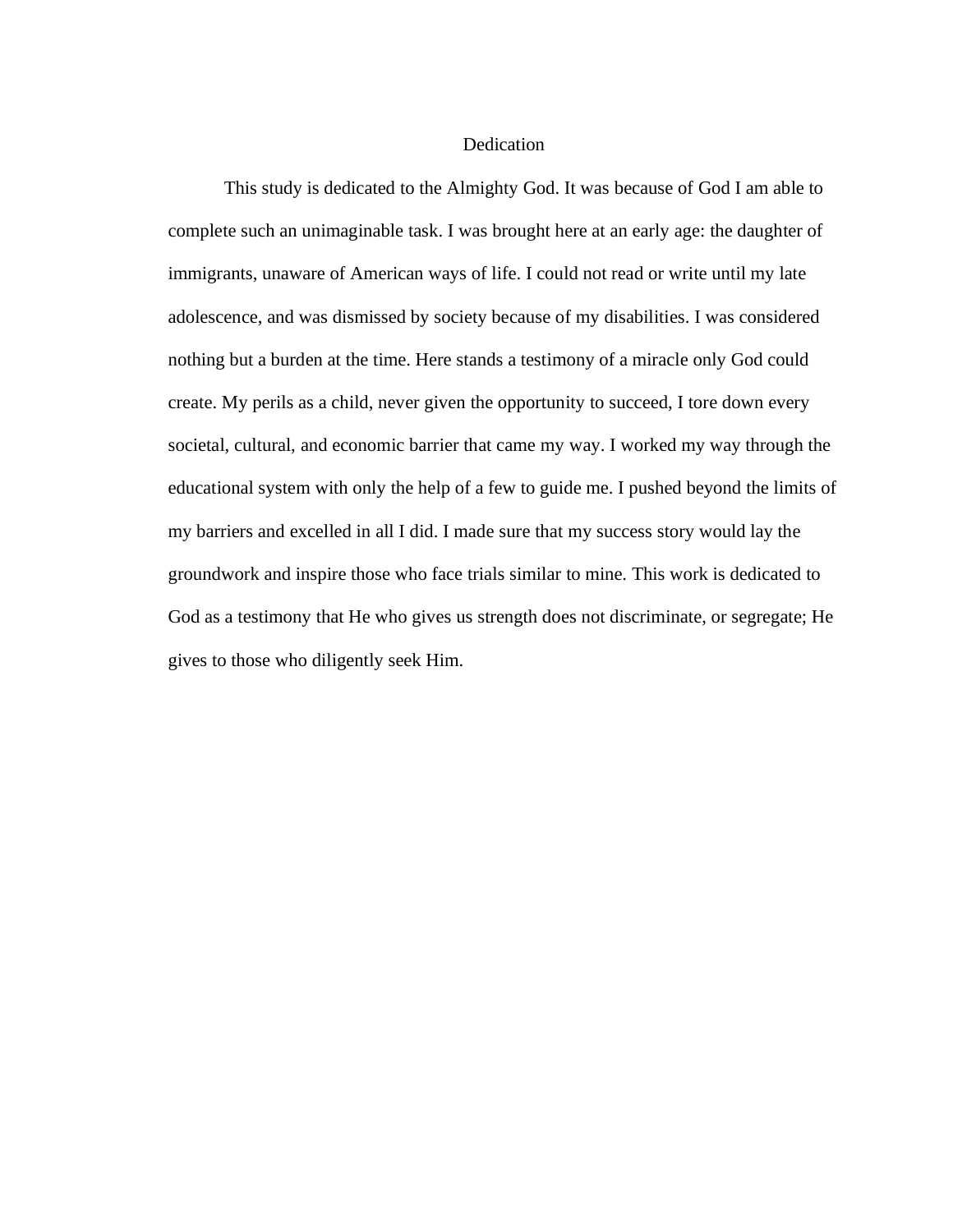# Dedication

This study is dedicated to the Almighty God. It was because of God I am able to complete such an unimaginable task. I was brought here at an early age: the daughter of immigrants, unaware of American ways of life. I could not read or write until my late adolescence, and was dismissed by society because of my disabilities. I was considered nothing but a burden at the time. Here stands a testimony of a miracle only God could create. My perils as a child, never given the opportunity to succeed, I tore down every societal, cultural, and economic barrier that came my way. I worked my way through the educational system with only the help of a few to guide me. I pushed beyond the limits of my barriers and excelled in all I did. I made sure that my success story would lay the groundwork and inspire those who face trials similar to mine. This work is dedicated to God as a testimony that He who gives us strength does not discriminate, or segregate; He gives to those who diligently seek Him.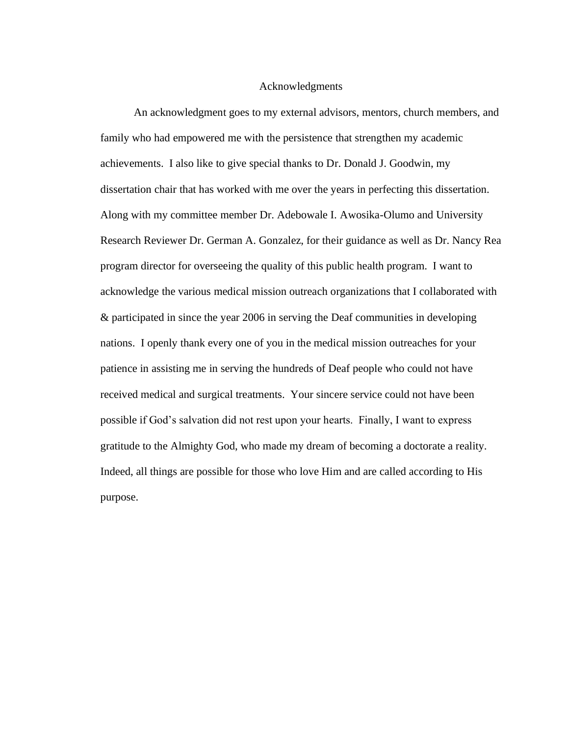# Acknowledgments

An acknowledgment goes to my external advisors, mentors, church members, and family who had empowered me with the persistence that strengthen my academic achievements. I also like to give special thanks to Dr. Donald J. Goodwin, my dissertation chair that has worked with me over the years in perfecting this dissertation. Along with my committee member Dr. Adebowale I. Awosika-Olumo and University Research Reviewer Dr. German A. Gonzalez, for their guidance as well as Dr. Nancy Rea program director for overseeing the quality of this public health program. I want to acknowledge the various medical mission outreach organizations that I collaborated with & participated in since the year 2006 in serving the Deaf communities in developing nations. I openly thank every one of you in the medical mission outreaches for your patience in assisting me in serving the hundreds of Deaf people who could not have received medical and surgical treatments. Your sincere service could not have been possible if God's salvation did not rest upon your hearts. Finally, I want to express gratitude to the Almighty God, who made my dream of becoming a doctorate a reality. Indeed, all things are possible for those who love Him and are called according to His purpose.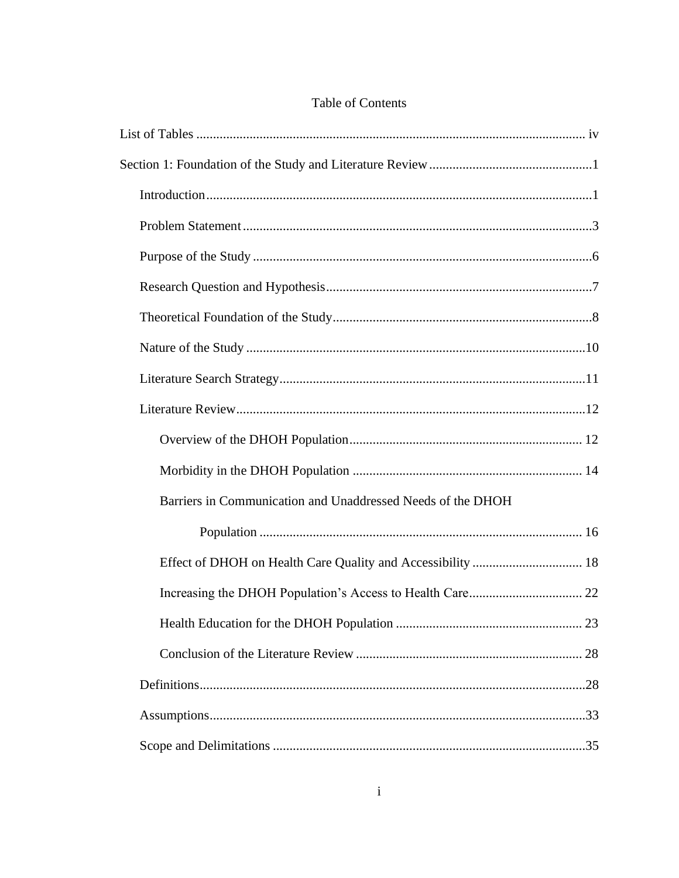# Table of Contents

List of Tables ..................................................................................................................... iv

Section 1: Foundation of the Study and Literature Review .................................................1

- Introduction....................................................................................................................1
- Problem Statement .........................................................................................................3
- Purpose of the Study ......................................................................................................6
- Research Question and Hypothesis................................................................................7
- Theoretical Foundation of the Study..............................................................................8
- Nature of the Study ......................................................................................................10
- Literature Search Strategy............................................................................................11
- Literature Review.........................................................................................................12
  - Overview of the DHOH Population...................................................................... 12
  - Morbidity in the DHOH Population ..................................................................... 14
  - Barriers in Communication and Unaddressed Needs of the DHOH Population ................................................................................................. 16
  - Effect of DHOH on Health Care Quality and Accessibility ................................. 18
  - Increasing the DHOH Population's Access to Health Care.................................. 22
  - Health Education for the DHOH Population ........................................................ 23
  - Conclusion of the Literature Review .................................................................... 28
- Definitions....................................................................................................................28
- Assumptions.................................................................................................................33
- Scope and Delimitations ..............................................................................................35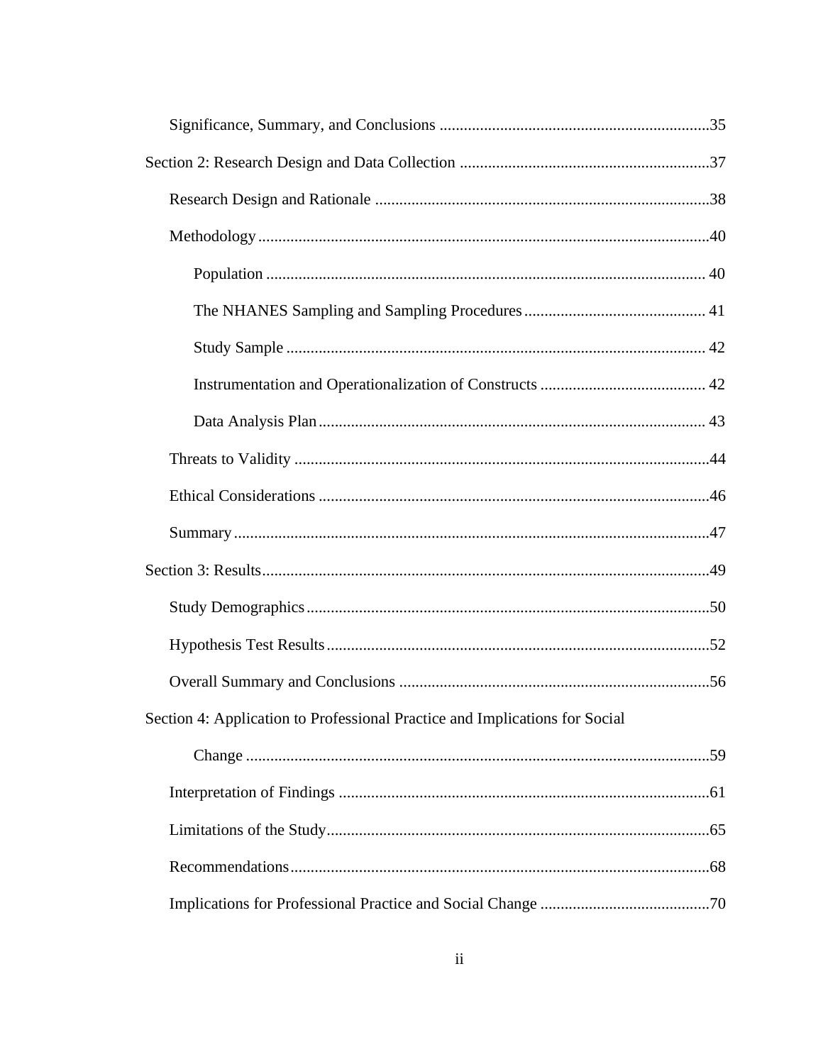Significance, Summary, and Conclusions ....................................................................35

Section 2: Research Design and Data Collection ..............................................................37

Research Design and Rationale ...................................................................................38

Methodology ................................................................................................................40

Population ............................................................................................................. 40

The NHANES Sampling and Sampling Procedures ............................................. 41

Study Sample ........................................................................................................ 42

Instrumentation and Operationalization of Constructs ......................................... 42

Data Analysis Plan ................................................................................................ 43

Threats to Validity .......................................................................................................44

Ethical Considerations .................................................................................................46

Summary ......................................................................................................................47

Section 3: Results ...............................................................................................................49

Study Demographics ....................................................................................................50

Hypothesis Test Results ...............................................................................................52

Overall Summary and Conclusions .............................................................................56

Section 4: Application to Professional Practice and Implications for Social Change ...................................................................................................................59

Interpretation of Findings ............................................................................................61

Limitations of the Study...............................................................................................65

Recommendations ........................................................................................................68

Implications for Professional Practice and Social Change ..........................................70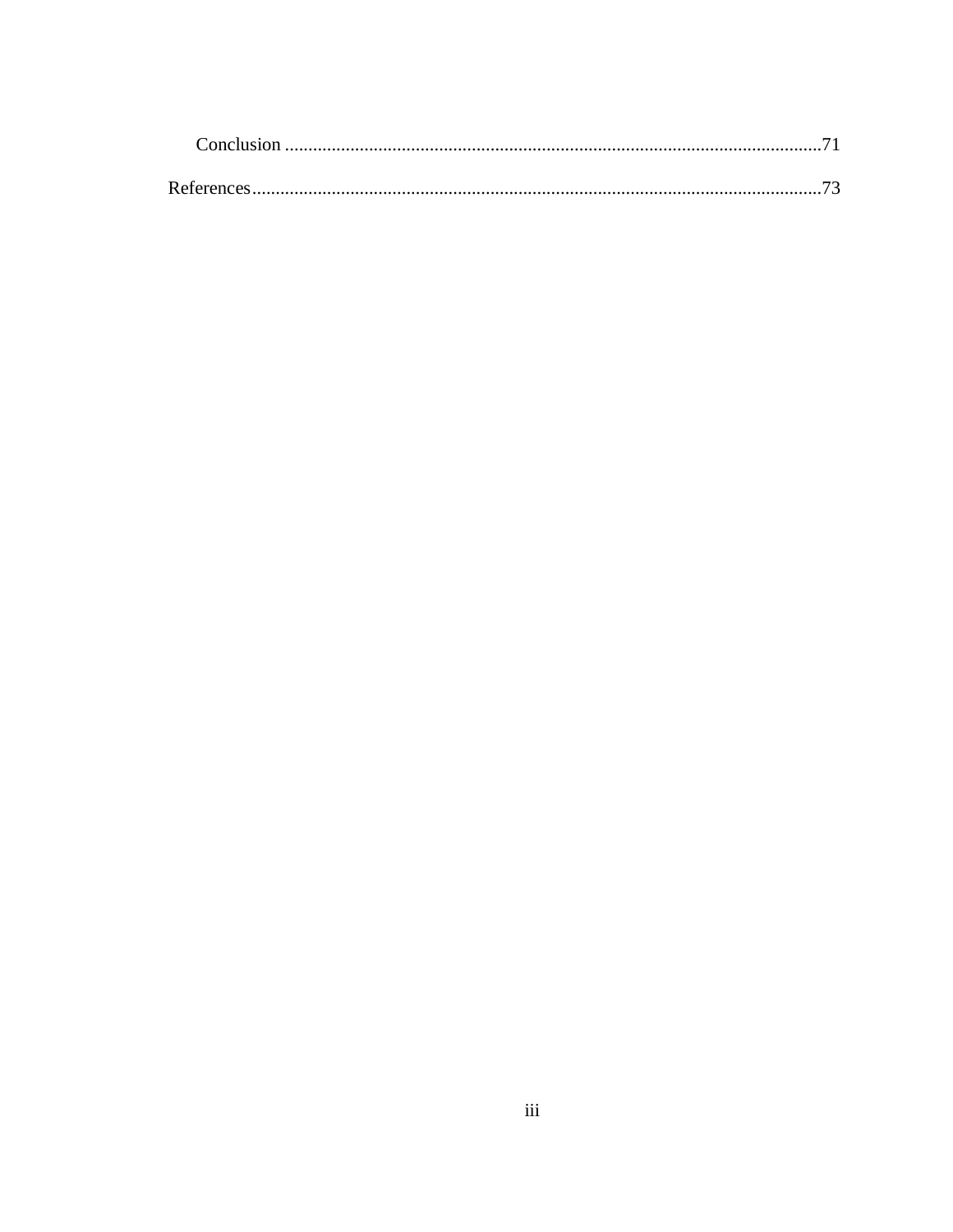Conclusion ....................................................................................................................71

References.........................................................................................................................73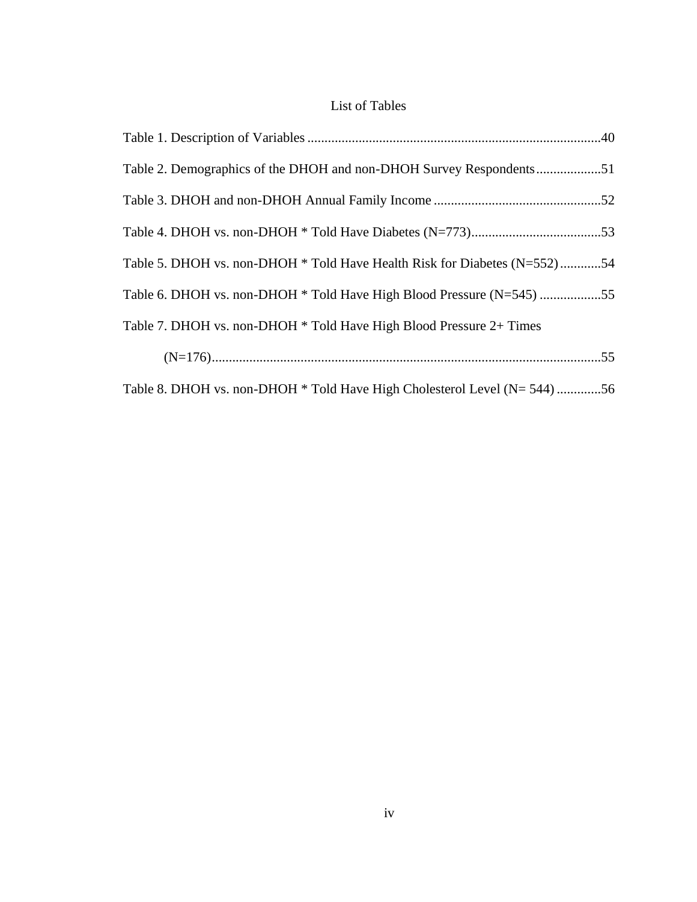# List of Tables

Table 1. Description of Variables ....................................................................................40

Table 2. Demographics of the DHOH and non-DHOH Survey Respondents...................51

Table 3. DHOH and non-DHOH Annual Family Income .................................................52

Table 4. DHOH vs. non-DHOH * Told Have Diabetes (N=773)......................................53

Table 5. DHOH vs. non-DHOH * Told Have Health Risk for Diabetes (N=552)............54

Table 6. DHOH vs. non-DHOH * Told Have High Blood Pressure (N=545) ..................55

Table 7. DHOH vs. non-DHOH * Told Have High Blood Pressure 2+ Times (N=176)..................................................................................................................55

Table 8. DHOH vs. non-DHOH * Told Have High Cholesterol Level (N= 544) .............56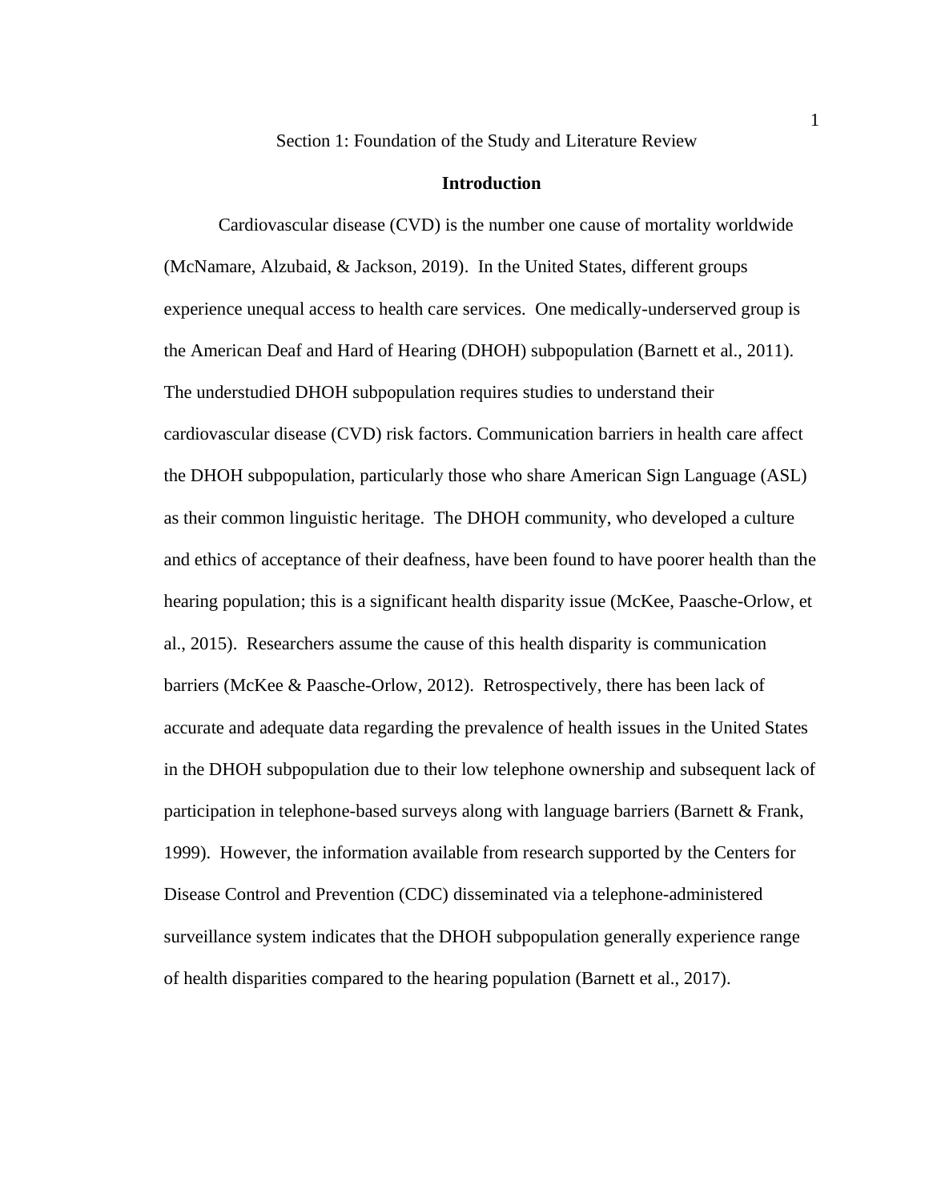# Section 1: Foundation of the Study and Literature Review

## Introduction

Cardiovascular disease (CVD) is the number one cause of mortality worldwide (McNamare, Alzubaid, & Jackson, 2019). In the United States, different groups experience unequal access to health care services. One medically-underserved group is the American Deaf and Hard of Hearing (DHOH) subpopulation (Barnett et al., 2011). The understudied DHOH subpopulation requires studies to understand their cardiovascular disease (CVD) risk factors. Communication barriers in health care affect the DHOH subpopulation, particularly those who share American Sign Language (ASL) as their common linguistic heritage. The DHOH community, who developed a culture and ethics of acceptance of their deafness, have been found to have poorer health than the hearing population; this is a significant health disparity issue (McKee, Paasche-Orlow, et al., 2015). Researchers assume the cause of this health disparity is communication barriers (McKee & Paasche-Orlow, 2012). Retrospectively, there has been lack of accurate and adequate data regarding the prevalence of health issues in the United States in the DHOH subpopulation due to their low telephone ownership and subsequent lack of participation in telephone-based surveys along with language barriers (Barnett & Frank, 1999). However, the information available from research supported by the Centers for Disease Control and Prevention (CDC) disseminated via a telephone-administered surveillance system indicates that the DHOH subpopulation generally experience range of health disparities compared to the hearing population (Barnett et al., 2017).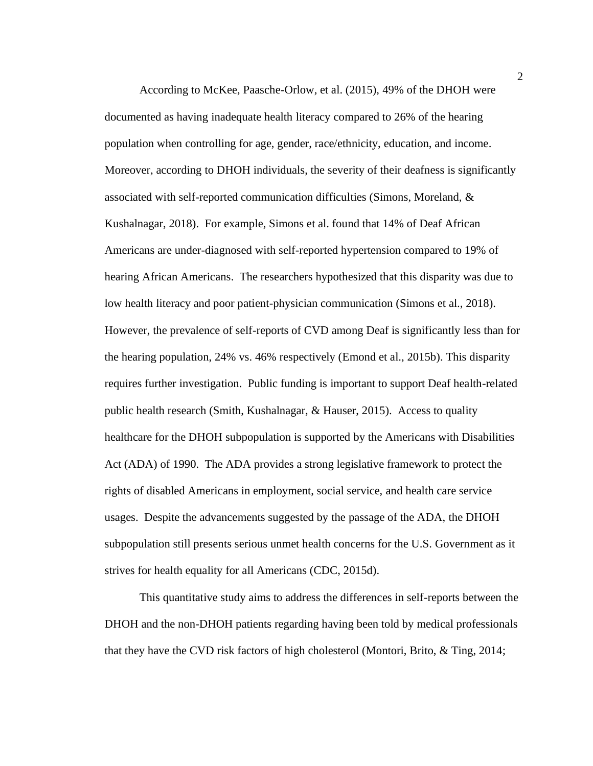According to McKee, Paasche-Orlow, et al. (2015), 49% of the DHOH were documented as having inadequate health literacy compared to 26% of the hearing population when controlling for age, gender, race/ethnicity, education, and income. Moreover, according to DHOH individuals, the severity of their deafness is significantly associated with self-reported communication difficulties (Simons, Moreland, & Kushalnagar, 2018). For example, Simons et al. found that 14% of Deaf African Americans are under-diagnosed with self-reported hypertension compared to 19% of hearing African Americans. The researchers hypothesized that this disparity was due to low health literacy and poor patient-physician communication (Simons et al., 2018). However, the prevalence of self-reports of CVD among Deaf is significantly less than for the hearing population, 24% vs. 46% respectively (Emond et al., 2015b). This disparity requires further investigation. Public funding is important to support Deaf health-related public health research (Smith, Kushalnagar, & Hauser, 2015). Access to quality healthcare for the DHOH subpopulation is supported by the Americans with Disabilities Act (ADA) of 1990. The ADA provides a strong legislative framework to protect the rights of disabled Americans in employment, social service, and health care service usages. Despite the advancements suggested by the passage of the ADA, the DHOH subpopulation still presents serious unmet health concerns for the U.S. Government as it strives for health equality for all Americans (CDC, 2015d).

This quantitative study aims to address the differences in self-reports between the DHOH and the non-DHOH patients regarding having been told by medical professionals that they have the CVD risk factors of high cholesterol (Montori, Brito, & Ting, 2014;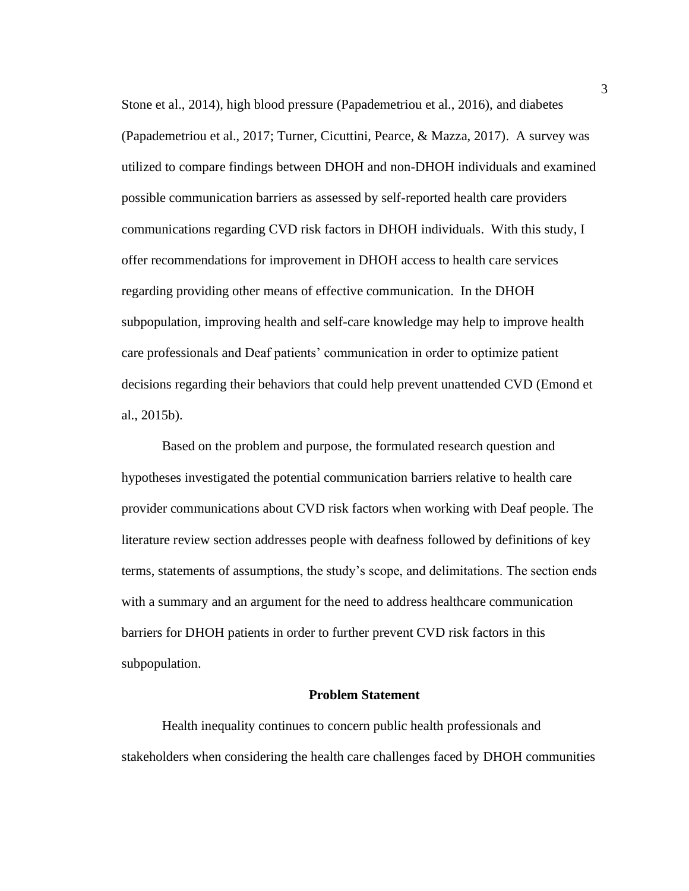Stone et al., 2014), high blood pressure (Papademetriou et al., 2016), and diabetes (Papademetriou et al., 2017; Turner, Cicuttini, Pearce, & Mazza, 2017). A survey was utilized to compare findings between DHOH and non-DHOH individuals and examined possible communication barriers as assessed by self-reported health care providers communications regarding CVD risk factors in DHOH individuals. With this study, I offer recommendations for improvement in DHOH access to health care services regarding providing other means of effective communication. In the DHOH subpopulation, improving health and self-care knowledge may help to improve health care professionals and Deaf patients' communication in order to optimize patient decisions regarding their behaviors that could help prevent unattended CVD (Emond et al., 2015b).

Based on the problem and purpose, the formulated research question and hypotheses investigated the potential communication barriers relative to health care provider communications about CVD risk factors when working with Deaf people. The literature review section addresses people with deafness followed by definitions of key terms, statements of assumptions, the study's scope, and delimitations. The section ends with a summary and an argument for the need to address healthcare communication barriers for DHOH patients in order to further prevent CVD risk factors in this subpopulation.

## Problem Statement

Health inequality continues to concern public health professionals and stakeholders when considering the health care challenges faced by DHOH communities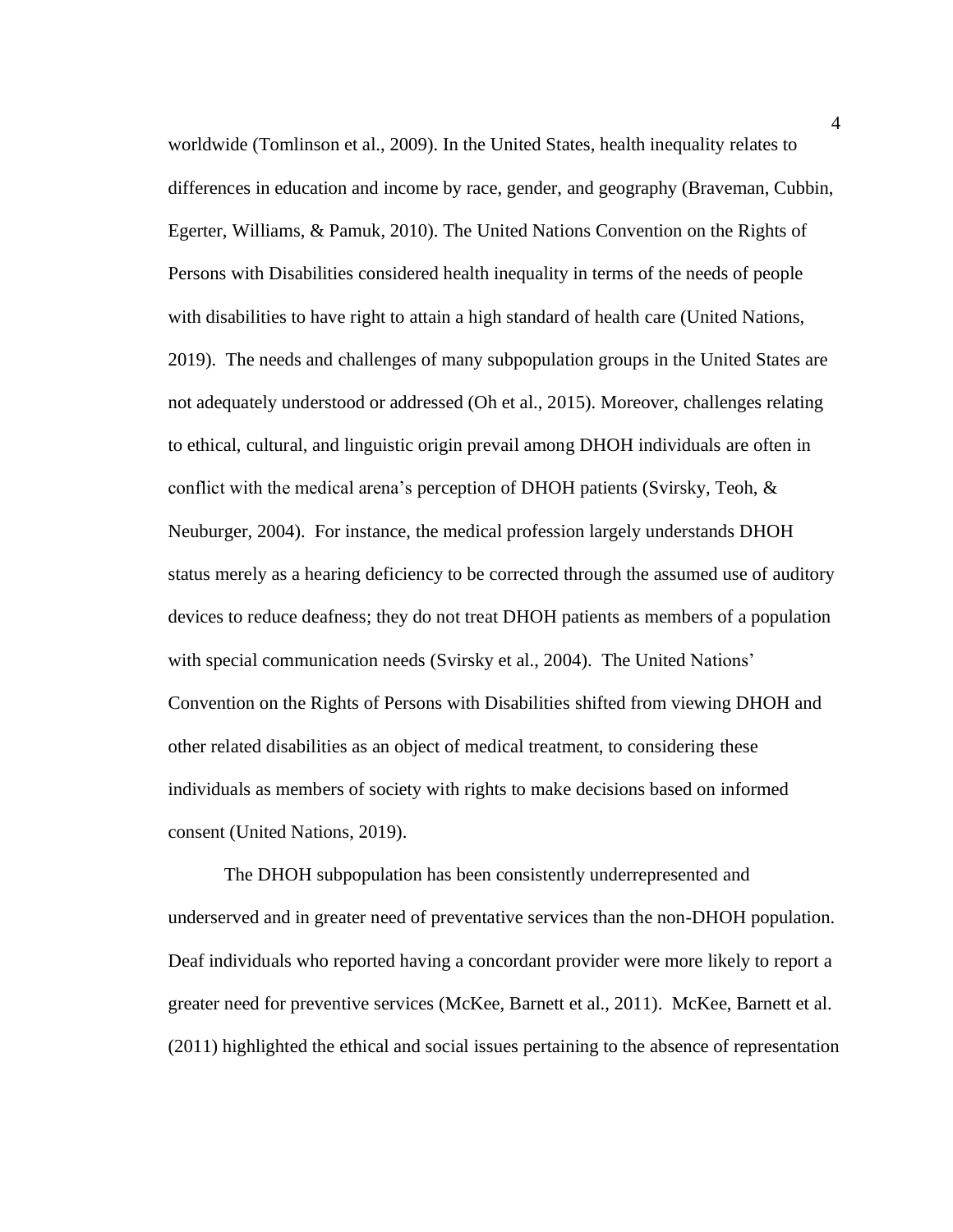worldwide (Tomlinson et al., 2009). In the United States, health inequality relates to differences in education and income by race, gender, and geography (Braveman, Cubbin, Egerter, Williams, & Pamuk, 2010). The United Nations Convention on the Rights of Persons with Disabilities considered health inequality in terms of the needs of people with disabilities to have right to attain a high standard of health care (United Nations, 2019). The needs and challenges of many subpopulation groups in the United States are not adequately understood or addressed (Oh et al., 2015). Moreover, challenges relating to ethical, cultural, and linguistic origin prevail among DHOH individuals are often in conflict with the medical arena's perception of DHOH patients (Svirsky, Teoh, & Neuburger, 2004). For instance, the medical profession largely understands DHOH status merely as a hearing deficiency to be corrected through the assumed use of auditory devices to reduce deafness; they do not treat DHOH patients as members of a population with special communication needs (Svirsky et al., 2004). The United Nations' Convention on the Rights of Persons with Disabilities shifted from viewing DHOH and other related disabilities as an object of medical treatment, to considering these individuals as members of society with rights to make decisions based on informed consent (United Nations, 2019).

The DHOH subpopulation has been consistently underrepresented and underserved and in greater need of preventative services than the non-DHOH population. Deaf individuals who reported having a concordant provider were more likely to report a greater need for preventive services (McKee, Barnett et al., 2011). McKee, Barnett et al. (2011) highlighted the ethical and social issues pertaining to the absence of representation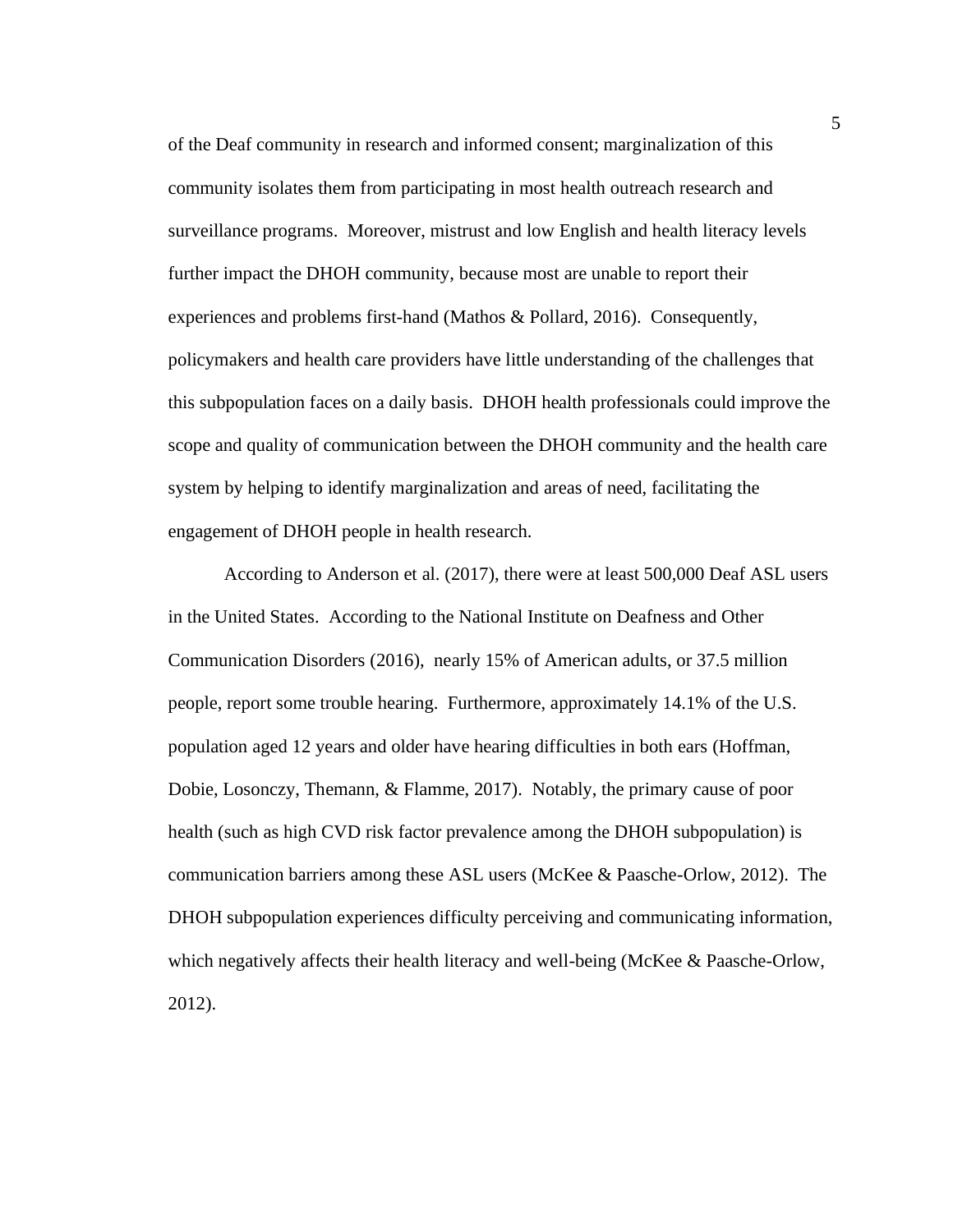of the Deaf community in research and informed consent; marginalization of this community isolates them from participating in most health outreach research and surveillance programs. Moreover, mistrust and low English and health literacy levels further impact the DHOH community, because most are unable to report their experiences and problems first-hand (Mathos & Pollard, 2016). Consequently, policymakers and health care providers have little understanding of the challenges that this subpopulation faces on a daily basis. DHOH health professionals could improve the scope and quality of communication between the DHOH community and the health care system by helping to identify marginalization and areas of need, facilitating the engagement of DHOH people in health research.

According to Anderson et al. (2017), there were at least 500,000 Deaf ASL users in the United States. According to the National Institute on Deafness and Other Communication Disorders (2016), nearly 15% of American adults, or 37.5 million people, report some trouble hearing. Furthermore, approximately 14.1% of the U.S. population aged 12 years and older have hearing difficulties in both ears (Hoffman, Dobie, Losonczy, Themann, & Flamme, 2017). Notably, the primary cause of poor health (such as high CVD risk factor prevalence among the DHOH subpopulation) is communication barriers among these ASL users (McKee & Paasche-Orlow, 2012). The DHOH subpopulation experiences difficulty perceiving and communicating information, which negatively affects their health literacy and well-being (McKee & Paasche-Orlow, 2012).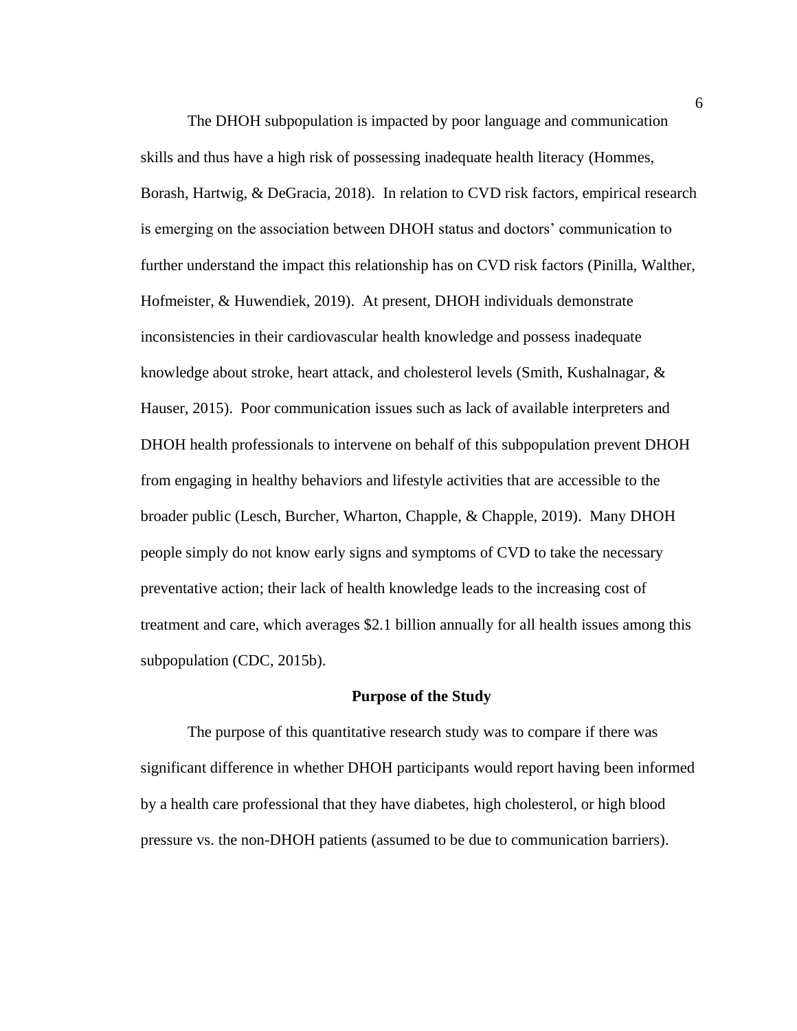The DHOH subpopulation is impacted by poor language and communication skills and thus have a high risk of possessing inadequate health literacy (Hommes, Borash, Hartwig, & DeGracia, 2018). In relation to CVD risk factors, empirical research is emerging on the association between DHOH status and doctors' communication to further understand the impact this relationship has on CVD risk factors (Pinilla, Walther, Hofmeister, & Huwendiek, 2019). At present, DHOH individuals demonstrate inconsistencies in their cardiovascular health knowledge and possess inadequate knowledge about stroke, heart attack, and cholesterol levels (Smith, Kushalnagar, & Hauser, 2015). Poor communication issues such as lack of available interpreters and DHOH health professionals to intervene on behalf of this subpopulation prevent DHOH from engaging in healthy behaviors and lifestyle activities that are accessible to the broader public (Lesch, Burcher, Wharton, Chapple, & Chapple, 2019). Many DHOH people simply do not know early signs and symptoms of CVD to take the necessary preventative action; their lack of health knowledge leads to the increasing cost of treatment and care, which averages $2.1 billion annually for all health issues among this subpopulation (CDC, 2015b).

## Purpose of the Study

The purpose of this quantitative research study was to compare if there was significant difference in whether DHOH participants would report having been informed by a health care professional that they have diabetes, high cholesterol, or high blood pressure vs. the non-DHOH patients (assumed to be due to communication barriers).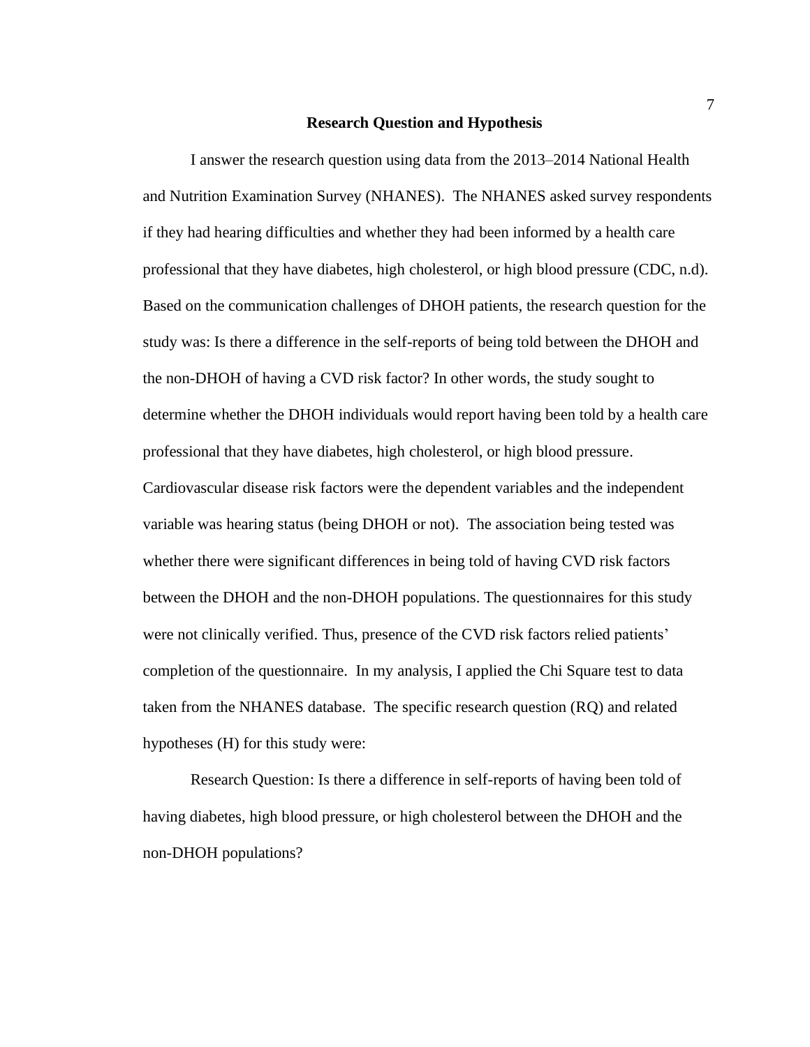## Research Question and Hypothesis

I answer the research question using data from the 2013–2014 National Health and Nutrition Examination Survey (NHANES). The NHANES asked survey respondents if they had hearing difficulties and whether they had been informed by a health care professional that they have diabetes, high cholesterol, or high blood pressure (CDC, n.d). Based on the communication challenges of DHOH patients, the research question for the study was: Is there a difference in the self-reports of being told between the DHOH and the non-DHOH of having a CVD risk factor? In other words, the study sought to determine whether the DHOH individuals would report having been told by a health care professional that they have diabetes, high cholesterol, or high blood pressure. Cardiovascular disease risk factors were the dependent variables and the independent variable was hearing status (being DHOH or not). The association being tested was whether there were significant differences in being told of having CVD risk factors between the DHOH and the non-DHOH populations. The questionnaires for this study were not clinically verified. Thus, presence of the CVD risk factors relied patients' completion of the questionnaire. In my analysis, I applied the Chi Square test to data taken from the NHANES database. The specific research question (RQ) and related hypotheses (H) for this study were:

Research Question: Is there a difference in self-reports of having been told of having diabetes, high blood pressure, or high cholesterol between the DHOH and the non-DHOH populations?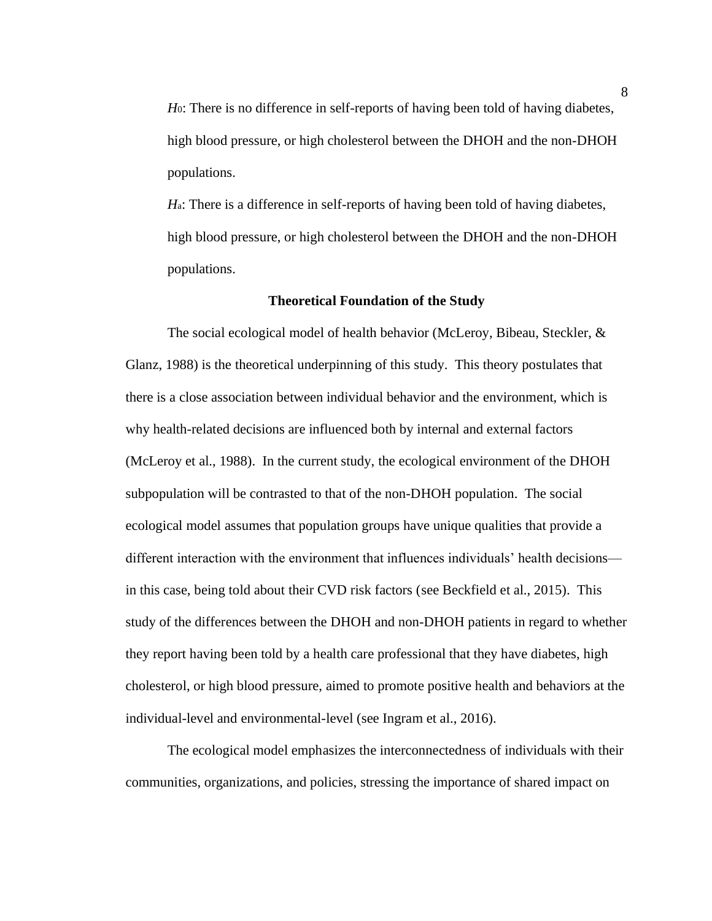$H_0$: There is no difference in self-reports of having been told of having diabetes, high blood pressure, or high cholesterol between the DHOH and the non-DHOH populations.

$H_a$: There is a difference in self-reports of having been told of having diabetes, high blood pressure, or high cholesterol between the DHOH and the non-DHOH populations.

## Theoretical Foundation of the Study

The social ecological model of health behavior (McLeroy, Bibeau, Steckler, & Glanz, 1988) is the theoretical underpinning of this study. This theory postulates that there is a close association between individual behavior and the environment, which is why health-related decisions are influenced both by internal and external factors (McLeroy et al., 1988). In the current study, the ecological environment of the DHOH subpopulation will be contrasted to that of the non-DHOH population. The social ecological model assumes that population groups have unique qualities that provide a different interaction with the environment that influences individuals' health decisions—in this case, being told about their CVD risk factors (see Beckfield et al., 2015). This study of the differences between the DHOH and non-DHOH patients in regard to whether they report having been told by a health care professional that they have diabetes, high cholesterol, or high blood pressure, aimed to promote positive health and behaviors at the individual-level and environmental-level (see Ingram et al., 2016).

The ecological model emphasizes the interconnectedness of individuals with their communities, organizations, and policies, stressing the importance of shared impact on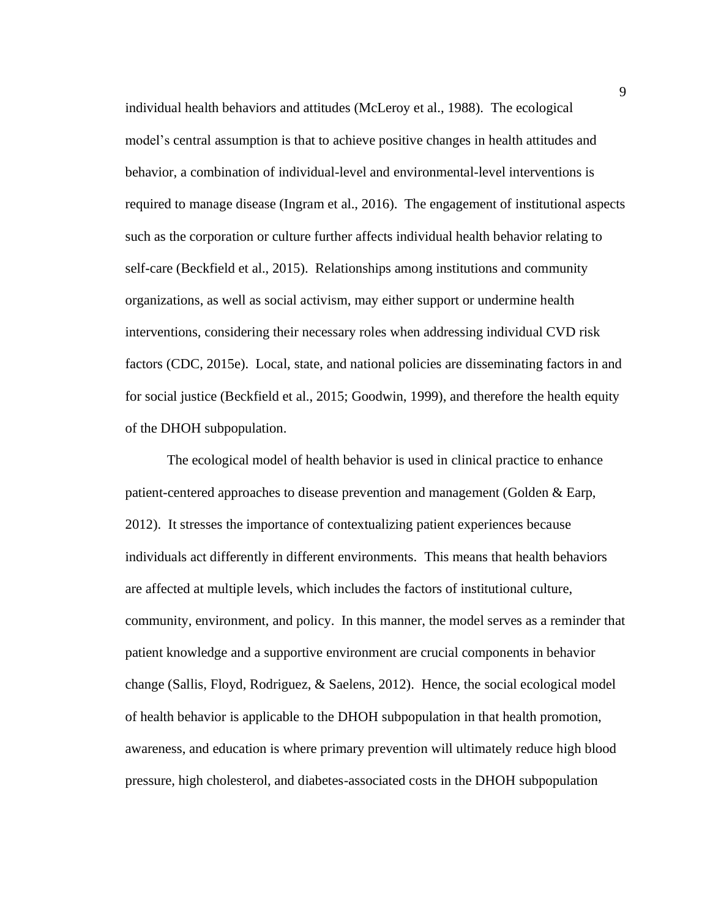individual health behaviors and attitudes (McLeroy et al., 1988). The ecological model's central assumption is that to achieve positive changes in health attitudes and behavior, a combination of individual-level and environmental-level interventions is required to manage disease (Ingram et al., 2016). The engagement of institutional aspects such as the corporation or culture further affects individual health behavior relating to self-care (Beckfield et al., 2015). Relationships among institutions and community organizations, as well as social activism, may either support or undermine health interventions, considering their necessary roles when addressing individual CVD risk factors (CDC, 2015e). Local, state, and national policies are disseminating factors in and for social justice (Beckfield et al., 2015; Goodwin, 1999), and therefore the health equity of the DHOH subpopulation.

The ecological model of health behavior is used in clinical practice to enhance patient-centered approaches to disease prevention and management (Golden & Earp, 2012). It stresses the importance of contextualizing patient experiences because individuals act differently in different environments. This means that health behaviors are affected at multiple levels, which includes the factors of institutional culture, community, environment, and policy. In this manner, the model serves as a reminder that patient knowledge and a supportive environment are crucial components in behavior change (Sallis, Floyd, Rodriguez, & Saelens, 2012). Hence, the social ecological model of health behavior is applicable to the DHOH subpopulation in that health promotion, awareness, and education is where primary prevention will ultimately reduce high blood pressure, high cholesterol, and diabetes-associated costs in the DHOH subpopulation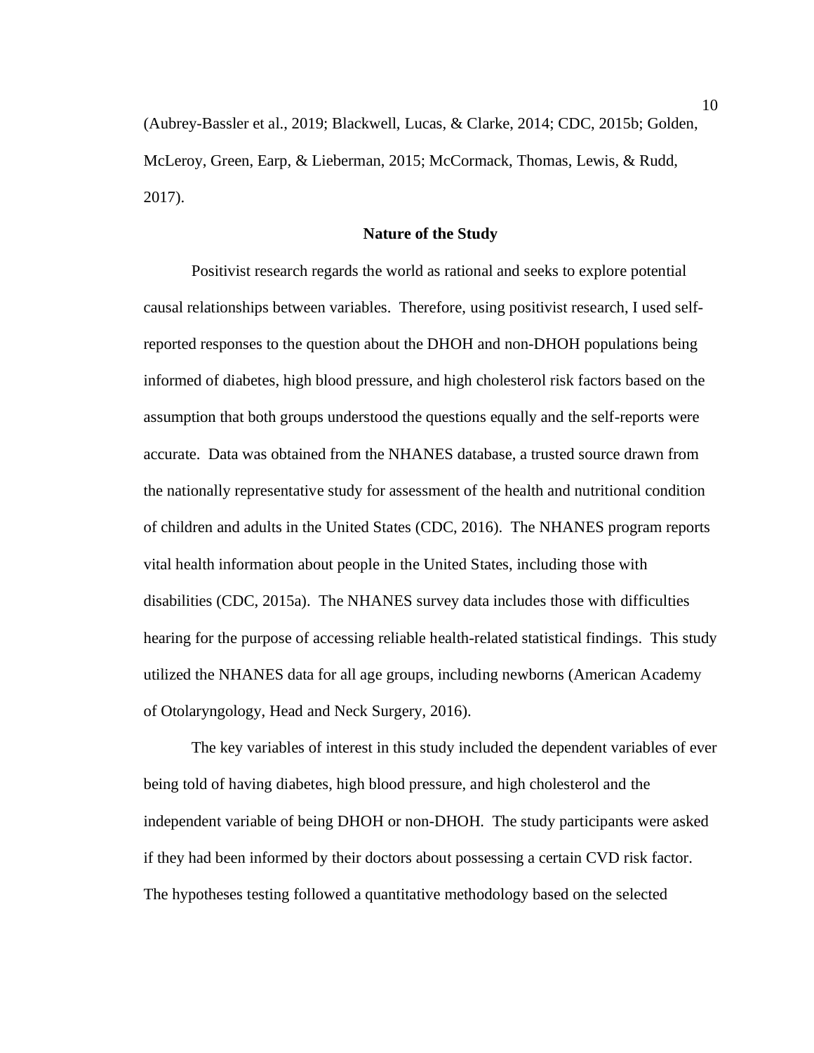(Aubrey-Bassler et al., 2019; Blackwell, Lucas, & Clarke, 2014; CDC, 2015b; Golden, McLeroy, Green, Earp, & Lieberman, 2015; McCormack, Thomas, Lewis, & Rudd, 2017).

## Nature of the Study

Positivist research regards the world as rational and seeks to explore potential causal relationships between variables. Therefore, using positivist research, I used self-reported responses to the question about the DHOH and non-DHOH populations being informed of diabetes, high blood pressure, and high cholesterol risk factors based on the assumption that both groups understood the questions equally and the self-reports were accurate. Data was obtained from the NHANES database, a trusted source drawn from the nationally representative study for assessment of the health and nutritional condition of children and adults in the United States (CDC, 2016). The NHANES program reports vital health information about people in the United States, including those with disabilities (CDC, 2015a). The NHANES survey data includes those with difficulties hearing for the purpose of accessing reliable health-related statistical findings. This study utilized the NHANES data for all age groups, including newborns (American Academy of Otolaryngology, Head and Neck Surgery, 2016).

The key variables of interest in this study included the dependent variables of ever being told of having diabetes, high blood pressure, and high cholesterol and the independent variable of being DHOH or non-DHOH. The study participants were asked if they had been informed by their doctors about possessing a certain CVD risk factor. The hypotheses testing followed a quantitative methodology based on the selected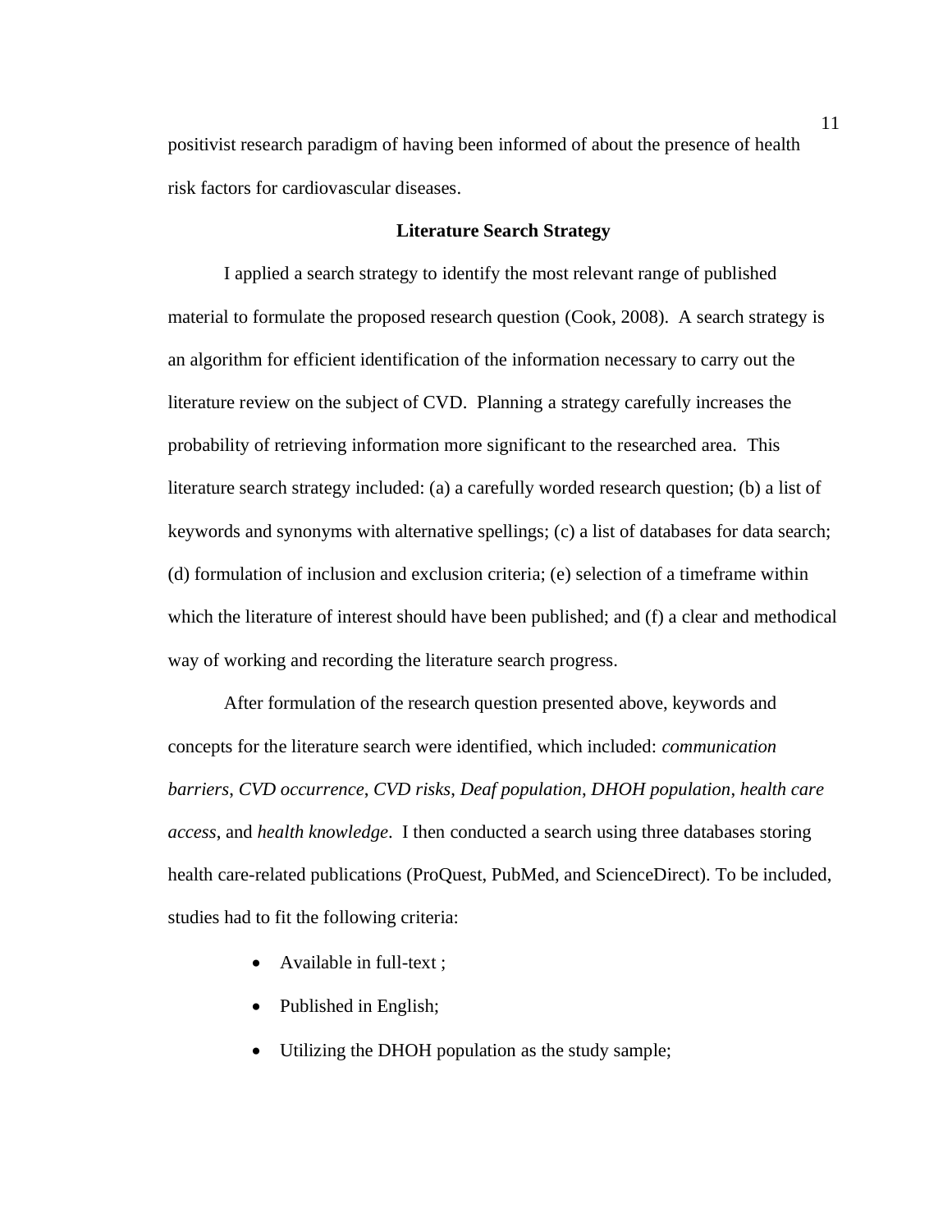positivist research paradigm of having been informed of about the presence of health risk factors for cardiovascular diseases.

## Literature Search Strategy

I applied a search strategy to identify the most relevant range of published material to formulate the proposed research question (Cook, 2008). A search strategy is an algorithm for efficient identification of the information necessary to carry out the literature review on the subject of CVD. Planning a strategy carefully increases the probability of retrieving information more significant to the researched area. This literature search strategy included: (a) a carefully worded research question; (b) a list of keywords and synonyms with alternative spellings; (c) a list of databases for data search; (d) formulation of inclusion and exclusion criteria; (e) selection of a timeframe within which the literature of interest should have been published; and (f) a clear and methodical way of working and recording the literature search progress.

After formulation of the research question presented above, keywords and concepts for the literature search were identified, which included: *communication barriers*, *CVD occurrence*, *CVD risks*, *Deaf population*, *DHOH population*, *health care access*, and *health knowledge*. I then conducted a search using three databases storing health care-related publications (ProQuest, PubMed, and ScienceDirect). To be included, studies had to fit the following criteria:

- Available in full-text ;
- Published in English;
- Utilizing the DHOH population as the study sample;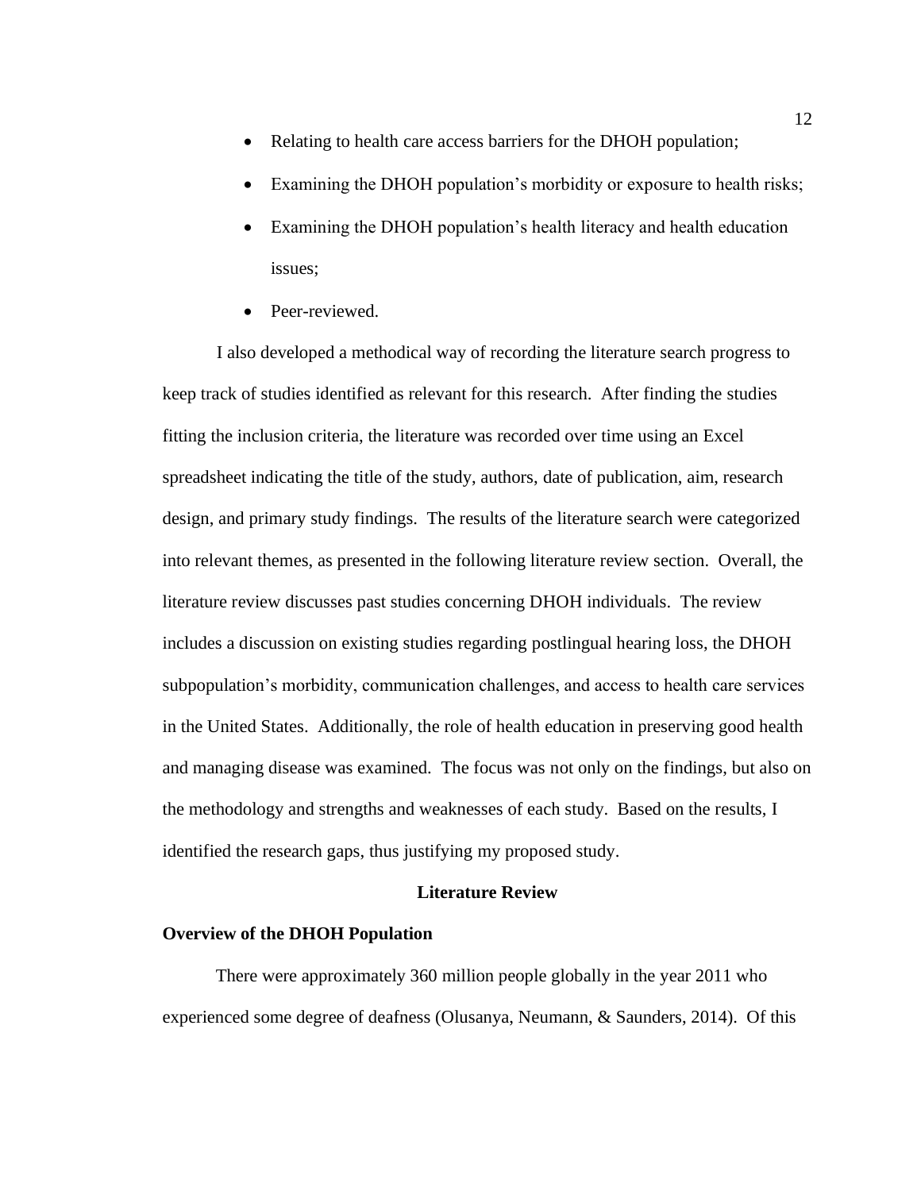- Relating to health care access barriers for the DHOH population;
- Examining the DHOH population's morbidity or exposure to health risks;
- Examining the DHOH population's health literacy and health education issues;
- Peer-reviewed.

I also developed a methodical way of recording the literature search progress to keep track of studies identified as relevant for this research. After finding the studies fitting the inclusion criteria, the literature was recorded over time using an Excel spreadsheet indicating the title of the study, authors, date of publication, aim, research design, and primary study findings. The results of the literature search were categorized into relevant themes, as presented in the following literature review section. Overall, the literature review discusses past studies concerning DHOH individuals. The review includes a discussion on existing studies regarding postlingual hearing loss, the DHOH subpopulation's morbidity, communication challenges, and access to health care services in the United States. Additionally, the role of health education in preserving good health and managing disease was examined. The focus was not only on the findings, but also on the methodology and strengths and weaknesses of each study. Based on the results, I identified the research gaps, thus justifying my proposed study.

## Literature Review

### Overview of the DHOH Population

There were approximately 360 million people globally in the year 2011 who experienced some degree of deafness (Olusanya, Neumann, & Saunders, 2014). Of this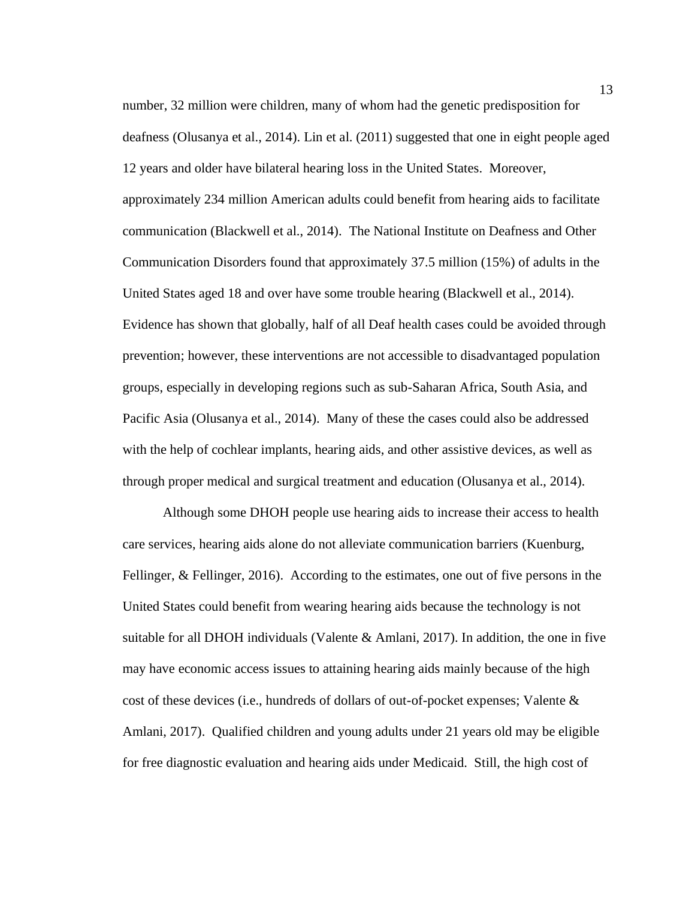number, 32 million were children, many of whom had the genetic predisposition for deafness (Olusanya et al., 2014). Lin et al. (2011) suggested that one in eight people aged 12 years and older have bilateral hearing loss in the United States. Moreover, approximately 234 million American adults could benefit from hearing aids to facilitate communication (Blackwell et al., 2014). The National Institute on Deafness and Other Communication Disorders found that approximately 37.5 million (15%) of adults in the United States aged 18 and over have some trouble hearing (Blackwell et al., 2014). Evidence has shown that globally, half of all Deaf health cases could be avoided through prevention; however, these interventions are not accessible to disadvantaged population groups, especially in developing regions such as sub-Saharan Africa, South Asia, and Pacific Asia (Olusanya et al., 2014). Many of these the cases could also be addressed with the help of cochlear implants, hearing aids, and other assistive devices, as well as through proper medical and surgical treatment and education (Olusanya et al., 2014).

Although some DHOH people use hearing aids to increase their access to health care services, hearing aids alone do not alleviate communication barriers (Kuenburg, Fellinger, & Fellinger, 2016). According to the estimates, one out of five persons in the United States could benefit from wearing hearing aids because the technology is not suitable for all DHOH individuals (Valente & Amlani, 2017). In addition, the one in five may have economic access issues to attaining hearing aids mainly because of the high cost of these devices (i.e., hundreds of dollars of out-of-pocket expenses; Valente & Amlani, 2017). Qualified children and young adults under 21 years old may be eligible for free diagnostic evaluation and hearing aids under Medicaid. Still, the high cost of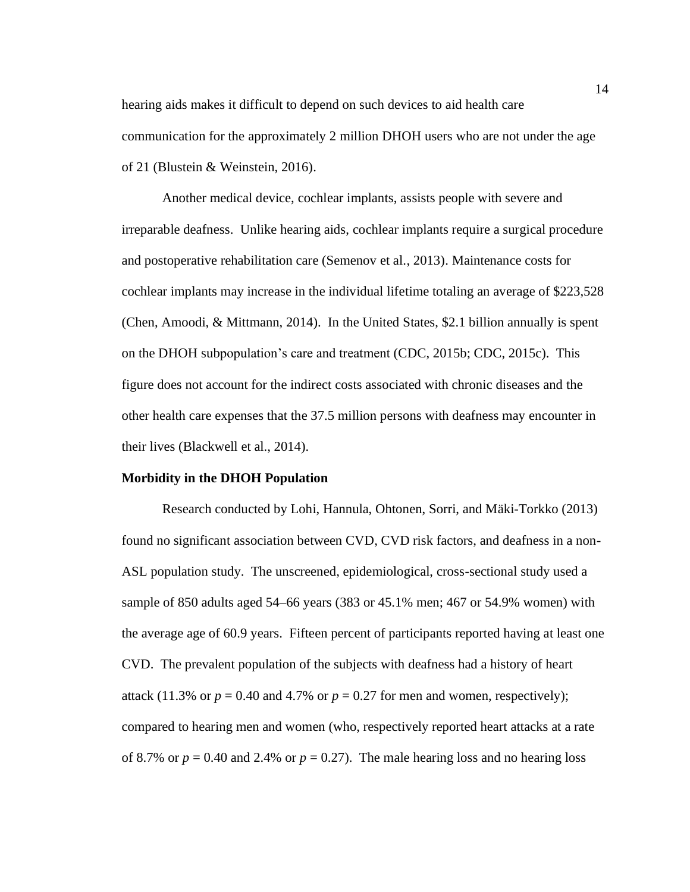hearing aids makes it difficult to depend on such devices to aid health care communication for the approximately 2 million DHOH users who are not under the age of 21 (Blustein & Weinstein, 2016).

Another medical device, cochlear implants, assists people with severe and irreparable deafness. Unlike hearing aids, cochlear implants require a surgical procedure and postoperative rehabilitation care (Semenov et al., 2013). Maintenance costs for cochlear implants may increase in the individual lifetime totaling an average of $223,528 (Chen, Amoodi, & Mittmann, 2014). In the United States, $2.1 billion annually is spent on the DHOH subpopulation's care and treatment (CDC, 2015b; CDC, 2015c). This figure does not account for the indirect costs associated with chronic diseases and the other health care expenses that the 37.5 million persons with deafness may encounter in their lives (Blackwell et al., 2014).

**Morbidity in the DHOH Population**

Research conducted by Lohi, Hannula, Ohtonen, Sorri, and Mäki-Torkko (2013) found no significant association between CVD, CVD risk factors, and deafness in a non-ASL population study. The unscreened, epidemiological, cross-sectional study used a sample of 850 adults aged 54–66 years (383 or 45.1% men; 467 or 54.9% women) with the average age of 60.9 years. Fifteen percent of participants reported having at least one CVD. The prevalent population of the subjects with deafness had a history of heart attack (11.3% or $p = 0.40$ and 4.7% or $p = 0.27$ for men and women, respectively); compared to hearing men and women (who, respectively reported heart attacks at a rate of 8.7% or $p = 0.40$ and 2.4% or $p = 0.27$). The male hearing loss and no hearing loss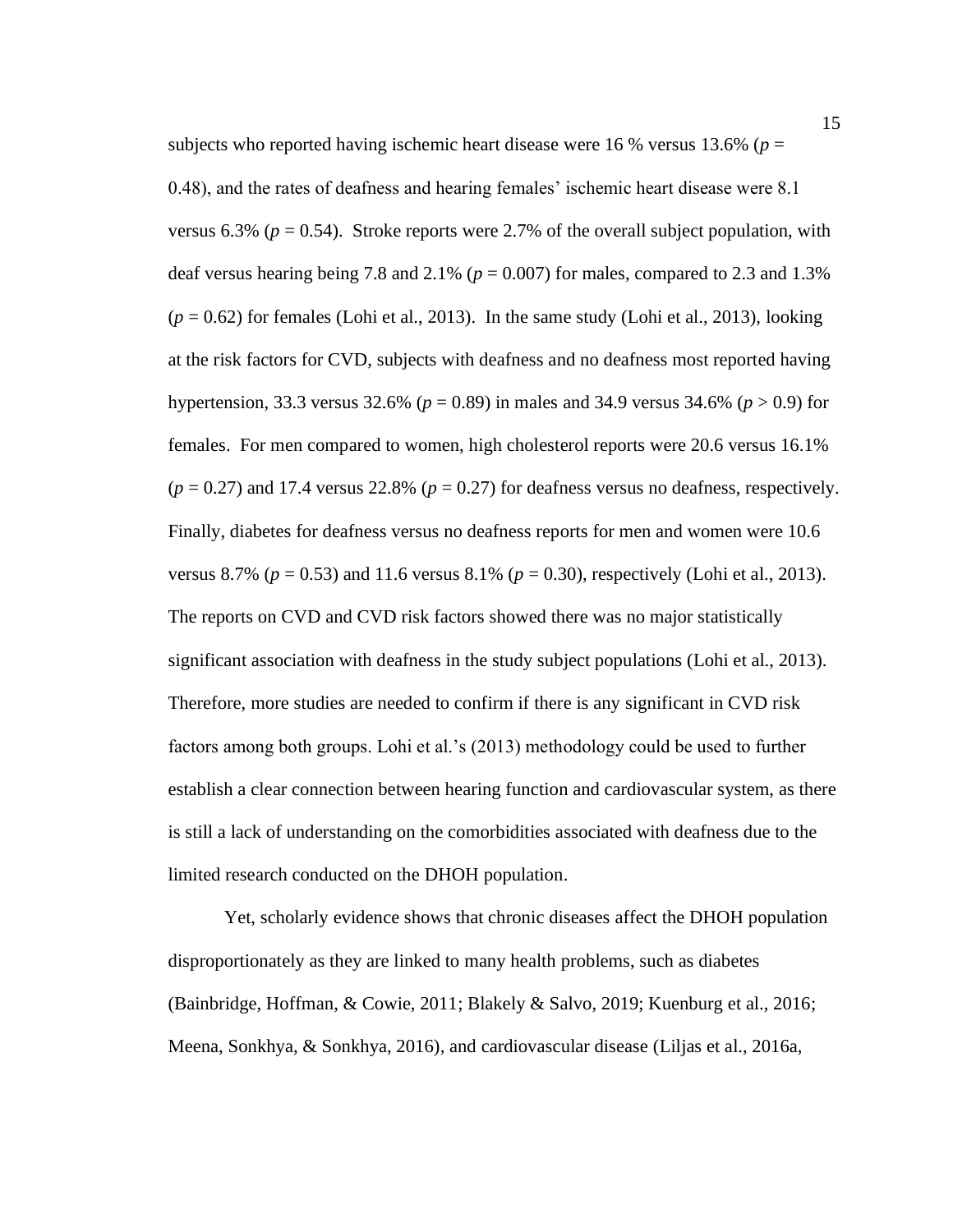subjects who reported having ischemic heart disease were 16 % versus 13.6% ($p$ = 0.48), and the rates of deafness and hearing females' ischemic heart disease were 8.1 versus 6.3% ($p$ = 0.54). Stroke reports were 2.7% of the overall subject population, with deaf versus hearing being 7.8 and 2.1% ($p$ = 0.007) for males, compared to 2.3 and 1.3% ($p$ = 0.62) for females (Lohi et al., 2013). In the same study (Lohi et al., 2013), looking at the risk factors for CVD, subjects with deafness and no deafness most reported having hypertension, 33.3 versus 32.6% ($p$ = 0.89) in males and 34.9 versus 34.6% ($p > 0.9$) for females. For men compared to women, high cholesterol reports were 20.6 versus 16.1% ($p$ = 0.27) and 17.4 versus 22.8% ($p$ = 0.27) for deafness versus no deafness, respectively. Finally, diabetes for deafness versus no deafness reports for men and women were 10.6 versus 8.7% ($p$ = 0.53) and 11.6 versus 8.1% ($p$ = 0.30), respectively (Lohi et al., 2013). The reports on CVD and CVD risk factors showed there was no major statistically significant association with deafness in the study subject populations (Lohi et al., 2013). Therefore, more studies are needed to confirm if there is any significant in CVD risk factors among both groups. Lohi et al.'s (2013) methodology could be used to further establish a clear connection between hearing function and cardiovascular system, as there is still a lack of understanding on the comorbidities associated with deafness due to the limited research conducted on the DHOH population.

Yet, scholarly evidence shows that chronic diseases affect the DHOH population disproportionately as they are linked to many health problems, such as diabetes (Bainbridge, Hoffman, & Cowie, 2011; Blakely & Salvo, 2019; Kuenburg et al., 2016; Meena, Sonkhya, & Sonkhya, 2016), and cardiovascular disease (Liljas et al., 2016a,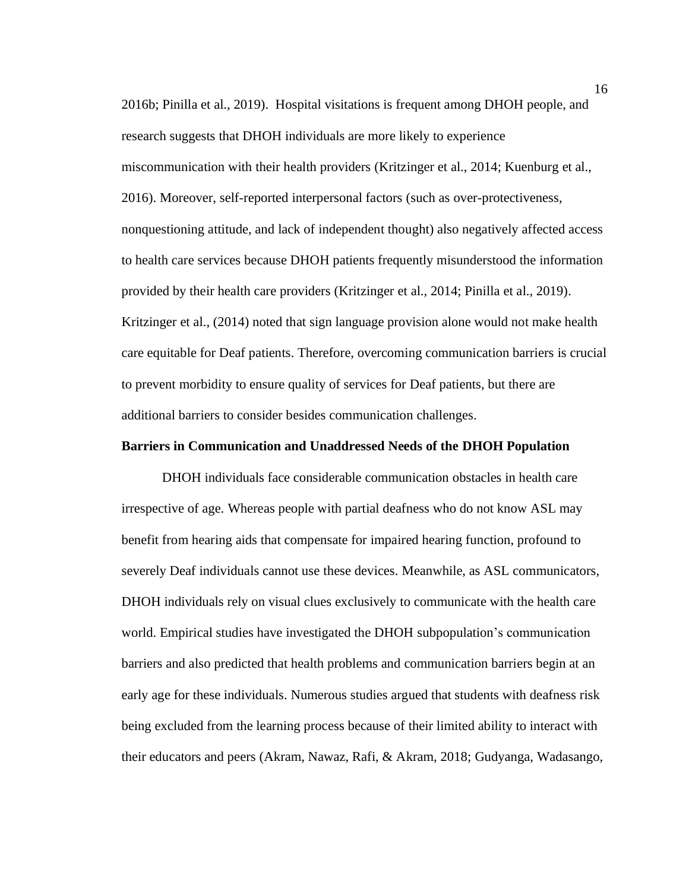2016b; Pinilla et al., 2019). Hospital visitations is frequent among DHOH people, and research suggests that DHOH individuals are more likely to experience miscommunication with their health providers (Kritzinger et al., 2014; Kuenburg et al., 2016). Moreover, self-reported interpersonal factors (such as over-protectiveness, nonquestioning attitude, and lack of independent thought) also negatively affected access to health care services because DHOH patients frequently misunderstood the information provided by their health care providers (Kritzinger et al., 2014; Pinilla et al., 2019). Kritzinger et al., (2014) noted that sign language provision alone would not make health care equitable for Deaf patients. Therefore, overcoming communication barriers is crucial to prevent morbidity to ensure quality of services for Deaf patients, but there are additional barriers to consider besides communication challenges.

**Barriers in Communication and Unaddressed Needs of the DHOH Population**

DHOH individuals face considerable communication obstacles in health care irrespective of age. Whereas people with partial deafness who do not know ASL may benefit from hearing aids that compensate for impaired hearing function, profound to severely Deaf individuals cannot use these devices. Meanwhile, as ASL communicators, DHOH individuals rely on visual clues exclusively to communicate with the health care world. Empirical studies have investigated the DHOH subpopulation's communication barriers and also predicted that health problems and communication barriers begin at an early age for these individuals. Numerous studies argued that students with deafness risk being excluded from the learning process because of their limited ability to interact with their educators and peers (Akram, Nawaz, Rafi, & Akram, 2018; Gudyanga, Wadasango,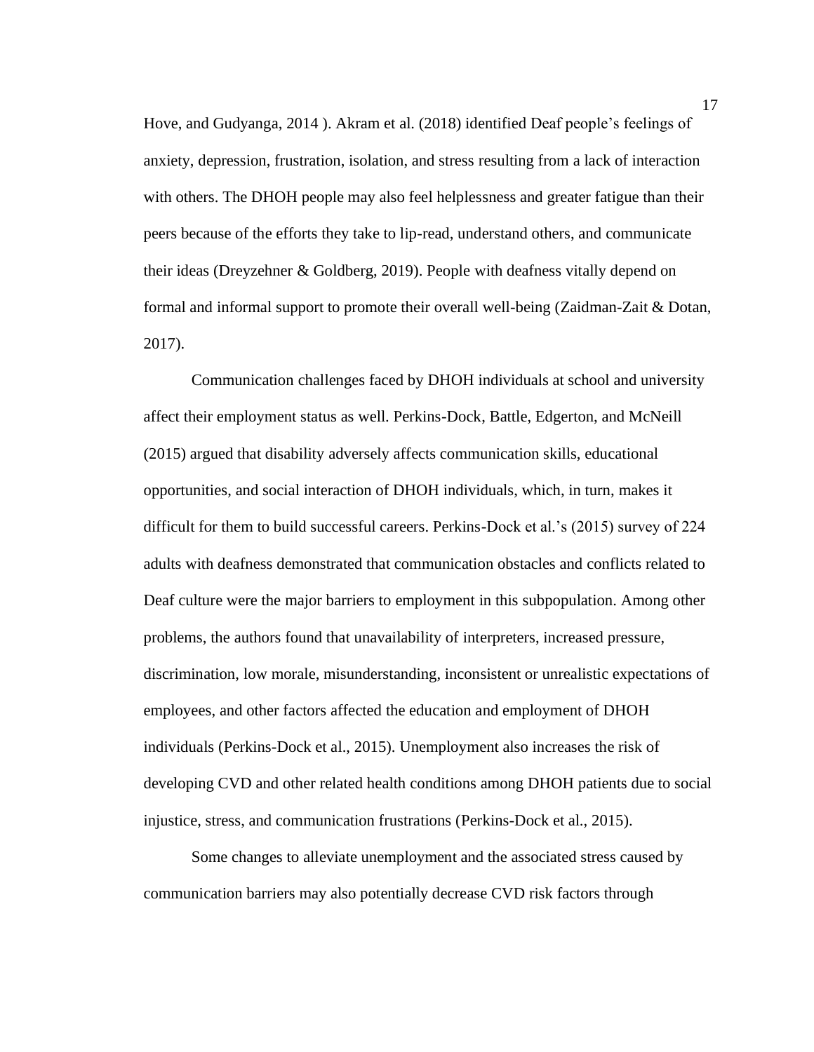Hove, and Gudyanga, 2014 ). Akram et al. (2018) identified Deaf people's feelings of anxiety, depression, frustration, isolation, and stress resulting from a lack of interaction with others. The DHOH people may also feel helplessness and greater fatigue than their peers because of the efforts they take to lip-read, understand others, and communicate their ideas (Dreyzehner & Goldberg, 2019). People with deafness vitally depend on formal and informal support to promote their overall well-being (Zaidman-Zait & Dotan, 2017).

Communication challenges faced by DHOH individuals at school and university affect their employment status as well. Perkins-Dock, Battle, Edgerton, and McNeill (2015) argued that disability adversely affects communication skills, educational opportunities, and social interaction of DHOH individuals, which, in turn, makes it difficult for them to build successful careers. Perkins-Dock et al.'s (2015) survey of 224 adults with deafness demonstrated that communication obstacles and conflicts related to Deaf culture were the major barriers to employment in this subpopulation. Among other problems, the authors found that unavailability of interpreters, increased pressure, discrimination, low morale, misunderstanding, inconsistent or unrealistic expectations of employees, and other factors affected the education and employment of DHOH individuals (Perkins-Dock et al., 2015). Unemployment also increases the risk of developing CVD and other related health conditions among DHOH patients due to social injustice, stress, and communication frustrations (Perkins-Dock et al., 2015).

Some changes to alleviate unemployment and the associated stress caused by communication barriers may also potentially decrease CVD risk factors through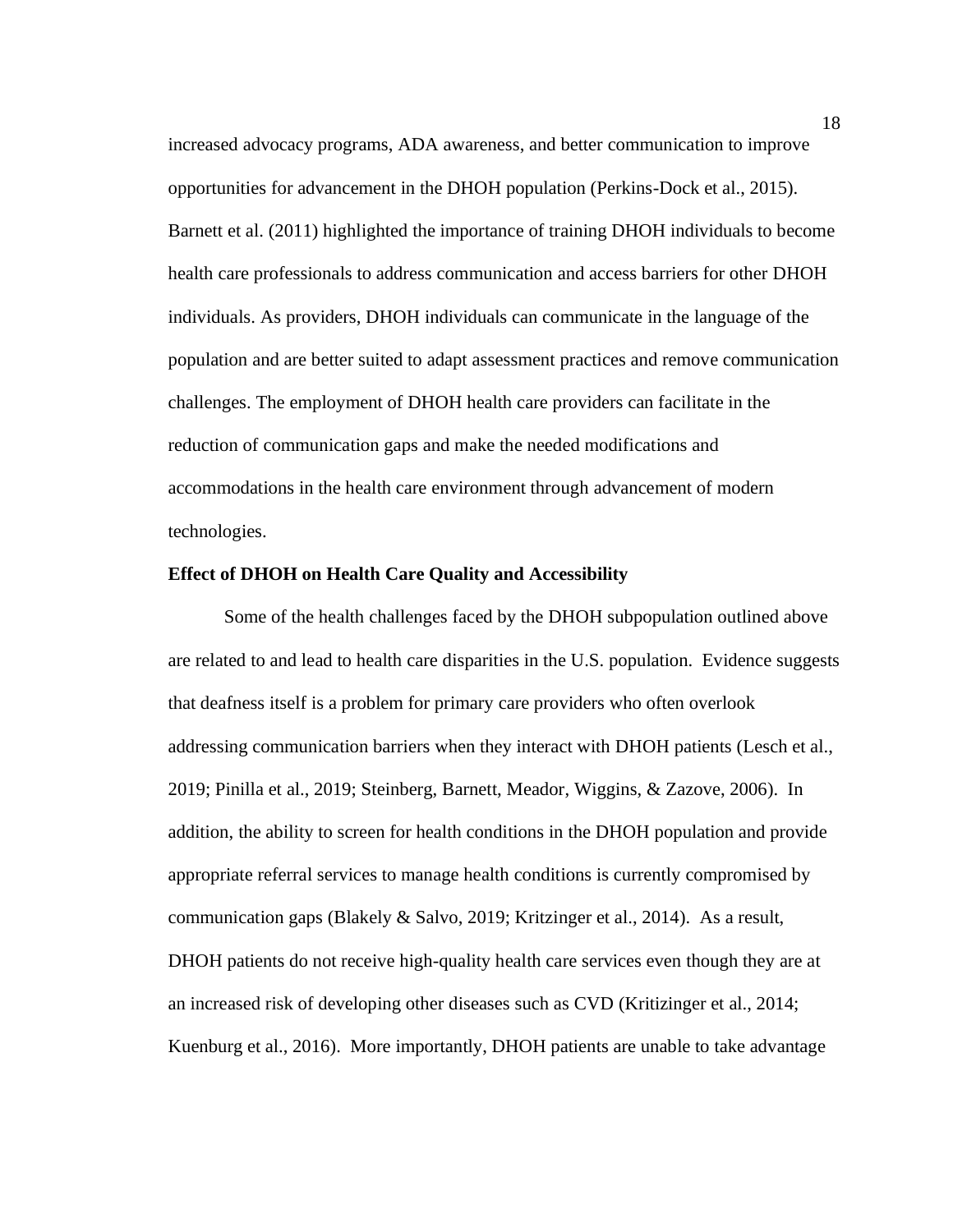increased advocacy programs, ADA awareness, and better communication to improve opportunities for advancement in the DHOH population (Perkins-Dock et al., 2015). Barnett et al. (2011) highlighted the importance of training DHOH individuals to become health care professionals to address communication and access barriers for other DHOH individuals. As providers, DHOH individuals can communicate in the language of the population and are better suited to adapt assessment practices and remove communication challenges. The employment of DHOH health care providers can facilitate in the reduction of communication gaps and make the needed modifications and accommodations in the health care environment through advancement of modern technologies.

**Effect of DHOH on Health Care Quality and Accessibility**

Some of the health challenges faced by the DHOH subpopulation outlined above are related to and lead to health care disparities in the U.S. population. Evidence suggests that deafness itself is a problem for primary care providers who often overlook addressing communication barriers when they interact with DHOH patients (Lesch et al., 2019; Pinilla et al., 2019; Steinberg, Barnett, Meador, Wiggins, & Zazove, 2006). In addition, the ability to screen for health conditions in the DHOH population and provide appropriate referral services to manage health conditions is currently compromised by communication gaps (Blakely & Salvo, 2019; Kritzinger et al., 2014). As a result, DHOH patients do not receive high-quality health care services even though they are at an increased risk of developing other diseases such as CVD (Kritizinger et al., 2014; Kuenburg et al., 2016). More importantly, DHOH patients are unable to take advantage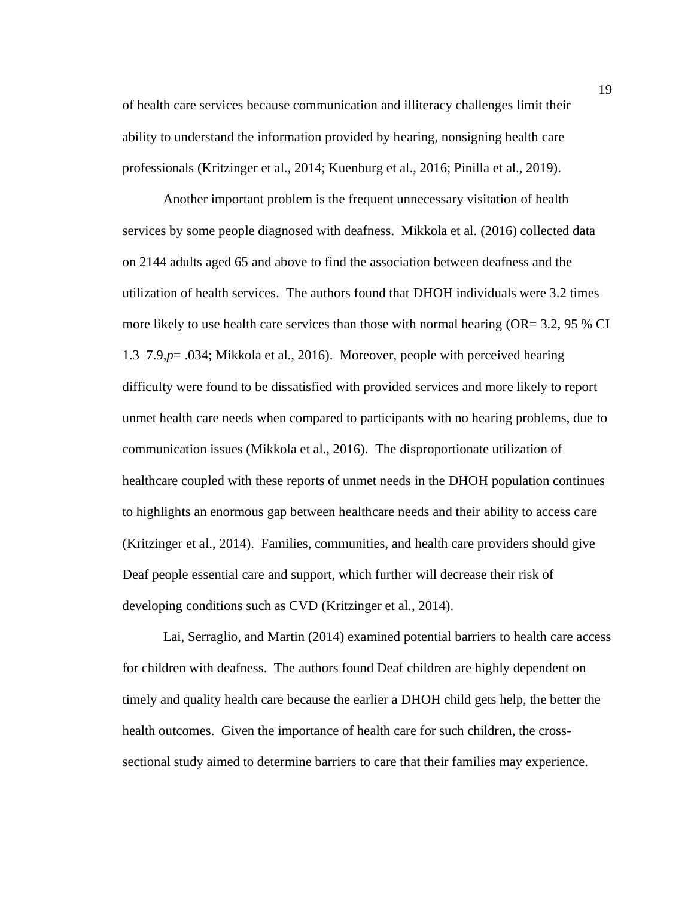of health care services because communication and illiteracy challenges limit their ability to understand the information provided by hearing, nonsigning health care professionals (Kritzinger et al., 2014; Kuenburg et al., 2016; Pinilla et al., 2019).

Another important problem is the frequent unnecessary visitation of health services by some people diagnosed with deafness. Mikkola et al. (2016) collected data on 2144 adults aged 65 and above to find the association between deafness and the utilization of health services. The authors found that DHOH individuals were 3.2 times more likely to use health care services than those with normal hearing (OR= 3.2, 95 % CI 1.3–7.9,*p*= .034; Mikkola et al., 2016). Moreover, people with perceived hearing difficulty were found to be dissatisfied with provided services and more likely to report unmet health care needs when compared to participants with no hearing problems, due to communication issues (Mikkola et al., 2016). The disproportionate utilization of healthcare coupled with these reports of unmet needs in the DHOH population continues to highlights an enormous gap between healthcare needs and their ability to access care (Kritzinger et al., 2014). Families, communities, and health care providers should give Deaf people essential care and support, which further will decrease their risk of developing conditions such as CVD (Kritzinger et al., 2014).

Lai, Serraglio, and Martin (2014) examined potential barriers to health care access for children with deafness. The authors found Deaf children are highly dependent on timely and quality health care because the earlier a DHOH child gets help, the better the health outcomes. Given the importance of health care for such children, the cross-sectional study aimed to determine barriers to care that their families may experience.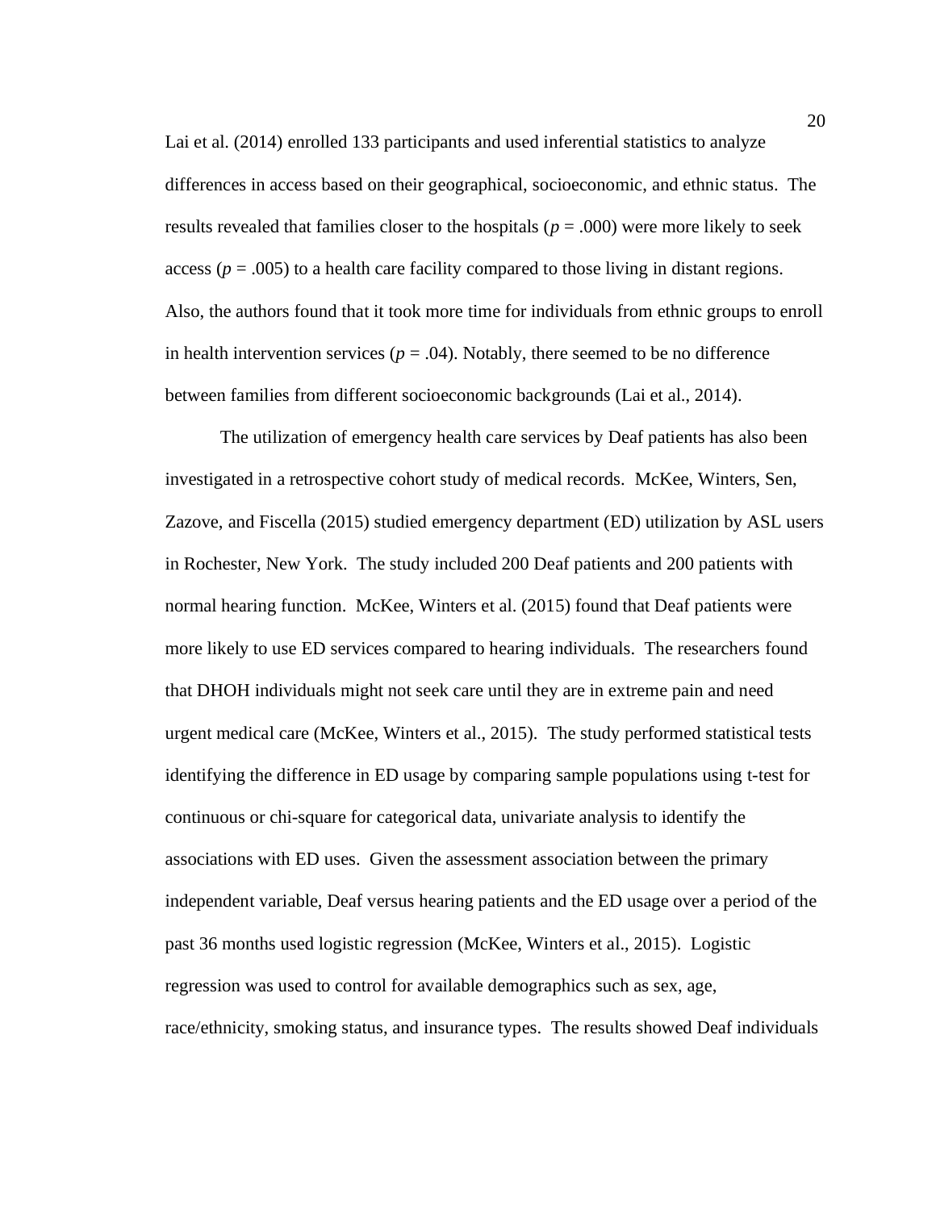Lai et al. (2014) enrolled 133 participants and used inferential statistics to analyze differences in access based on their geographical, socioeconomic, and ethnic status. The results revealed that families closer to the hospitals ($p = .000$) were more likely to seek access ($p = .005$) to a health care facility compared to those living in distant regions. Also, the authors found that it took more time for individuals from ethnic groups to enroll in health intervention services ($p = .04$). Notably, there seemed to be no difference between families from different socioeconomic backgrounds (Lai et al., 2014).

The utilization of emergency health care services by Deaf patients has also been investigated in a retrospective cohort study of medical records. McKee, Winters, Sen, Zazove, and Fiscella (2015) studied emergency department (ED) utilization by ASL users in Rochester, New York. The study included 200 Deaf patients and 200 patients with normal hearing function. McKee, Winters et al. (2015) found that Deaf patients were more likely to use ED services compared to hearing individuals. The researchers found that DHOH individuals might not seek care until they are in extreme pain and need urgent medical care (McKee, Winters et al., 2015). The study performed statistical tests identifying the difference in ED usage by comparing sample populations using t-test for continuous or chi-square for categorical data, univariate analysis to identify the associations with ED uses. Given the assessment association between the primary independent variable, Deaf versus hearing patients and the ED usage over a period of the past 36 months used logistic regression (McKee, Winters et al., 2015). Logistic regression was used to control for available demographics such as sex, age, race/ethnicity, smoking status, and insurance types. The results showed Deaf individuals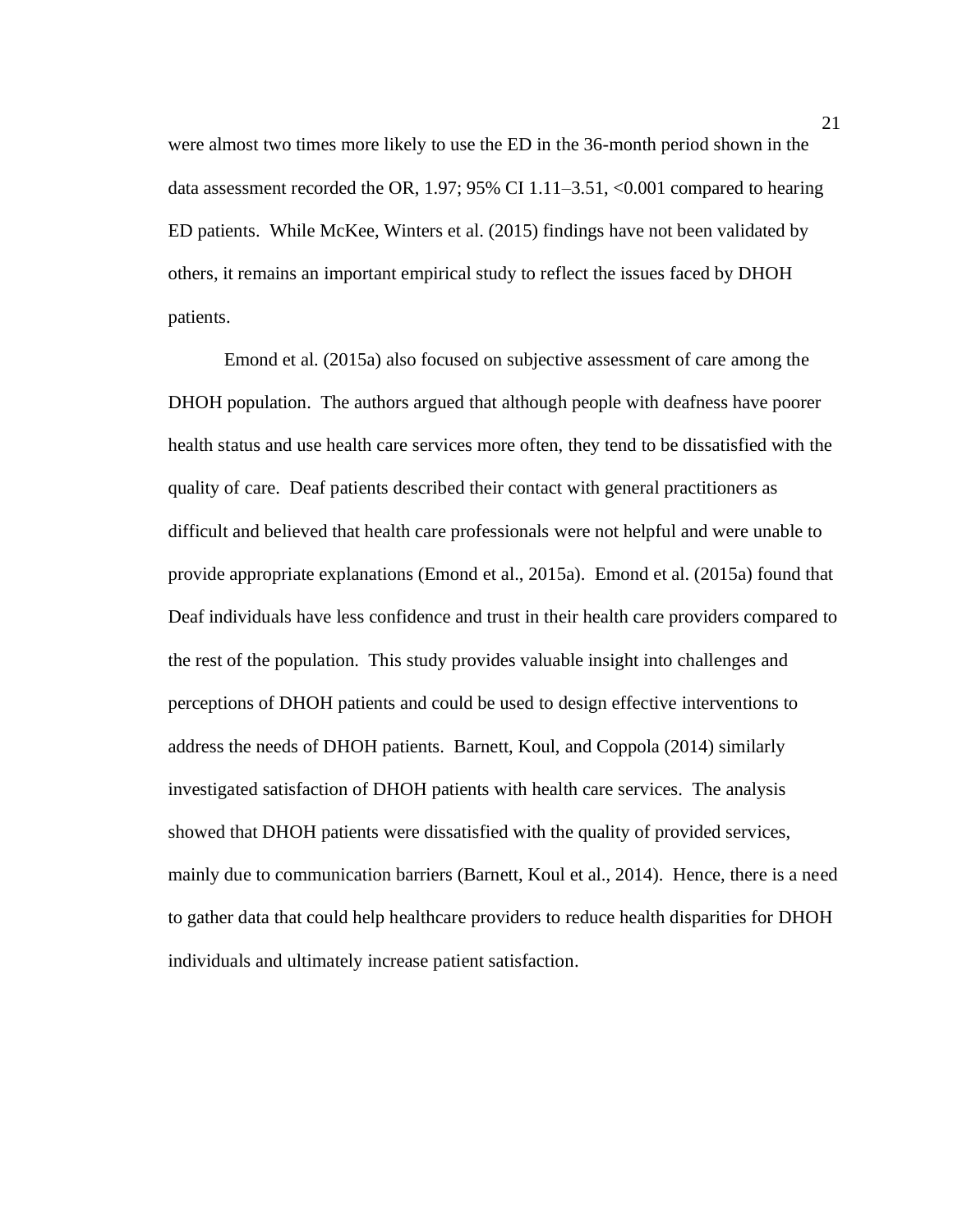were almost two times more likely to use the ED in the 36-month period shown in the data assessment recorded the OR, 1.97; 95% CI 1.11–3.51, <0.001 compared to hearing ED patients. While McKee, Winters et al. (2015) findings have not been validated by others, it remains an important empirical study to reflect the issues faced by DHOH patients.

Emond et al. (2015a) also focused on subjective assessment of care among the DHOH population. The authors argued that although people with deafness have poorer health status and use health care services more often, they tend to be dissatisfied with the quality of care. Deaf patients described their contact with general practitioners as difficult and believed that health care professionals were not helpful and were unable to provide appropriate explanations (Emond et al., 2015a). Emond et al. (2015a) found that Deaf individuals have less confidence and trust in their health care providers compared to the rest of the population. This study provides valuable insight into challenges and perceptions of DHOH patients and could be used to design effective interventions to address the needs of DHOH patients. Barnett, Koul, and Coppola (2014) similarly investigated satisfaction of DHOH patients with health care services. The analysis showed that DHOH patients were dissatisfied with the quality of provided services, mainly due to communication barriers (Barnett, Koul et al., 2014). Hence, there is a need to gather data that could help healthcare providers to reduce health disparities for DHOH individuals and ultimately increase patient satisfaction.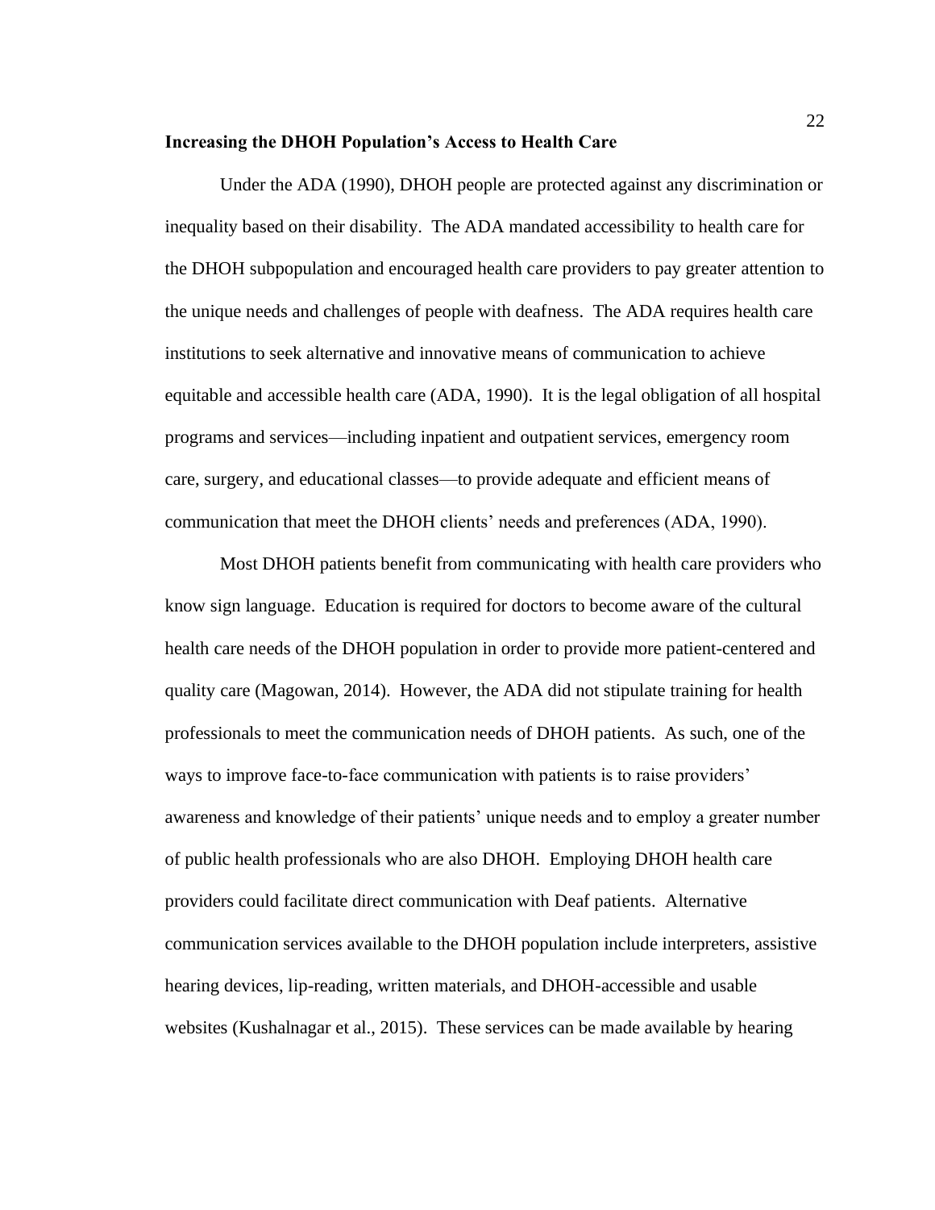**Increasing the DHOH Population's Access to Health Care**

Under the ADA (1990), DHOH people are protected against any discrimination or inequality based on their disability. The ADA mandated accessibility to health care for the DHOH subpopulation and encouraged health care providers to pay greater attention to the unique needs and challenges of people with deafness. The ADA requires health care institutions to seek alternative and innovative means of communication to achieve equitable and accessible health care (ADA, 1990). It is the legal obligation of all hospital programs and services—including inpatient and outpatient services, emergency room care, surgery, and educational classes—to provide adequate and efficient means of communication that meet the DHOH clients' needs and preferences (ADA, 1990).

Most DHOH patients benefit from communicating with health care providers who know sign language. Education is required for doctors to become aware of the cultural health care needs of the DHOH population in order to provide more patient-centered and quality care (Magowan, 2014). However, the ADA did not stipulate training for health professionals to meet the communication needs of DHOH patients. As such, one of the ways to improve face-to-face communication with patients is to raise providers' awareness and knowledge of their patients' unique needs and to employ a greater number of public health professionals who are also DHOH. Employing DHOH health care providers could facilitate direct communication with Deaf patients. Alternative communication services available to the DHOH population include interpreters, assistive hearing devices, lip-reading, written materials, and DHOH-accessible and usable websites (Kushalnagar et al., 2015). These services can be made available by hearing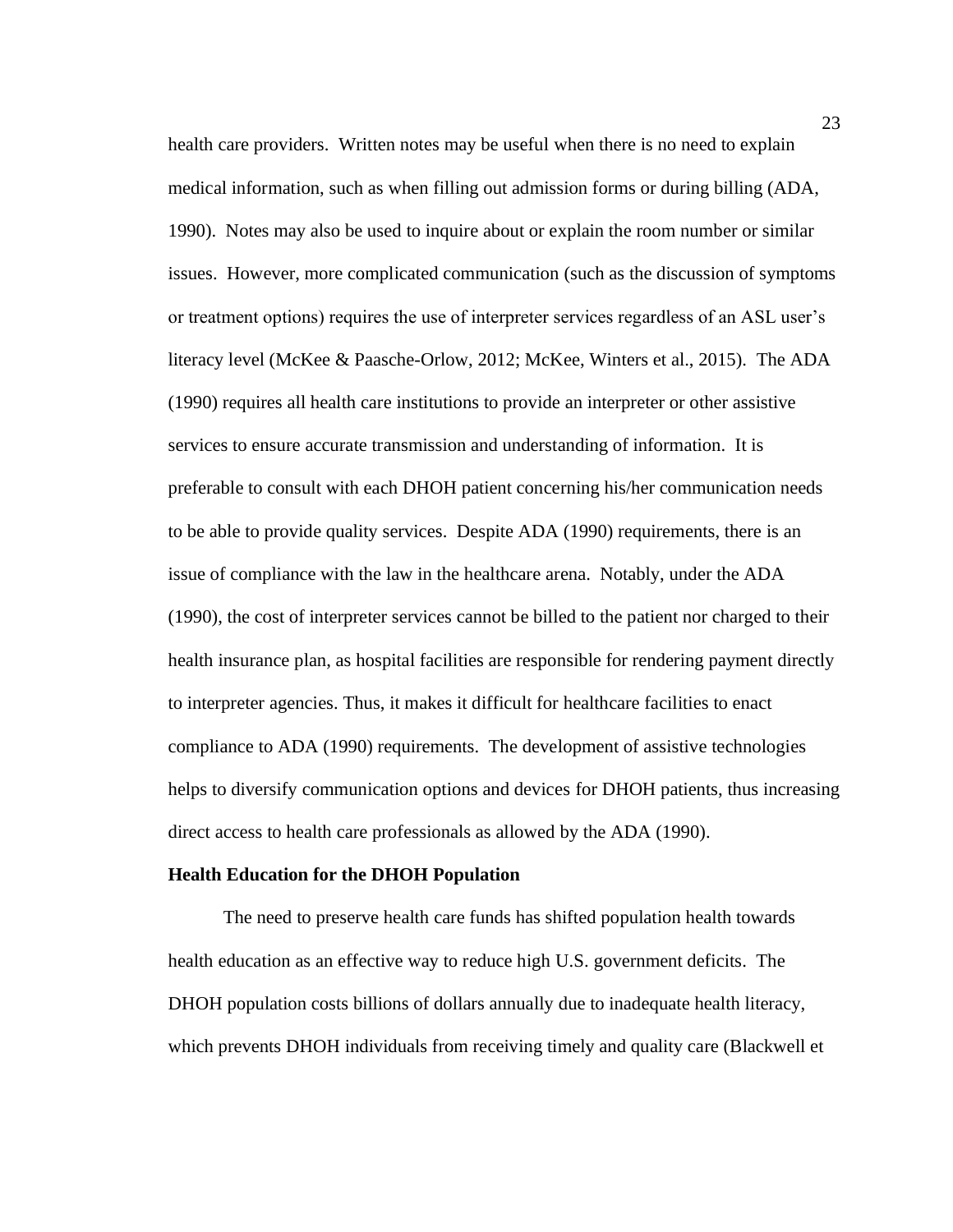health care providers. Written notes may be useful when there is no need to explain medical information, such as when filling out admission forms or during billing (ADA, 1990). Notes may also be used to inquire about or explain the room number or similar issues. However, more complicated communication (such as the discussion of symptoms or treatment options) requires the use of interpreter services regardless of an ASL user's literacy level (McKee & Paasche-Orlow, 2012; McKee, Winters et al., 2015). The ADA (1990) requires all health care institutions to provide an interpreter or other assistive services to ensure accurate transmission and understanding of information. It is preferable to consult with each DHOH patient concerning his/her communication needs to be able to provide quality services. Despite ADA (1990) requirements, there is an issue of compliance with the law in the healthcare arena. Notably, under the ADA (1990), the cost of interpreter services cannot be billed to the patient nor charged to their health insurance plan, as hospital facilities are responsible for rendering payment directly to interpreter agencies. Thus, it makes it difficult for healthcare facilities to enact compliance to ADA (1990) requirements. The development of assistive technologies helps to diversify communication options and devices for DHOH patients, thus increasing direct access to health care professionals as allowed by the ADA (1990).

**Health Education for the DHOH Population**

The need to preserve health care funds has shifted population health towards health education as an effective way to reduce high U.S. government deficits. The DHOH population costs billions of dollars annually due to inadequate health literacy, which prevents DHOH individuals from receiving timely and quality care (Blackwell et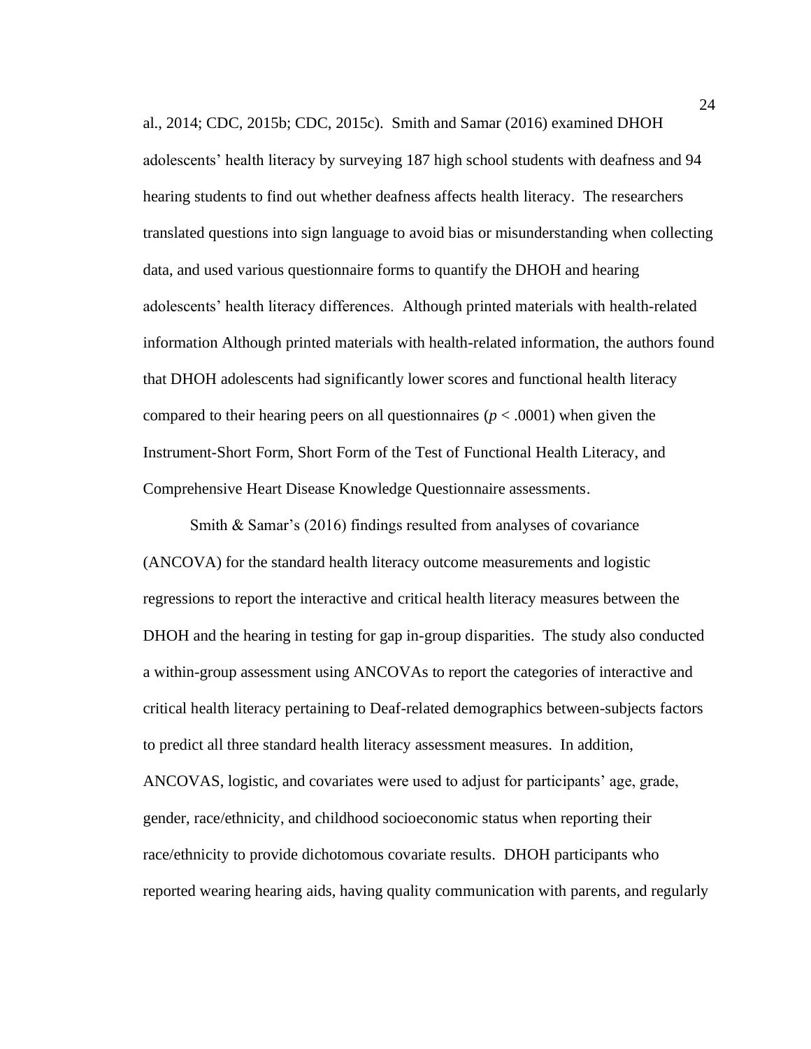al., 2014; CDC, 2015b; CDC, 2015c). Smith and Samar (2016) examined DHOH adolescents' health literacy by surveying 187 high school students with deafness and 94 hearing students to find out whether deafness affects health literacy. The researchers translated questions into sign language to avoid bias or misunderstanding when collecting data, and used various questionnaire forms to quantify the DHOH and hearing adolescents' health literacy differences. Although printed materials with health-related information Although printed materials with health-related information, the authors found that DHOH adolescents had significantly lower scores and functional health literacy compared to their hearing peers on all questionnaires ($p < .0001$) when given the Instrument-Short Form, Short Form of the Test of Functional Health Literacy, and Comprehensive Heart Disease Knowledge Questionnaire assessments.

Smith & Samar's (2016) findings resulted from analyses of covariance (ANCOVA) for the standard health literacy outcome measurements and logistic regressions to report the interactive and critical health literacy measures between the DHOH and the hearing in testing for gap in-group disparities. The study also conducted a within-group assessment using ANCOVAs to report the categories of interactive and critical health literacy pertaining to Deaf-related demographics between-subjects factors to predict all three standard health literacy assessment measures. In addition, ANCOVAS, logistic, and covariates were used to adjust for participants' age, grade, gender, race/ethnicity, and childhood socioeconomic status when reporting their race/ethnicity to provide dichotomous covariate results. DHOH participants who reported wearing hearing aids, having quality communication with parents, and regularly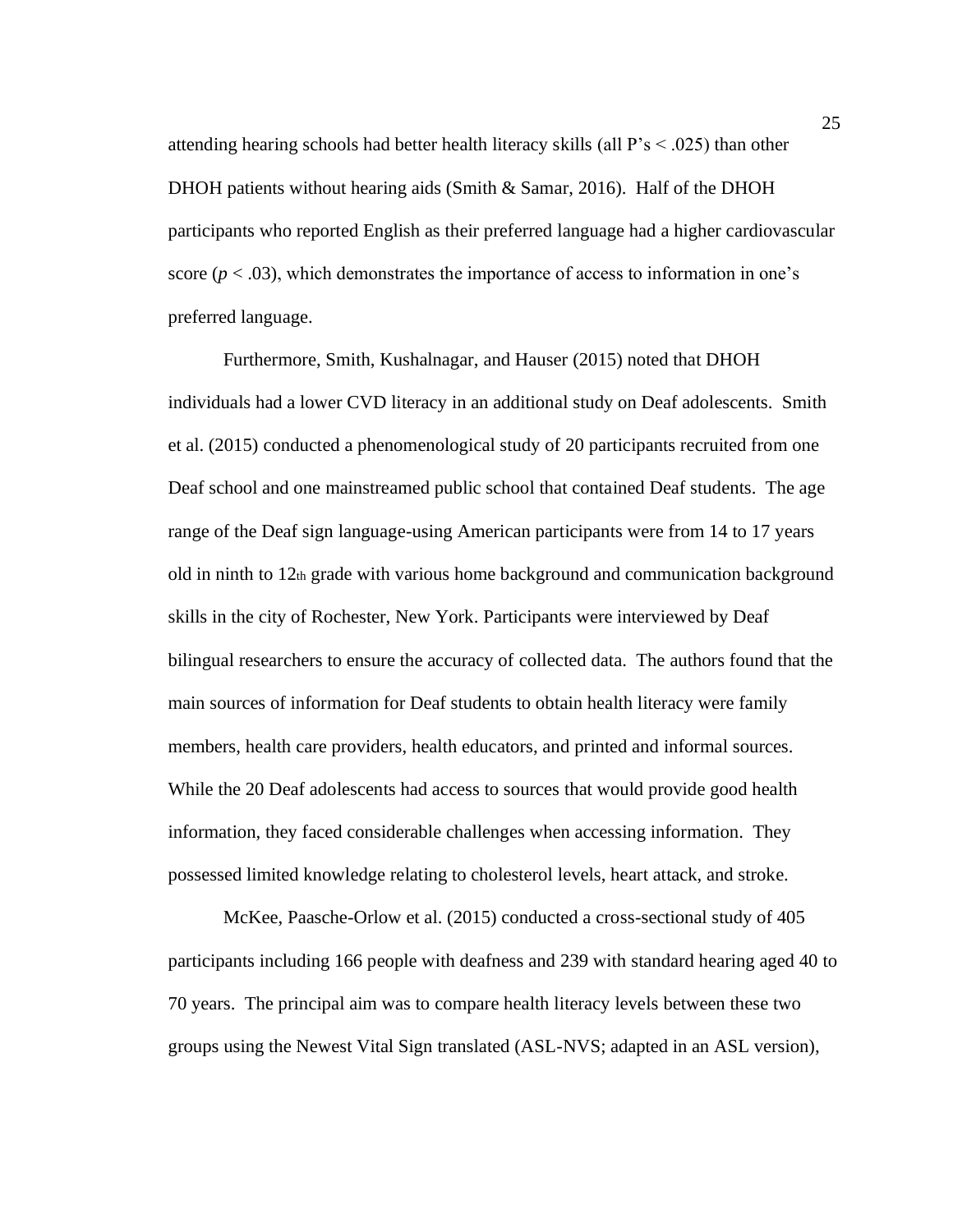attending hearing schools had better health literacy skills (all P's < .025) than other DHOH patients without hearing aids (Smith & Samar, 2016). Half of the DHOH participants who reported English as their preferred language had a higher cardiovascular score ($p < .03$), which demonstrates the importance of access to information in one's preferred language.

Furthermore, Smith, Kushalnagar, and Hauser (2015) noted that DHOH individuals had a lower CVD literacy in an additional study on Deaf adolescents. Smith et al. (2015) conducted a phenomenological study of 20 participants recruited from one Deaf school and one mainstreamed public school that contained Deaf students. The age range of the Deaf sign language-using American participants were from 14 to 17 years old in ninth to 12th grade with various home background and communication background skills in the city of Rochester, New York. Participants were interviewed by Deaf bilingual researchers to ensure the accuracy of collected data. The authors found that the main sources of information for Deaf students to obtain health literacy were family members, health care providers, health educators, and printed and informal sources. While the 20 Deaf adolescents had access to sources that would provide good health information, they faced considerable challenges when accessing information. They possessed limited knowledge relating to cholesterol levels, heart attack, and stroke.

McKee, Paasche-Orlow et al. (2015) conducted a cross-sectional study of 405 participants including 166 people with deafness and 239 with standard hearing aged 40 to 70 years. The principal aim was to compare health literacy levels between these two groups using the Newest Vital Sign translated (ASL-NVS; adapted in an ASL version),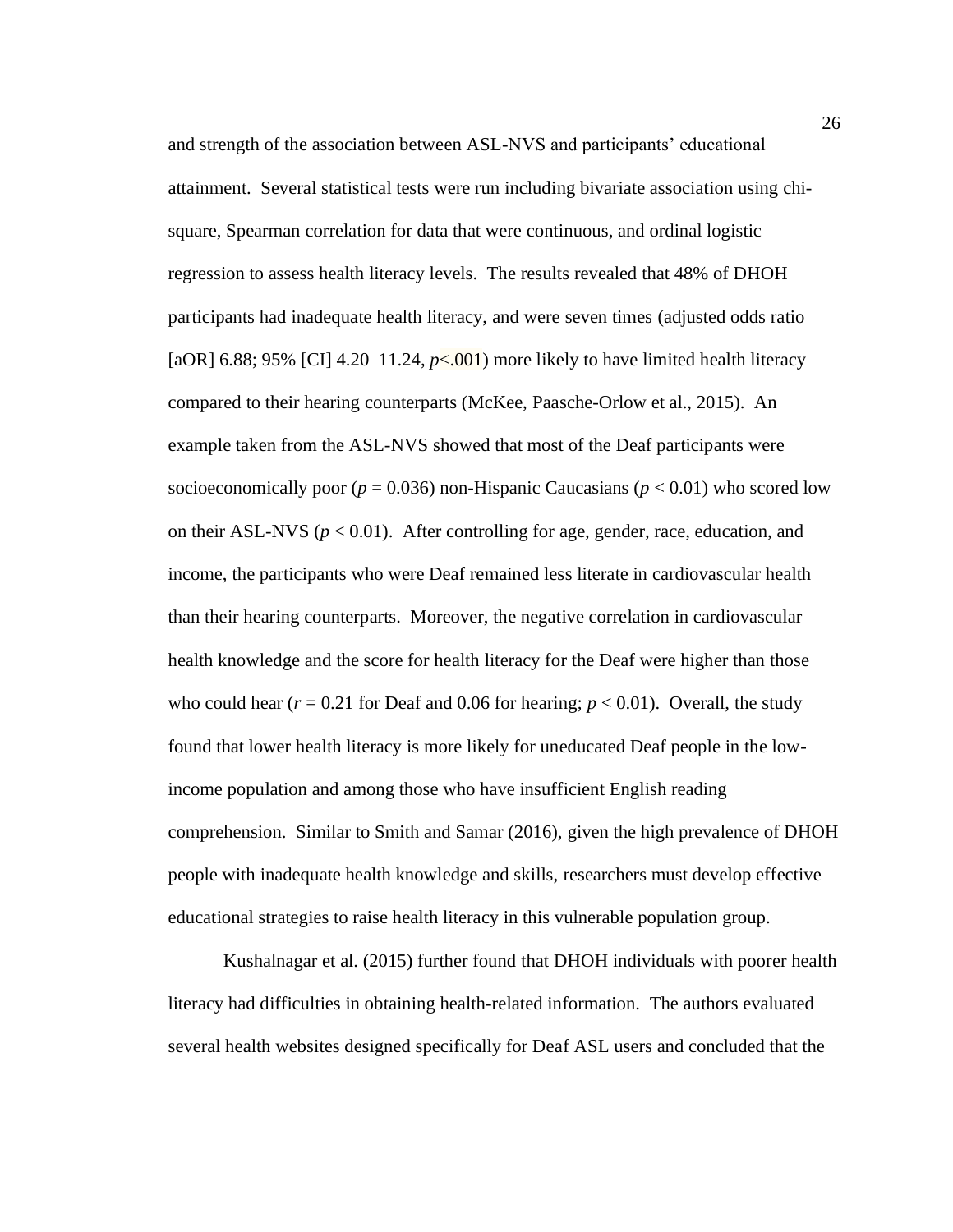and strength of the association between ASL-NVS and participants' educational attainment. Several statistical tests were run including bivariate association using chi-square, Spearman correlation for data that were continuous, and ordinal logistic regression to assess health literacy levels. The results revealed that 48% of DHOH participants had inadequate health literacy, and were seven times (adjusted odds ratio [aOR] 6.88; 95% [CI] 4.20–11.24, $p<.001$) more likely to have limited health literacy compared to their hearing counterparts (McKee, Paasche-Orlow et al., 2015). An example taken from the ASL-NVS showed that most of the Deaf participants were socioeconomically poor ($p = 0.036$) non-Hispanic Caucasians ($p < 0.01$) who scored low on their ASL-NVS ($p < 0.01$). After controlling for age, gender, race, education, and income, the participants who were Deaf remained less literate in cardiovascular health than their hearing counterparts. Moreover, the negative correlation in cardiovascular health knowledge and the score for health literacy for the Deaf were higher than those who could hear ($r = 0.21$ for Deaf and 0.06 for hearing; $p < 0.01$). Overall, the study found that lower health literacy is more likely for uneducated Deaf people in the low-income population and among those who have insufficient English reading comprehension. Similar to Smith and Samar (2016), given the high prevalence of DHOH people with inadequate health knowledge and skills, researchers must develop effective educational strategies to raise health literacy in this vulnerable population group.

Kushalnagar et al. (2015) further found that DHOH individuals with poorer health literacy had difficulties in obtaining health-related information. The authors evaluated several health websites designed specifically for Deaf ASL users and concluded that the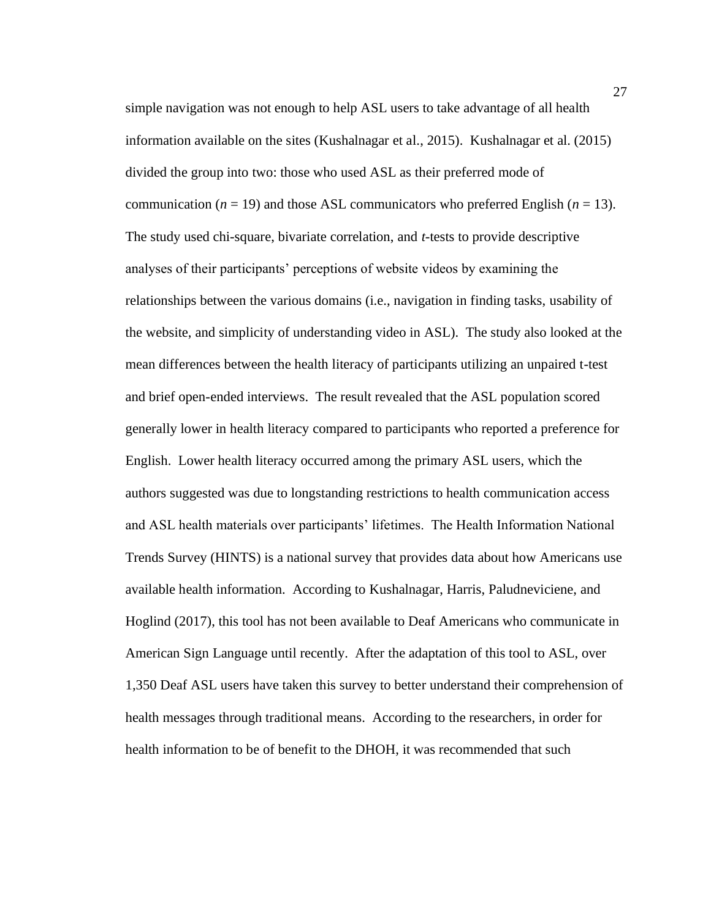simple navigation was not enough to help ASL users to take advantage of all health information available on the sites (Kushalnagar et al., 2015). Kushalnagar et al. (2015) divided the group into two: those who used ASL as their preferred mode of communication ($n = 19$) and those ASL communicators who preferred English ($n = 13$). The study used chi-square, bivariate correlation, and *t*-tests to provide descriptive analyses of their participants' perceptions of website videos by examining the relationships between the various domains (i.e., navigation in finding tasks, usability of the website, and simplicity of understanding video in ASL). The study also looked at the mean differences between the health literacy of participants utilizing an unpaired t-test and brief open-ended interviews. The result revealed that the ASL population scored generally lower in health literacy compared to participants who reported a preference for English. Lower health literacy occurred among the primary ASL users, which the authors suggested was due to longstanding restrictions to health communication access and ASL health materials over participants' lifetimes. The Health Information National Trends Survey (HINTS) is a national survey that provides data about how Americans use available health information. According to Kushalnagar, Harris, Paludneviciene, and Hoglind (2017), this tool has not been available to Deaf Americans who communicate in American Sign Language until recently. After the adaptation of this tool to ASL, over 1,350 Deaf ASL users have taken this survey to better understand their comprehension of health messages through traditional means. According to the researchers, in order for health information to be of benefit to the DHOH, it was recommended that such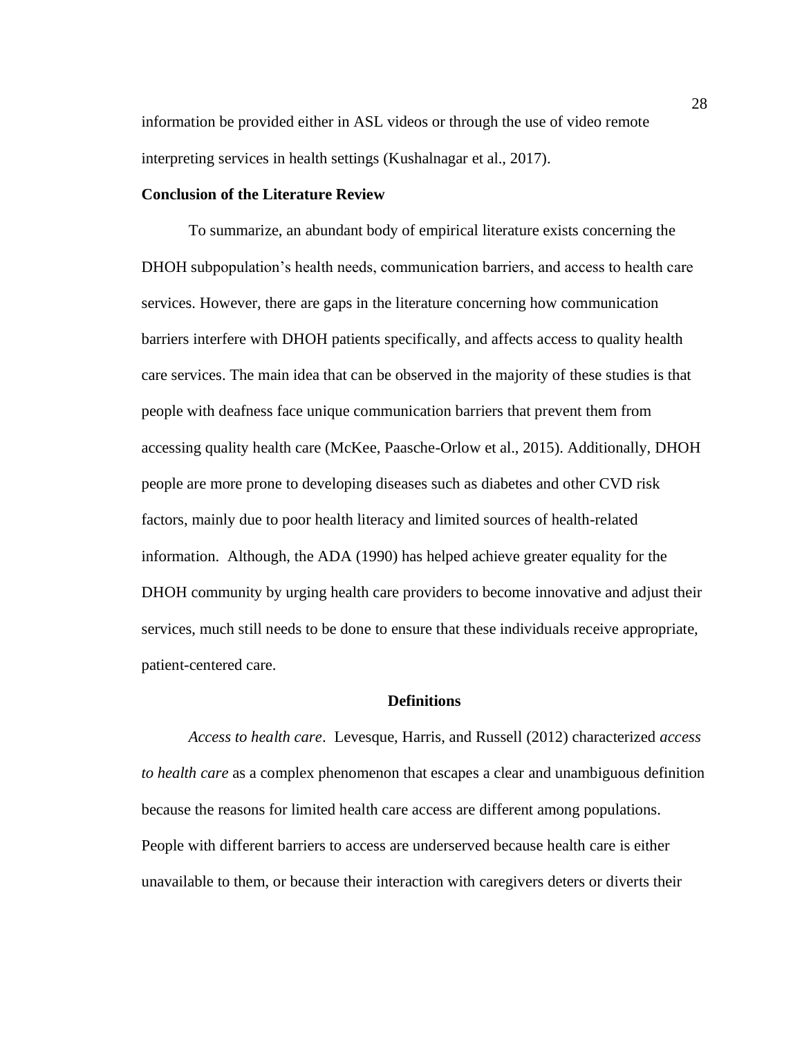information be provided either in ASL videos or through the use of video remote interpreting services in health settings (Kushalnagar et al., 2017).

### Conclusion of the Literature Review

To summarize, an abundant body of empirical literature exists concerning the DHOH subpopulation's health needs, communication barriers, and access to health care services. However, there are gaps in the literature concerning how communication barriers interfere with DHOH patients specifically, and affects access to quality health care services. The main idea that can be observed in the majority of these studies is that people with deafness face unique communication barriers that prevent them from accessing quality health care (McKee, Paasche-Orlow et al., 2015). Additionally, DHOH people are more prone to developing diseases such as diabetes and other CVD risk factors, mainly due to poor health literacy and limited sources of health-related information. Although, the ADA (1990) has helped achieve greater equality for the DHOH community by urging health care providers to become innovative and adjust their services, much still needs to be done to ensure that these individuals receive appropriate, patient-centered care.

## Definitions

*Access to health care*. Levesque, Harris, and Russell (2012) characterized *access to health care* as a complex phenomenon that escapes a clear and unambiguous definition because the reasons for limited health care access are different among populations. People with different barriers to access are underserved because health care is either unavailable to them, or because their interaction with caregivers deters or diverts their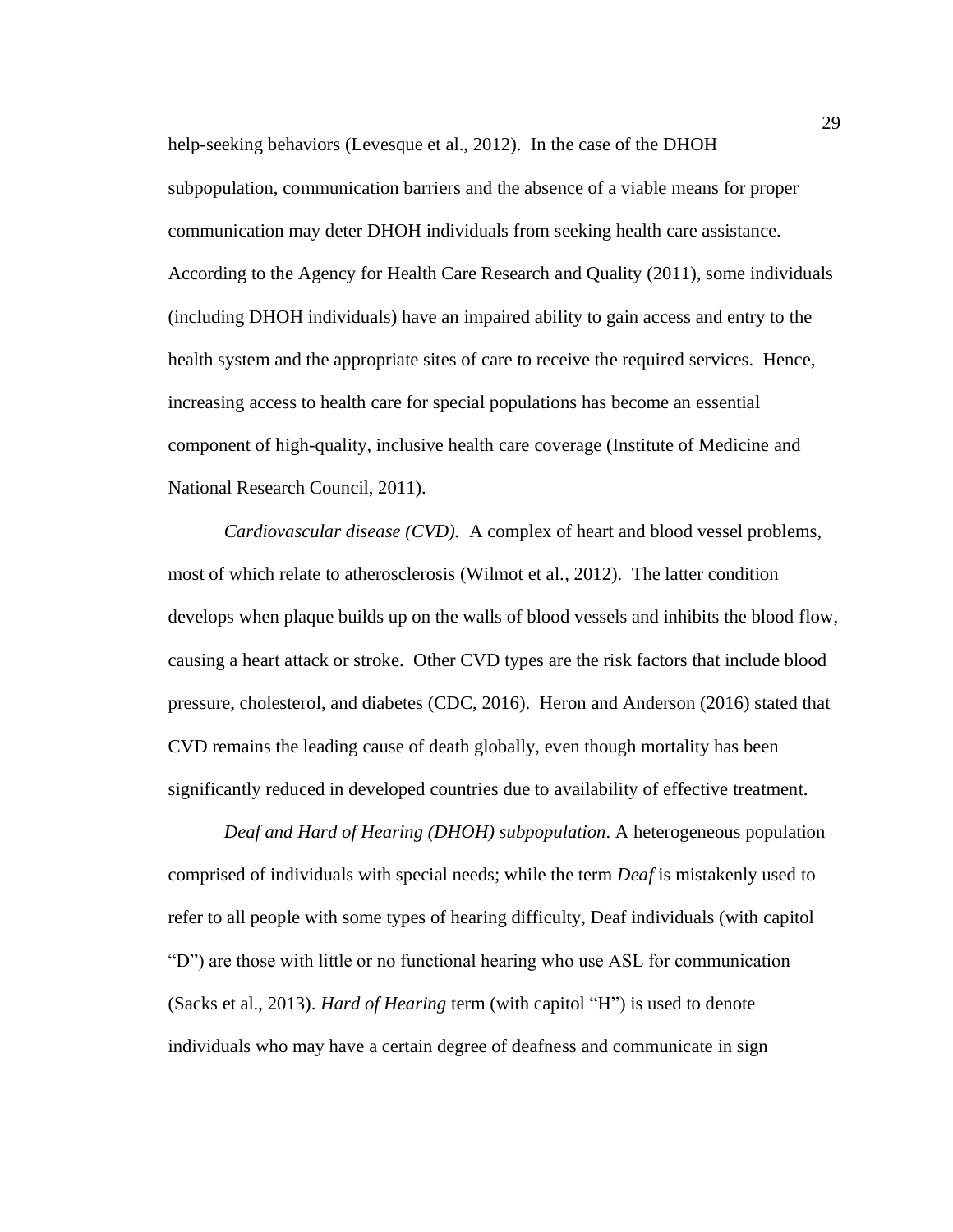help-seeking behaviors (Levesque et al., 2012). In the case of the DHOH subpopulation, communication barriers and the absence of a viable means for proper communication may deter DHOH individuals from seeking health care assistance. According to the Agency for Health Care Research and Quality (2011), some individuals (including DHOH individuals) have an impaired ability to gain access and entry to the health system and the appropriate sites of care to receive the required services. Hence, increasing access to health care for special populations has become an essential component of high-quality, inclusive health care coverage (Institute of Medicine and National Research Council, 2011).

*Cardiovascular disease (CVD).* A complex of heart and blood vessel problems, most of which relate to atherosclerosis (Wilmot et al., 2012). The latter condition develops when plaque builds up on the walls of blood vessels and inhibits the blood flow, causing a heart attack or stroke. Other CVD types are the risk factors that include blood pressure, cholesterol, and diabetes (CDC, 2016). Heron and Anderson (2016) stated that CVD remains the leading cause of death globally, even though mortality has been significantly reduced in developed countries due to availability of effective treatment.

*Deaf and Hard of Hearing (DHOH) subpopulation*. A heterogeneous population comprised of individuals with special needs; while the term *Deaf* is mistakenly used to refer to all people with some types of hearing difficulty, Deaf individuals (with capitol "D") are those with little or no functional hearing who use ASL for communication (Sacks et al., 2013). *Hard of Hearing* term (with capitol "H") is used to denote individuals who may have a certain degree of deafness and communicate in sign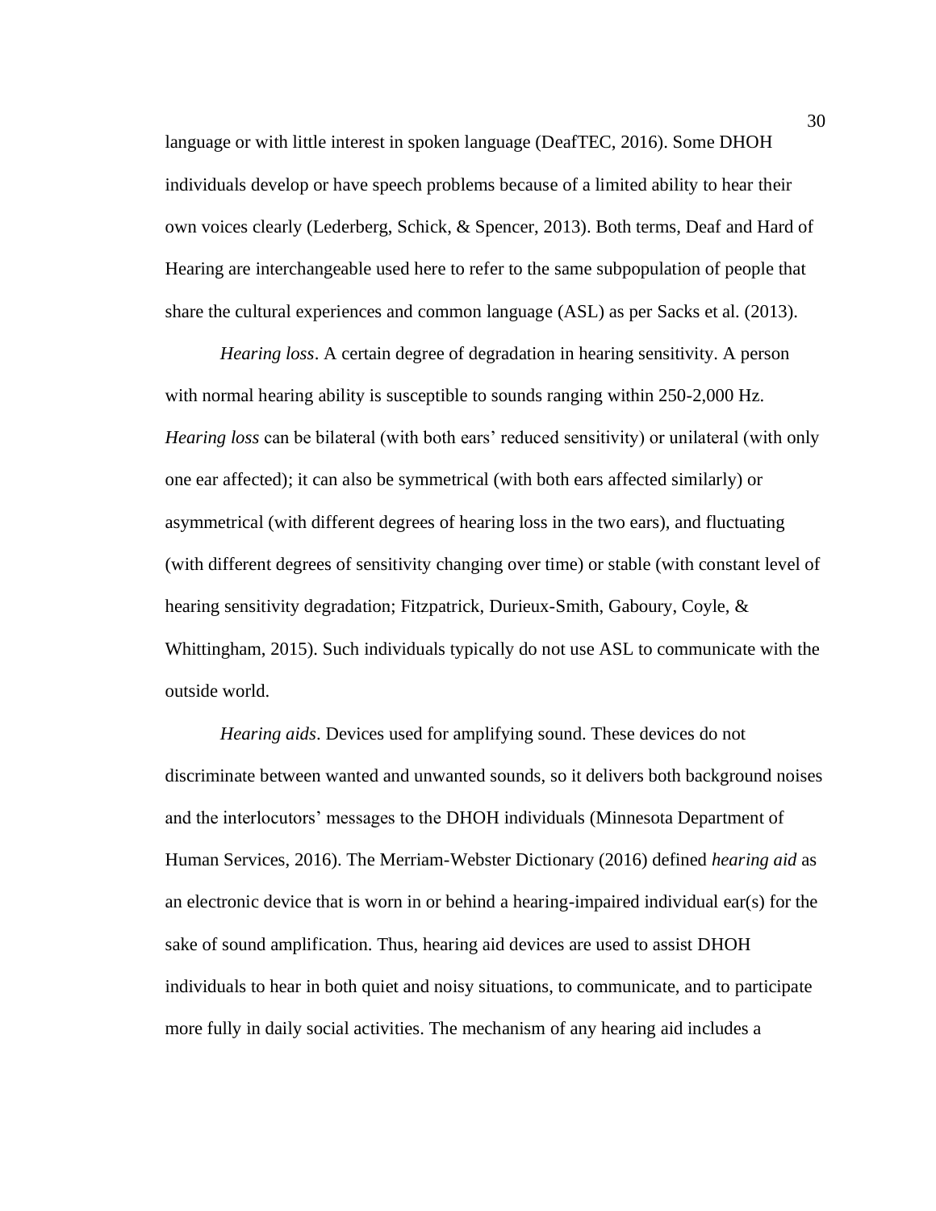language or with little interest in spoken language (DeafTEC, 2016). Some DHOH individuals develop or have speech problems because of a limited ability to hear their own voices clearly (Lederberg, Schick, & Spencer, 2013). Both terms, Deaf and Hard of Hearing are interchangeable used here to refer to the same subpopulation of people that share the cultural experiences and common language (ASL) as per Sacks et al. (2013).

*Hearing loss*. A certain degree of degradation in hearing sensitivity. A person with normal hearing ability is susceptible to sounds ranging within 250-2,000 Hz. *Hearing loss* can be bilateral (with both ears' reduced sensitivity) or unilateral (with only one ear affected); it can also be symmetrical (with both ears affected similarly) or asymmetrical (with different degrees of hearing loss in the two ears), and fluctuating (with different degrees of sensitivity changing over time) or stable (with constant level of hearing sensitivity degradation; Fitzpatrick, Durieux-Smith, Gaboury, Coyle, & Whittingham, 2015). Such individuals typically do not use ASL to communicate with the outside world.

*Hearing aids*. Devices used for amplifying sound. These devices do not discriminate between wanted and unwanted sounds, so it delivers both background noises and the interlocutors' messages to the DHOH individuals (Minnesota Department of Human Services, 2016). The Merriam-Webster Dictionary (2016) defined *hearing aid* as an electronic device that is worn in or behind a hearing-impaired individual ear(s) for the sake of sound amplification. Thus, hearing aid devices are used to assist DHOH individuals to hear in both quiet and noisy situations, to communicate, and to participate more fully in daily social activities. The mechanism of any hearing aid includes a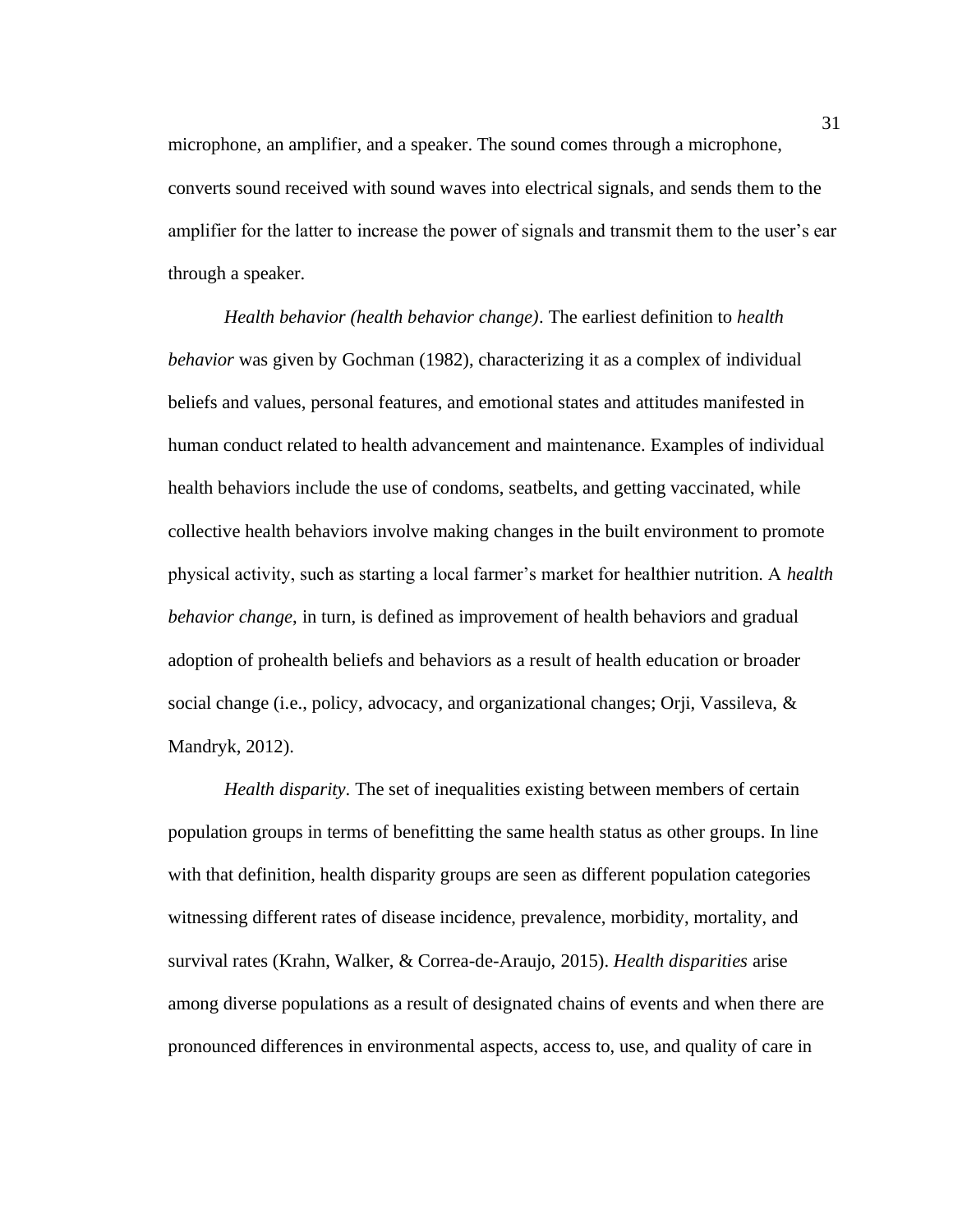microphone, an amplifier, and a speaker. The sound comes through a microphone, converts sound received with sound waves into electrical signals, and sends them to the amplifier for the latter to increase the power of signals and transmit them to the user's ear through a speaker.

*Health behavior (health behavior change)*. The earliest definition to *health behavior* was given by Gochman (1982), characterizing it as a complex of individual beliefs and values, personal features, and emotional states and attitudes manifested in human conduct related to health advancement and maintenance. Examples of individual health behaviors include the use of condoms, seatbelts, and getting vaccinated, while collective health behaviors involve making changes in the built environment to promote physical activity, such as starting a local farmer's market for healthier nutrition. A *health behavior change*, in turn, is defined as improvement of health behaviors and gradual adoption of prohealth beliefs and behaviors as a result of health education or broader social change (i.e., policy, advocacy, and organizational changes; Orji, Vassileva, & Mandryk, 2012).

*Health disparity*. The set of inequalities existing between members of certain population groups in terms of benefitting the same health status as other groups. In line with that definition, health disparity groups are seen as different population categories witnessing different rates of disease incidence, prevalence, morbidity, mortality, and survival rates (Krahn, Walker, & Correa-de-Araujo, 2015). *Health disparities* arise among diverse populations as a result of designated chains of events and when there are pronounced differences in environmental aspects, access to, use, and quality of care in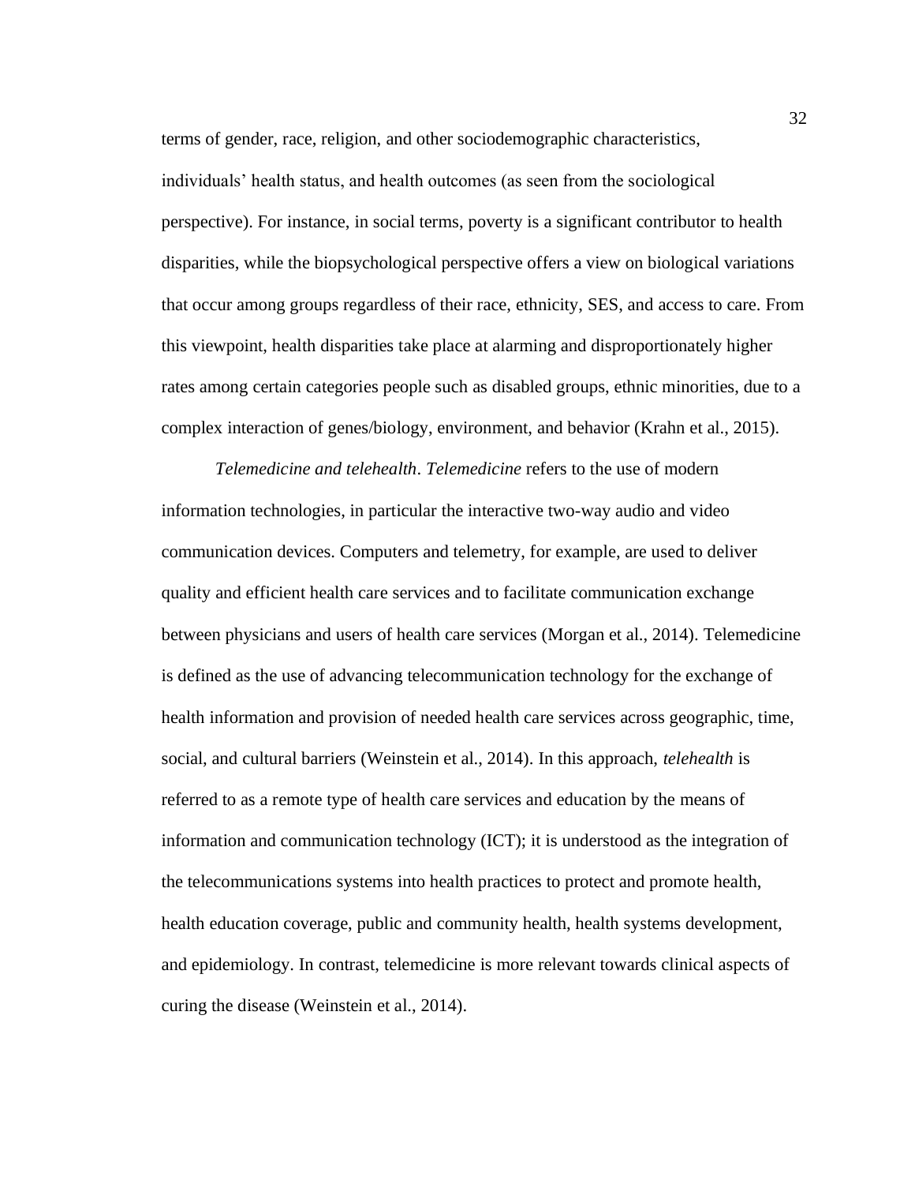terms of gender, race, religion, and other sociodemographic characteristics, individuals' health status, and health outcomes (as seen from the sociological perspective). For instance, in social terms, poverty is a significant contributor to health disparities, while the biopsychological perspective offers a view on biological variations that occur among groups regardless of their race, ethnicity, SES, and access to care. From this viewpoint, health disparities take place at alarming and disproportionately higher rates among certain categories people such as disabled groups, ethnic minorities, due to a complex interaction of genes/biology, environment, and behavior (Krahn et al., 2015).

*Telemedicine and telehealth*. *Telemedicine* refers to the use of modern information technologies, in particular the interactive two-way audio and video communication devices. Computers and telemetry, for example, are used to deliver quality and efficient health care services and to facilitate communication exchange between physicians and users of health care services (Morgan et al., 2014). Telemedicine is defined as the use of advancing telecommunication technology for the exchange of health information and provision of needed health care services across geographic, time, social, and cultural barriers (Weinstein et al., 2014). In this approach, *telehealth* is referred to as a remote type of health care services and education by the means of information and communication technology (ICT); it is understood as the integration of the telecommunications systems into health practices to protect and promote health, health education coverage, public and community health, health systems development, and epidemiology. In contrast, telemedicine is more relevant towards clinical aspects of curing the disease (Weinstein et al., 2014).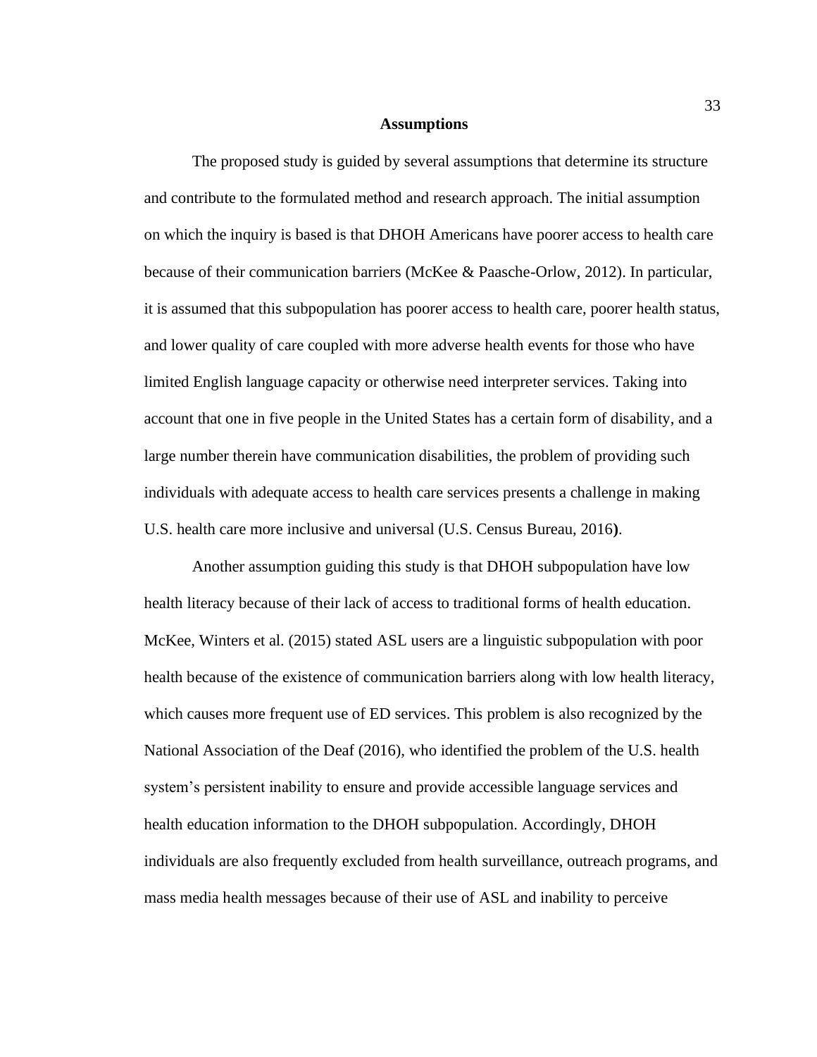## Assumptions

The proposed study is guided by several assumptions that determine its structure and contribute to the formulated method and research approach. The initial assumption on which the inquiry is based is that DHOH Americans have poorer access to health care because of their communication barriers (McKee & Paasche-Orlow, 2012). In particular, it is assumed that this subpopulation has poorer access to health care, poorer health status, and lower quality of care coupled with more adverse health events for those who have limited English language capacity or otherwise need interpreter services. Taking into account that one in five people in the United States has a certain form of disability, and a large number therein have communication disabilities, the problem of providing such individuals with adequate access to health care services presents a challenge in making U.S. health care more inclusive and universal (U.S. Census Bureau, 2016).

Another assumption guiding this study is that DHOH subpopulation have low health literacy because of their lack of access to traditional forms of health education. McKee, Winters et al. (2015) stated ASL users are a linguistic subpopulation with poor health because of the existence of communication barriers along with low health literacy, which causes more frequent use of ED services. This problem is also recognized by the National Association of the Deaf (2016), who identified the problem of the U.S. health system's persistent inability to ensure and provide accessible language services and health education information to the DHOH subpopulation. Accordingly, DHOH individuals are also frequently excluded from health surveillance, outreach programs, and mass media health messages because of their use of ASL and inability to perceive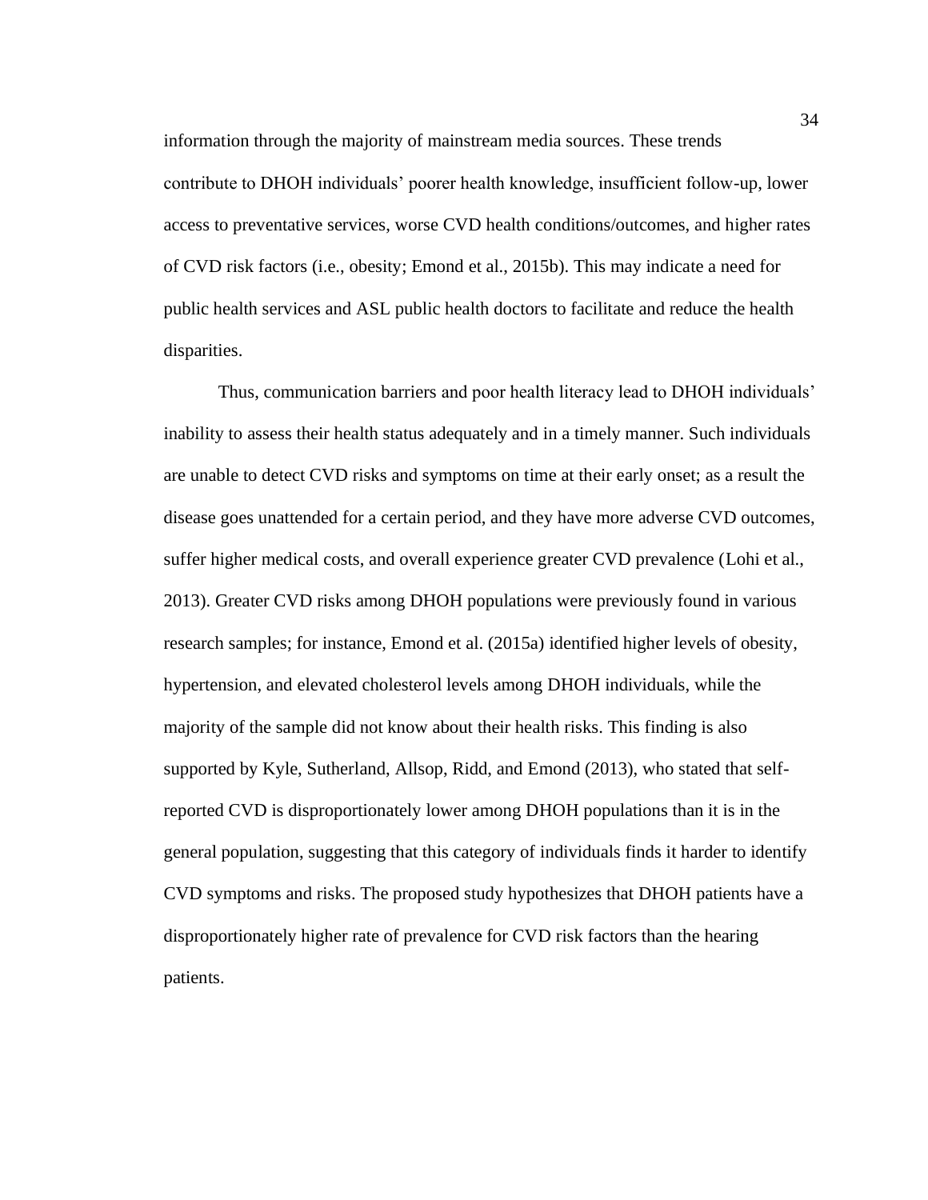information through the majority of mainstream media sources. These trends contribute to DHOH individuals' poorer health knowledge, insufficient follow-up, lower access to preventative services, worse CVD health conditions/outcomes, and higher rates of CVD risk factors (i.e., obesity; Emond et al., 2015b). This may indicate a need for public health services and ASL public health doctors to facilitate and reduce the health disparities.

Thus, communication barriers and poor health literacy lead to DHOH individuals' inability to assess their health status adequately and in a timely manner. Such individuals are unable to detect CVD risks and symptoms on time at their early onset; as a result the disease goes unattended for a certain period, and they have more adverse CVD outcomes, suffer higher medical costs, and overall experience greater CVD prevalence (Lohi et al., 2013). Greater CVD risks among DHOH populations were previously found in various research samples; for instance, Emond et al. (2015a) identified higher levels of obesity, hypertension, and elevated cholesterol levels among DHOH individuals, while the majority of the sample did not know about their health risks. This finding is also supported by Kyle, Sutherland, Allsop, Ridd, and Emond (2013), who stated that self-reported CVD is disproportionately lower among DHOH populations than it is in the general population, suggesting that this category of individuals finds it harder to identify CVD symptoms and risks. The proposed study hypothesizes that DHOH patients have a disproportionately higher rate of prevalence for CVD risk factors than the hearing patients.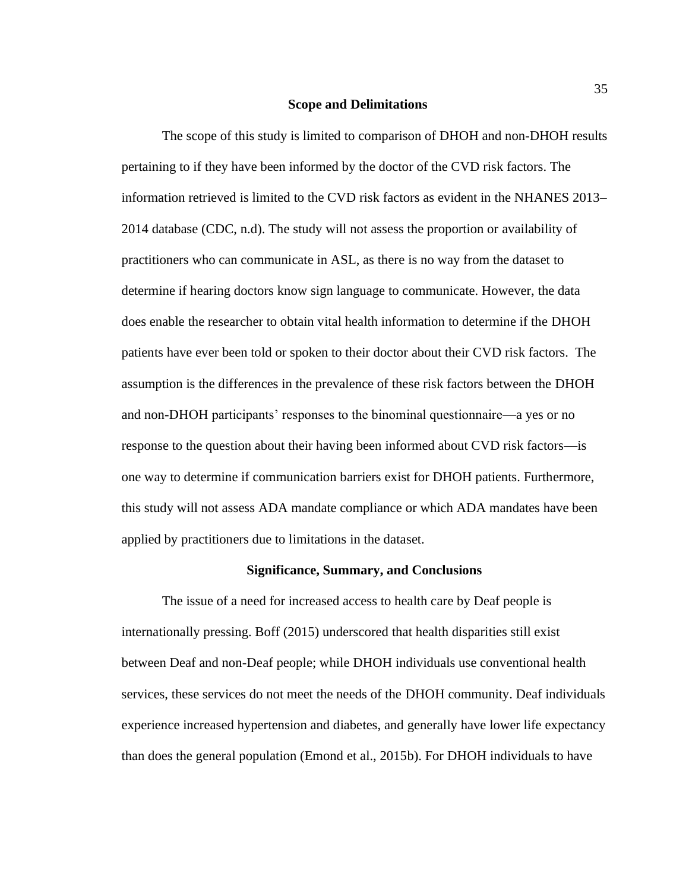## Scope and Delimitations

The scope of this study is limited to comparison of DHOH and non-DHOH results pertaining to if they have been informed by the doctor of the CVD risk factors. The information retrieved is limited to the CVD risk factors as evident in the NHANES 2013–2014 database (CDC, n.d). The study will not assess the proportion or availability of practitioners who can communicate in ASL, as there is no way from the dataset to determine if hearing doctors know sign language to communicate. However, the data does enable the researcher to obtain vital health information to determine if the DHOH patients have ever been told or spoken to their doctor about their CVD risk factors. The assumption is the differences in the prevalence of these risk factors between the DHOH and non-DHOH participants' responses to the binominal questionnaire—a yes or no response to the question about their having been informed about CVD risk factors—is one way to determine if communication barriers exist for DHOH patients. Furthermore, this study will not assess ADA mandate compliance or which ADA mandates have been applied by practitioners due to limitations in the dataset.

## Significance, Summary, and Conclusions

The issue of a need for increased access to health care by Deaf people is internationally pressing. Boff (2015) underscored that health disparities still exist between Deaf and non-Deaf people; while DHOH individuals use conventional health services, these services do not meet the needs of the DHOH community. Deaf individuals experience increased hypertension and diabetes, and generally have lower life expectancy than does the general population (Emond et al., 2015b). For DHOH individuals to have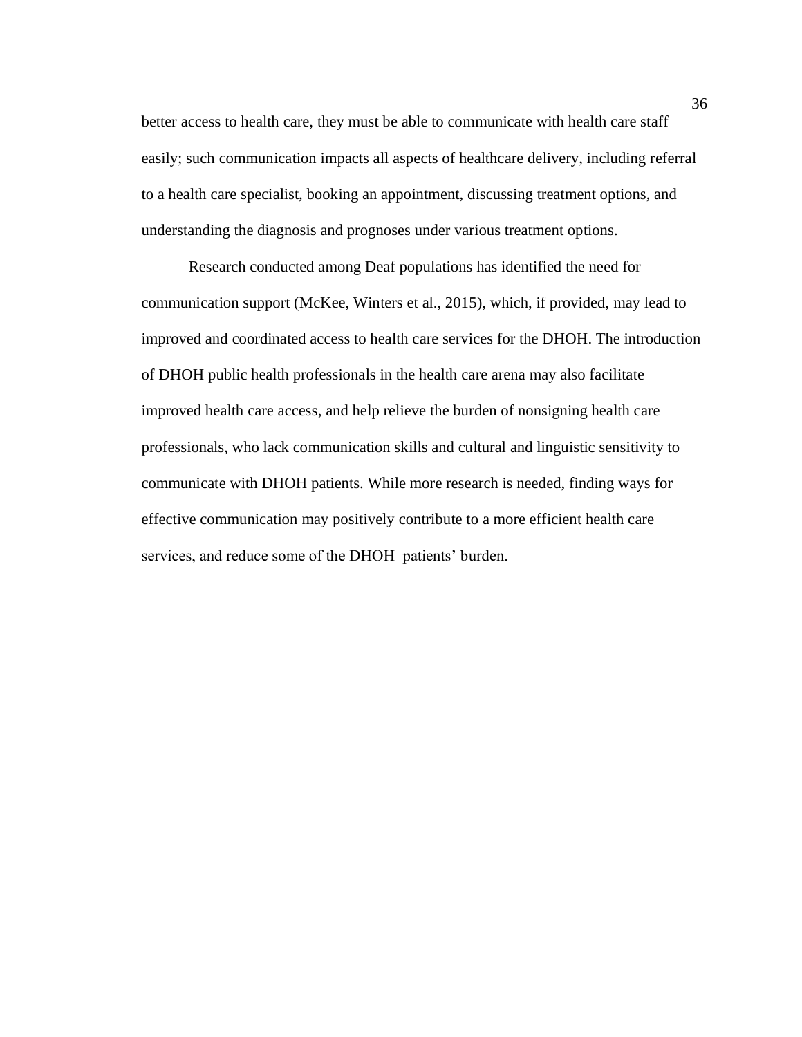better access to health care, they must be able to communicate with health care staff easily; such communication impacts all aspects of healthcare delivery, including referral to a health care specialist, booking an appointment, discussing treatment options, and understanding the diagnosis and prognoses under various treatment options.

Research conducted among Deaf populations has identified the need for communication support (McKee, Winters et al., 2015), which, if provided, may lead to improved and coordinated access to health care services for the DHOH. The introduction of DHOH public health professionals in the health care arena may also facilitate improved health care access, and help relieve the burden of nonsigning health care professionals, who lack communication skills and cultural and linguistic sensitivity to communicate with DHOH patients. While more research is needed, finding ways for effective communication may positively contribute to a more efficient health care services, and reduce some of the DHOH patients' burden.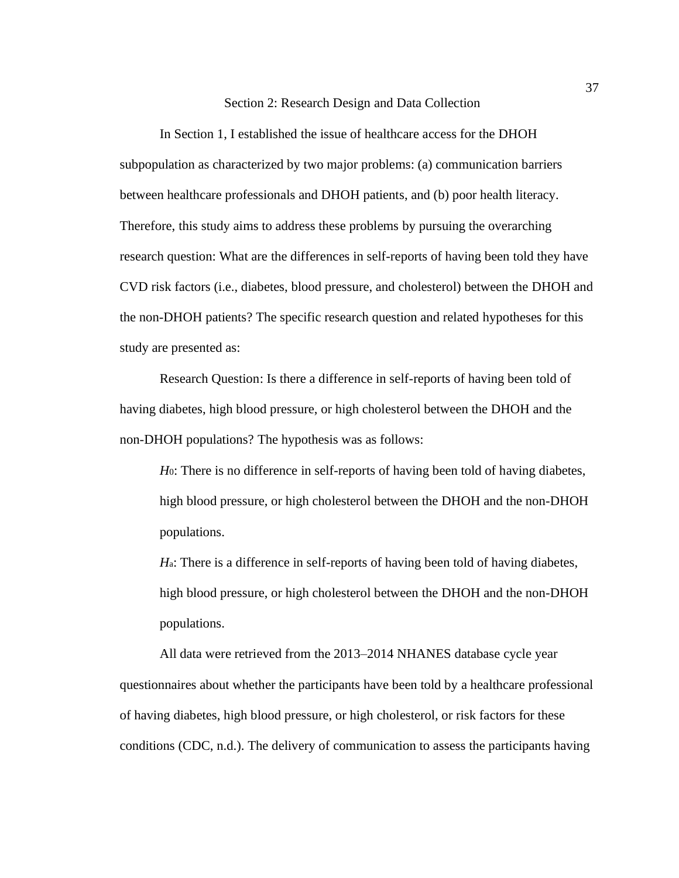# Section 2: Research Design and Data Collection

In Section 1, I established the issue of healthcare access for the DHOH subpopulation as characterized by two major problems: (a) communication barriers between healthcare professionals and DHOH patients, and (b) poor health literacy. Therefore, this study aims to address these problems by pursuing the overarching research question: What are the differences in self-reports of having been told they have CVD risk factors (i.e., diabetes, blood pressure, and cholesterol) between the DHOH and the non-DHOH patients? The specific research question and related hypotheses for this study are presented as:

Research Question: Is there a difference in self-reports of having been told of having diabetes, high blood pressure, or high cholesterol between the DHOH and the non-DHOH populations? The hypothesis was as follows:

> $H_0$: There is no difference in self-reports of having been told of having diabetes, high blood pressure, or high cholesterol between the DHOH and the non-DHOH populations.
>
> $H_a$: There is a difference in self-reports of having been told of having diabetes, high blood pressure, or high cholesterol between the DHOH and the non-DHOH populations.

All data were retrieved from the 2013–2014 NHANES database cycle year questionnaires about whether the participants have been told by a healthcare professional of having diabetes, high blood pressure, or high cholesterol, or risk factors for these conditions (CDC, n.d.). The delivery of communication to assess the participants having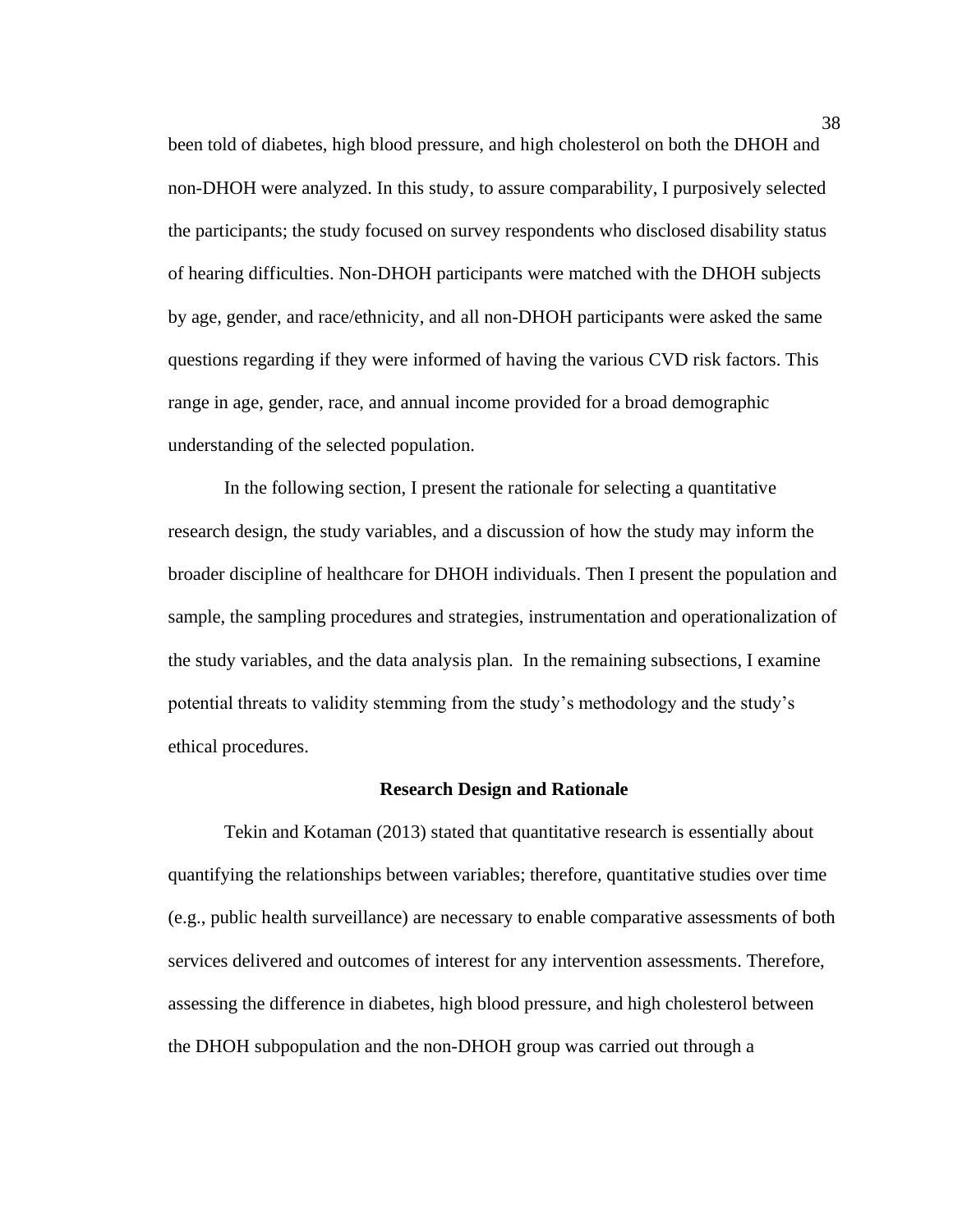been told of diabetes, high blood pressure, and high cholesterol on both the DHOH and non-DHOH were analyzed. In this study, to assure comparability, I purposively selected the participants; the study focused on survey respondents who disclosed disability status of hearing difficulties. Non-DHOH participants were matched with the DHOH subjects by age, gender, and race/ethnicity, and all non-DHOH participants were asked the same questions regarding if they were informed of having the various CVD risk factors. This range in age, gender, race, and annual income provided for a broad demographic understanding of the selected population.

In the following section, I present the rationale for selecting a quantitative research design, the study variables, and a discussion of how the study may inform the broader discipline of healthcare for DHOH individuals. Then I present the population and sample, the sampling procedures and strategies, instrumentation and operationalization of the study variables, and the data analysis plan. In the remaining subsections, I examine potential threats to validity stemming from the study's methodology and the study's ethical procedures.

## Research Design and Rationale

Tekin and Kotaman (2013) stated that quantitative research is essentially about quantifying the relationships between variables; therefore, quantitative studies over time (e.g., public health surveillance) are necessary to enable comparative assessments of both services delivered and outcomes of interest for any intervention assessments. Therefore, assessing the difference in diabetes, high blood pressure, and high cholesterol between the DHOH subpopulation and the non-DHOH group was carried out through a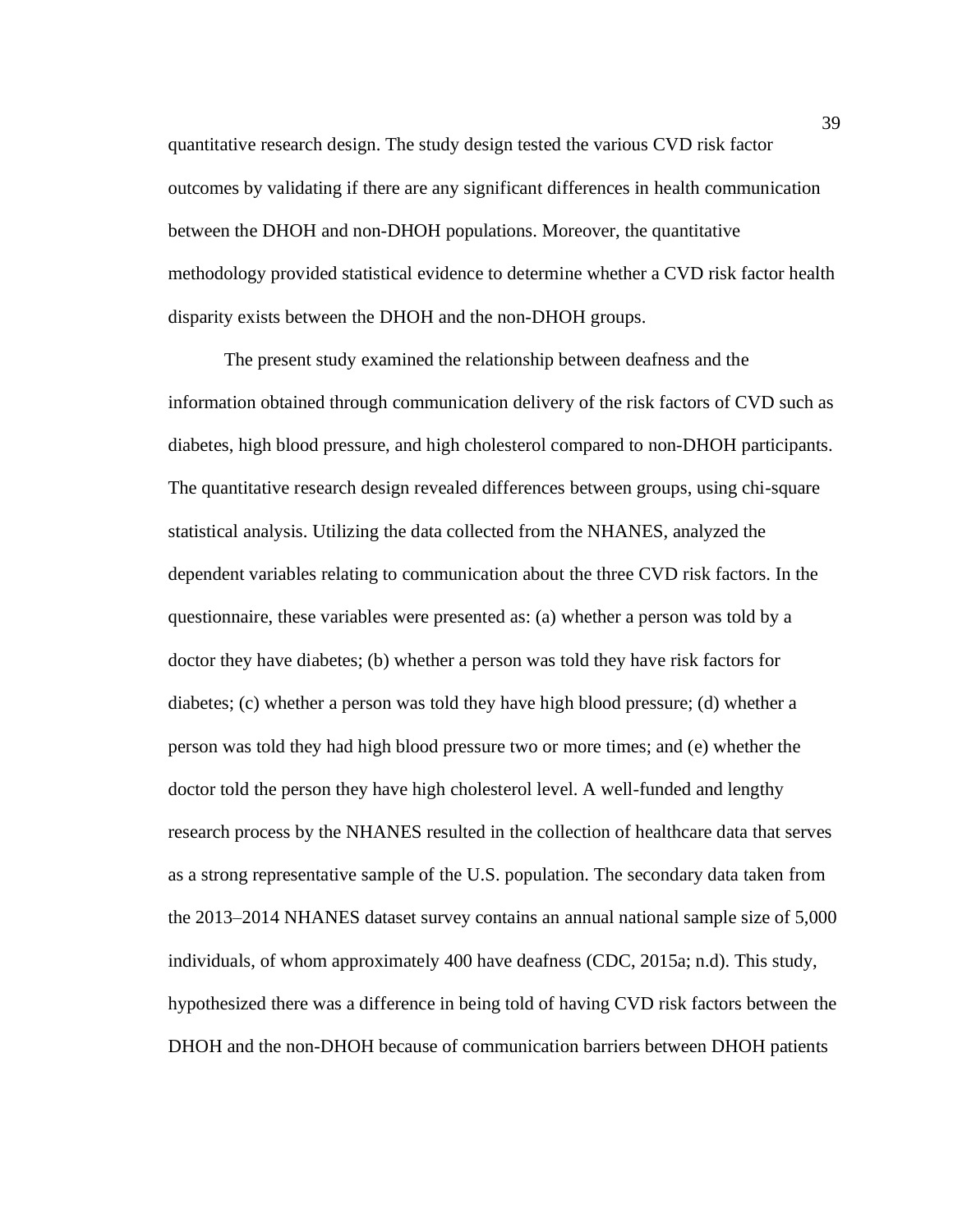quantitative research design. The study design tested the various CVD risk factor outcomes by validating if there are any significant differences in health communication between the DHOH and non-DHOH populations. Moreover, the quantitative methodology provided statistical evidence to determine whether a CVD risk factor health disparity exists between the DHOH and the non-DHOH groups.

The present study examined the relationship between deafness and the information obtained through communication delivery of the risk factors of CVD such as diabetes, high blood pressure, and high cholesterol compared to non-DHOH participants. The quantitative research design revealed differences between groups, using chi-square statistical analysis. Utilizing the data collected from the NHANES, analyzed the dependent variables relating to communication about the three CVD risk factors. In the questionnaire, these variables were presented as: (a) whether a person was told by a doctor they have diabetes; (b) whether a person was told they have risk factors for diabetes; (c) whether a person was told they have high blood pressure; (d) whether a person was told they had high blood pressure two or more times; and (e) whether the doctor told the person they have high cholesterol level. A well-funded and lengthy research process by the NHANES resulted in the collection of healthcare data that serves as a strong representative sample of the U.S. population. The secondary data taken from the 2013–2014 NHANES dataset survey contains an annual national sample size of 5,000 individuals, of whom approximately 400 have deafness (CDC, 2015a; n.d). This study, hypothesized there was a difference in being told of having CVD risk factors between the DHOH and the non-DHOH because of communication barriers between DHOH patients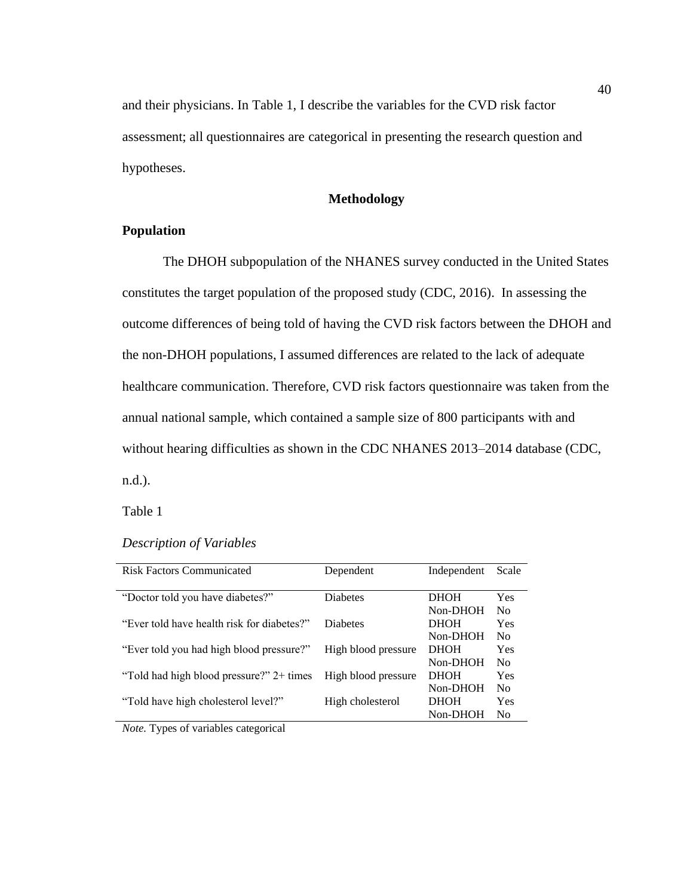and their physicians. In Table 1, I describe the variables for the CVD risk factor assessment; all questionnaires are categorical in presenting the research question and hypotheses.

## Methodology

### Population

The DHOH subpopulation of the NHANES survey conducted in the United States constitutes the target population of the proposed study (CDC, 2016). In assessing the outcome differences of being told of having the CVD risk factors between the DHOH and the non-DHOH populations, I assumed differences are related to the lack of adequate healthcare communication. Therefore, CVD risk factors questionnaire was taken from the annual national sample, which contained a sample size of 800 participants with and without hearing difficulties as shown in the CDC NHANES 2013–2014 database (CDC, n.d.).

Table 1

*Description of Variables*

| Risk Factors Communicated | Dependent | Independent | Scale |
|---|---|---|---|
| "Doctor told you have diabetes?" | Diabetes | DHOH | Yes |
| | | Non-DHOH | No |
| "Ever told have health risk for diabetes?" | Diabetes | DHOH | Yes |
| | | Non-DHOH | No |
| "Ever told you had high blood pressure?" | High blood pressure | DHOH | Yes |
| | | Non-DHOH | No |
| "Told had high blood pressure?" 2+ times | High blood pressure | DHOH | Yes |
| | | Non-DHOH | No |
| "Told have high cholesterol level?" | High cholesterol | DHOH | Yes |
| | | Non-DHOH | No |

*Note.* Types of variables categorical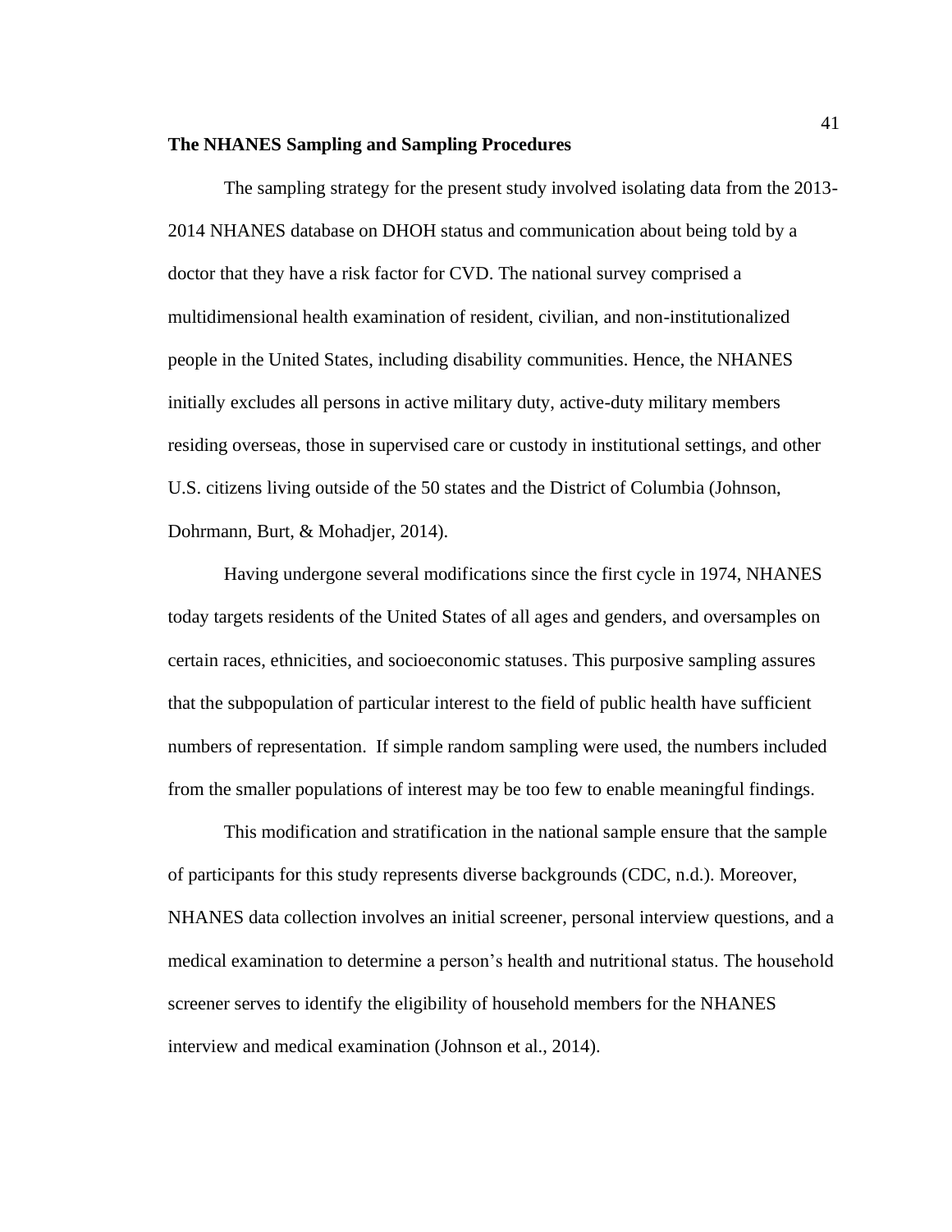### The NHANES Sampling and Sampling Procedures

The sampling strategy for the present study involved isolating data from the 2013-2014 NHANES database on DHOH status and communication about being told by a doctor that they have a risk factor for CVD. The national survey comprised a multidimensional health examination of resident, civilian, and non-institutionalized people in the United States, including disability communities. Hence, the NHANES initially excludes all persons in active military duty, active-duty military members residing overseas, those in supervised care or custody in institutional settings, and other U.S. citizens living outside of the 50 states and the District of Columbia (Johnson, Dohrmann, Burt, & Mohadjer, 2014).

Having undergone several modifications since the first cycle in 1974, NHANES today targets residents of the United States of all ages and genders, and oversamples on certain races, ethnicities, and socioeconomic statuses. This purposive sampling assures that the subpopulation of particular interest to the field of public health have sufficient numbers of representation.  If simple random sampling were used, the numbers included from the smaller populations of interest may be too few to enable meaningful findings.

This modification and stratification in the national sample ensure that the sample of participants for this study represents diverse backgrounds (CDC, n.d.). Moreover, NHANES data collection involves an initial screener, personal interview questions, and a medical examination to determine a person's health and nutritional status. The household screener serves to identify the eligibility of household members for the NHANES interview and medical examination (Johnson et al., 2014).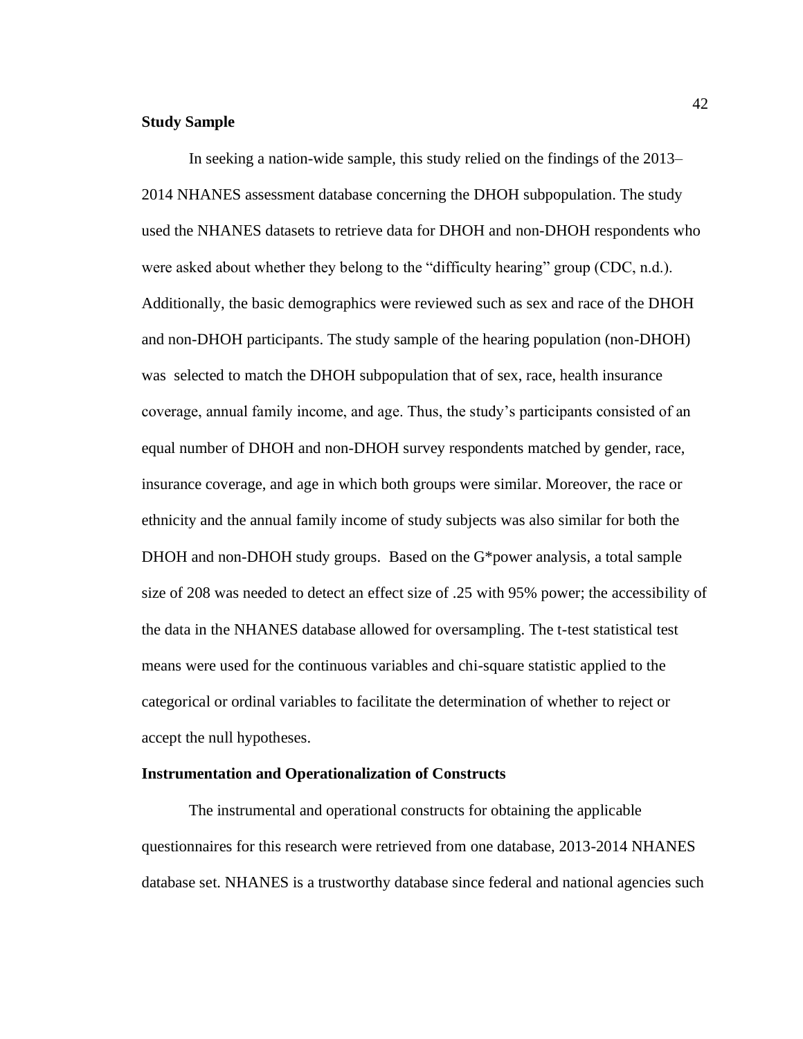**Study Sample**

In seeking a nation-wide sample, this study relied on the findings of the 2013–2014 NHANES assessment database concerning the DHOH subpopulation. The study used the NHANES datasets to retrieve data for DHOH and non-DHOH respondents who were asked about whether they belong to the "difficulty hearing" group (CDC, n.d.). Additionally, the basic demographics were reviewed such as sex and race of the DHOH and non-DHOH participants. The study sample of the hearing population (non-DHOH) was selected to match the DHOH subpopulation that of sex, race, health insurance coverage, annual family income, and age. Thus, the study's participants consisted of an equal number of DHOH and non-DHOH survey respondents matched by gender, race, insurance coverage, and age in which both groups were similar. Moreover, the race or ethnicity and the annual family income of study subjects was also similar for both the DHOH and non-DHOH study groups. Based on the G*power analysis, a total sample size of 208 was needed to detect an effect size of .25 with 95% power; the accessibility of the data in the NHANES database allowed for oversampling. The t-test statistical test means were used for the continuous variables and chi-square statistic applied to the categorical or ordinal variables to facilitate the determination of whether to reject or accept the null hypotheses.

**Instrumentation and Operationalization of Constructs**

The instrumental and operational constructs for obtaining the applicable questionnaires for this research were retrieved from one database, 2013-2014 NHANES database set. NHANES is a trustworthy database since federal and national agencies such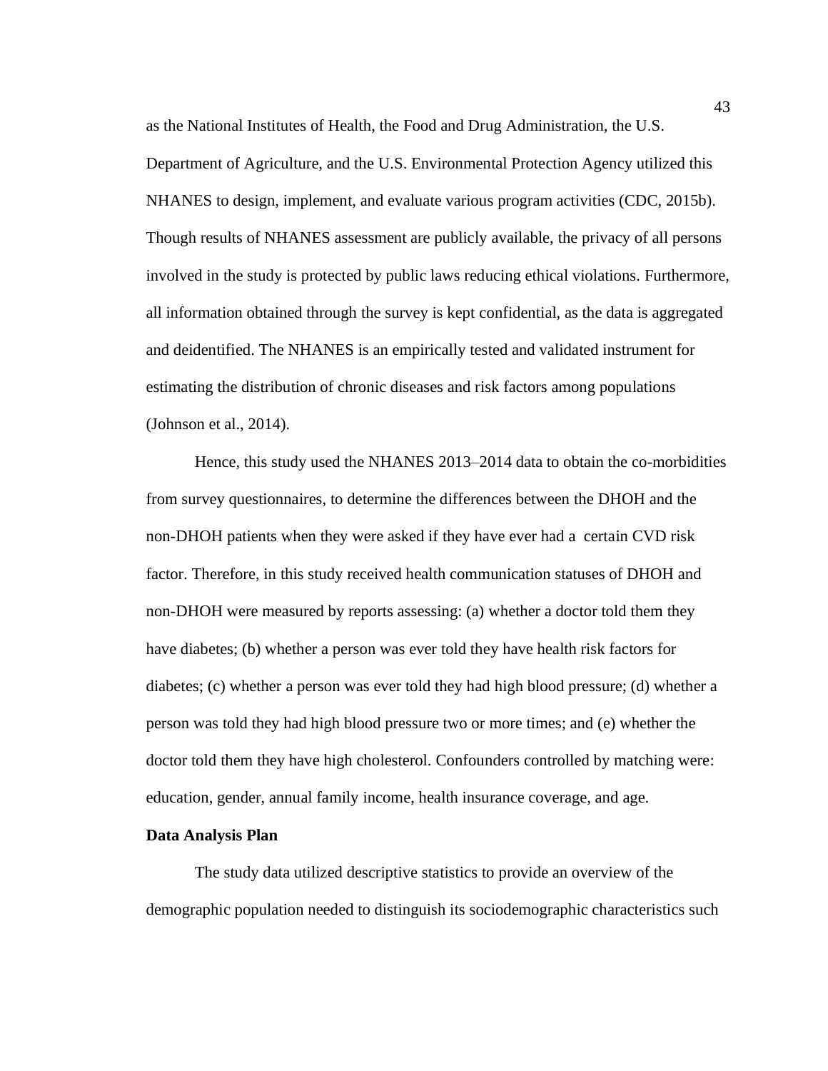as the National Institutes of Health, the Food and Drug Administration, the U.S. Department of Agriculture, and the U.S. Environmental Protection Agency utilized this NHANES to design, implement, and evaluate various program activities (CDC, 2015b). Though results of NHANES assessment are publicly available, the privacy of all persons involved in the study is protected by public laws reducing ethical violations. Furthermore, all information obtained through the survey is kept confidential, as the data is aggregated and deidentified. The NHANES is an empirically tested and validated instrument for estimating the distribution of chronic diseases and risk factors among populations (Johnson et al., 2014).

Hence, this study used the NHANES 2013–2014 data to obtain the co-morbidities from survey questionnaires, to determine the differences between the DHOH and the non-DHOH patients when they were asked if they have ever had a certain CVD risk factor. Therefore, in this study received health communication statuses of DHOH and non-DHOH were measured by reports assessing: (a) whether a doctor told them they have diabetes; (b) whether a person was ever told they have health risk factors for diabetes; (c) whether a person was ever told they had high blood pressure; (d) whether a person was told they had high blood pressure two or more times; and (e) whether the doctor told them they have high cholesterol. Confounders controlled by matching were: education, gender, annual family income, health insurance coverage, and age.

**Data Analysis Plan**

The study data utilized descriptive statistics to provide an overview of the demographic population needed to distinguish its sociodemographic characteristics such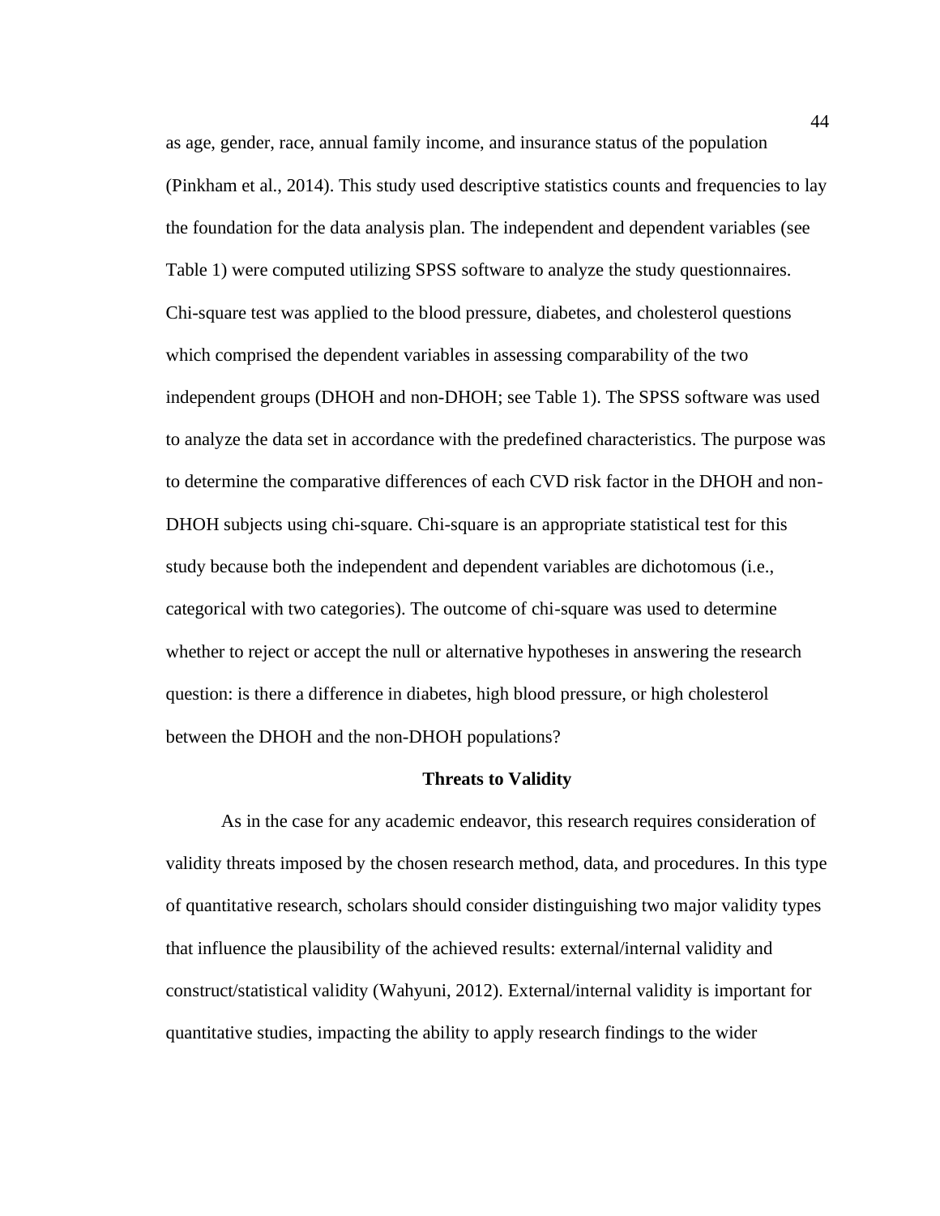as age, gender, race, annual family income, and insurance status of the population (Pinkham et al., 2014). This study used descriptive statistics counts and frequencies to lay the foundation for the data analysis plan. The independent and dependent variables (see Table 1) were computed utilizing SPSS software to analyze the study questionnaires. Chi-square test was applied to the blood pressure, diabetes, and cholesterol questions which comprised the dependent variables in assessing comparability of the two independent groups (DHOH and non-DHOH; see Table 1). The SPSS software was used to analyze the data set in accordance with the predefined characteristics. The purpose was to determine the comparative differences of each CVD risk factor in the DHOH and non-DHOH subjects using chi-square. Chi-square is an appropriate statistical test for this study because both the independent and dependent variables are dichotomous (i.e., categorical with two categories). The outcome of chi-square was used to determine whether to reject or accept the null or alternative hypotheses in answering the research question: is there a difference in diabetes, high blood pressure, or high cholesterol between the DHOH and the non-DHOH populations?

## Threats to Validity

As in the case for any academic endeavor, this research requires consideration of validity threats imposed by the chosen research method, data, and procedures. In this type of quantitative research, scholars should consider distinguishing two major validity types that influence the plausibility of the achieved results: external/internal validity and construct/statistical validity (Wahyuni, 2012). External/internal validity is important for quantitative studies, impacting the ability to apply research findings to the wider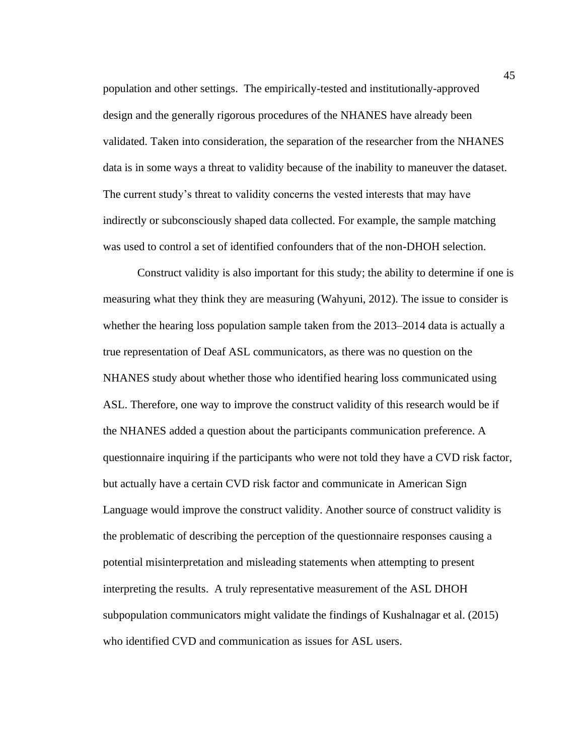population and other settings. The empirically-tested and institutionally-approved design and the generally rigorous procedures of the NHANES have already been validated. Taken into consideration, the separation of the researcher from the NHANES data is in some ways a threat to validity because of the inability to maneuver the dataset. The current study's threat to validity concerns the vested interests that may have indirectly or subconsciously shaped data collected. For example, the sample matching was used to control a set of identified confounders that of the non-DHOH selection.

Construct validity is also important for this study; the ability to determine if one is measuring what they think they are measuring (Wahyuni, 2012). The issue to consider is whether the hearing loss population sample taken from the 2013–2014 data is actually a true representation of Deaf ASL communicators, as there was no question on the NHANES study about whether those who identified hearing loss communicated using ASL. Therefore, one way to improve the construct validity of this research would be if the NHANES added a question about the participants communication preference. A questionnaire inquiring if the participants who were not told they have a CVD risk factor, but actually have a certain CVD risk factor and communicate in American Sign Language would improve the construct validity. Another source of construct validity is the problematic of describing the perception of the questionnaire responses causing a potential misinterpretation and misleading statements when attempting to present interpreting the results. A truly representative measurement of the ASL DHOH subpopulation communicators might validate the findings of Kushalnagar et al. (2015) who identified CVD and communication as issues for ASL users.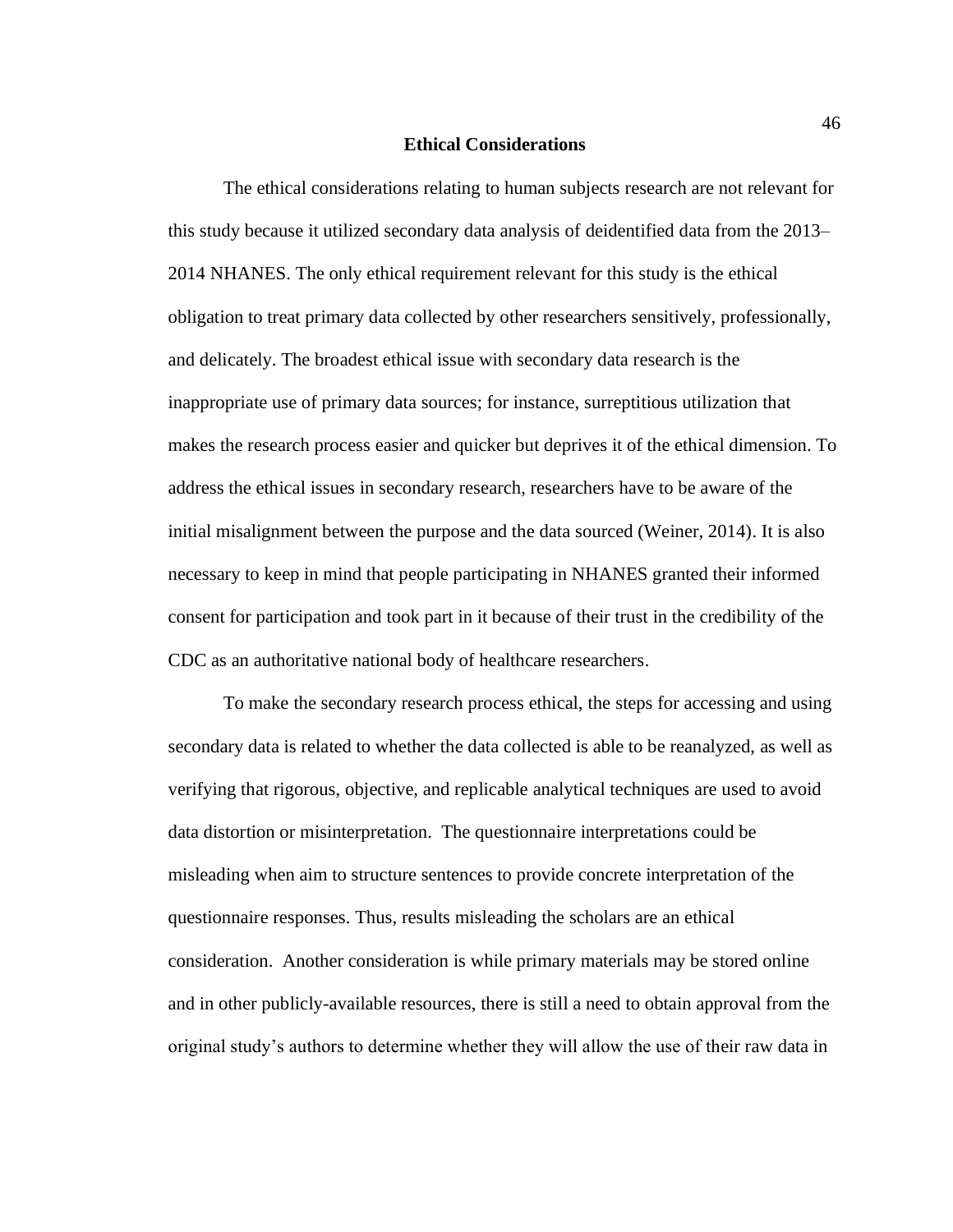## Ethical Considerations

The ethical considerations relating to human subjects research are not relevant for this study because it utilized secondary data analysis of deidentified data from the 2013–2014 NHANES. The only ethical requirement relevant for this study is the ethical obligation to treat primary data collected by other researchers sensitively, professionally, and delicately. The broadest ethical issue with secondary data research is the inappropriate use of primary data sources; for instance, surreptitious utilization that makes the research process easier and quicker but deprives it of the ethical dimension. To address the ethical issues in secondary research, researchers have to be aware of the initial misalignment between the purpose and the data sourced (Weiner, 2014). It is also necessary to keep in mind that people participating in NHANES granted their informed consent for participation and took part in it because of their trust in the credibility of the CDC as an authoritative national body of healthcare researchers.

To make the secondary research process ethical, the steps for accessing and using secondary data is related to whether the data collected is able to be reanalyzed, as well as verifying that rigorous, objective, and replicable analytical techniques are used to avoid data distortion or misinterpretation. The questionnaire interpretations could be misleading when aim to structure sentences to provide concrete interpretation of the questionnaire responses. Thus, results misleading the scholars are an ethical consideration. Another consideration is while primary materials may be stored online and in other publicly-available resources, there is still a need to obtain approval from the original study's authors to determine whether they will allow the use of their raw data in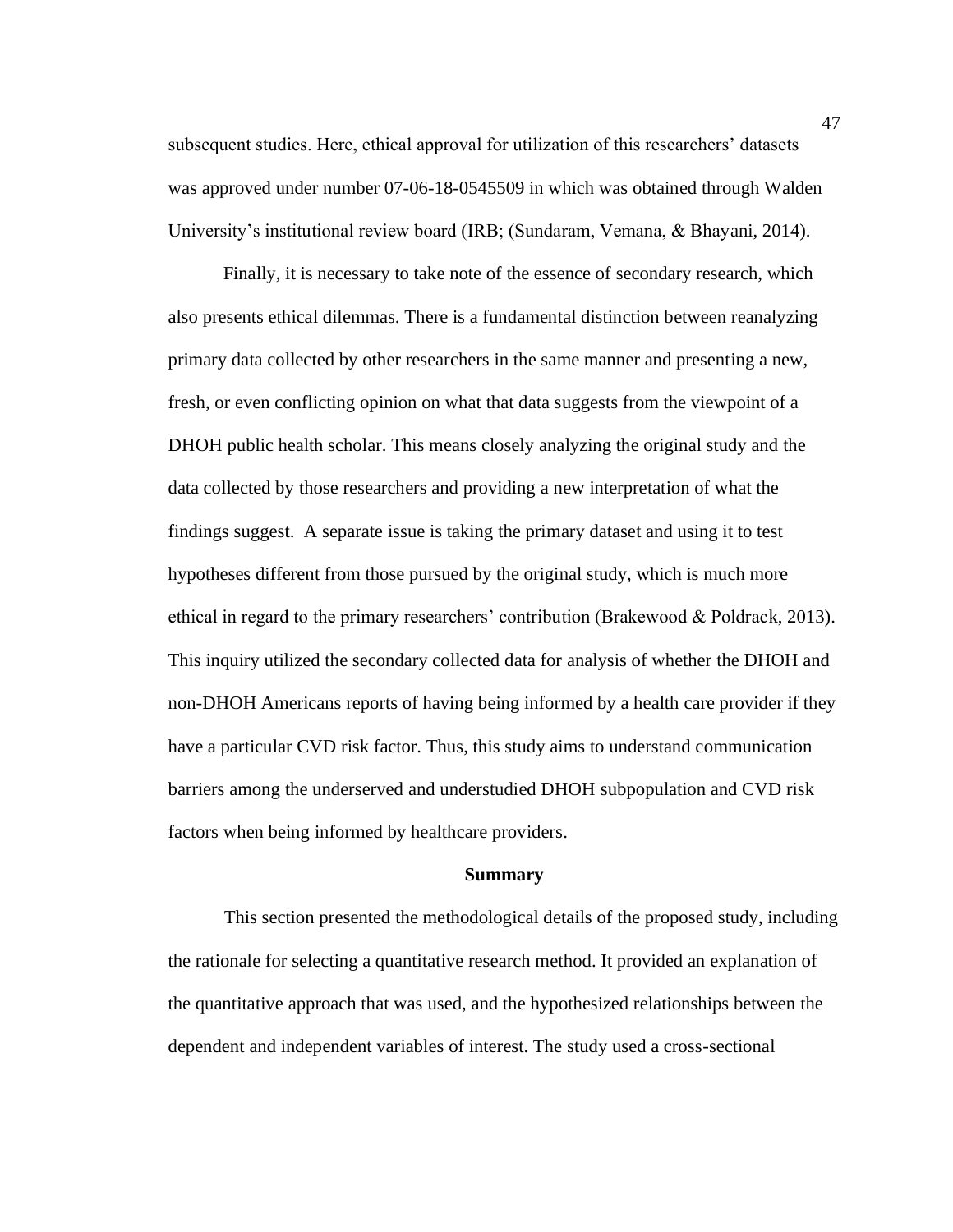subsequent studies. Here, ethical approval for utilization of this researchers' datasets was approved under number 07-06-18-0545509 in which was obtained through Walden University's institutional review board (IRB; (Sundaram, Vemana, & Bhayani, 2014).

Finally, it is necessary to take note of the essence of secondary research, which also presents ethical dilemmas. There is a fundamental distinction between reanalyzing primary data collected by other researchers in the same manner and presenting a new, fresh, or even conflicting opinion on what that data suggests from the viewpoint of a DHOH public health scholar. This means closely analyzing the original study and the data collected by those researchers and providing a new interpretation of what the findings suggest. A separate issue is taking the primary dataset and using it to test hypotheses different from those pursued by the original study, which is much more ethical in regard to the primary researchers' contribution (Brakewood & Poldrack, 2013). This inquiry utilized the secondary collected data for analysis of whether the DHOH and non-DHOH Americans reports of having being informed by a health care provider if they have a particular CVD risk factor. Thus, this study aims to understand communication barriers among the underserved and understudied DHOH subpopulation and CVD risk factors when being informed by healthcare providers.

## Summary

This section presented the methodological details of the proposed study, including the rationale for selecting a quantitative research method. It provided an explanation of the quantitative approach that was used, and the hypothesized relationships between the dependent and independent variables of interest. The study used a cross-sectional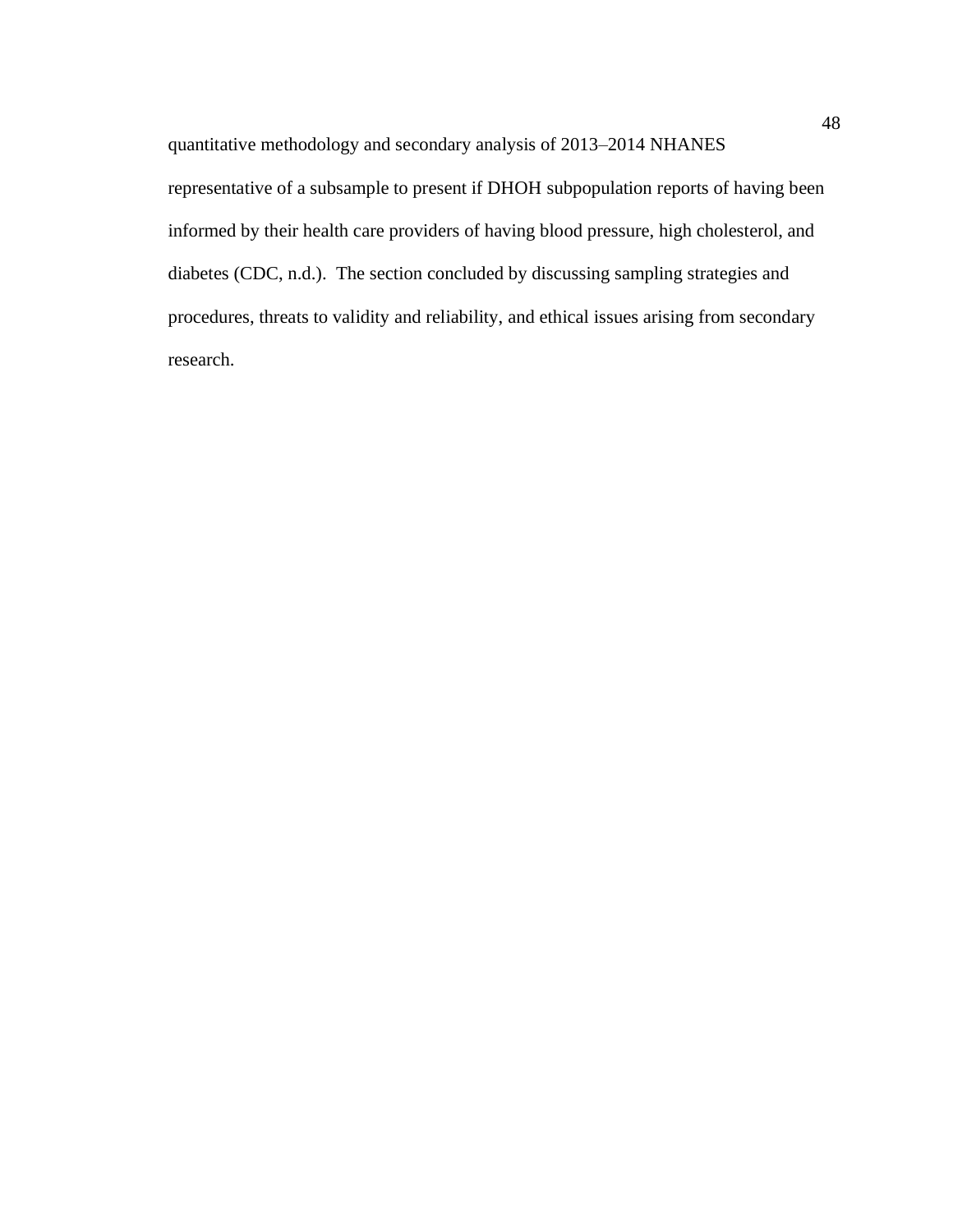quantitative methodology and secondary analysis of 2013–2014 NHANES representative of a subsample to present if DHOH subpopulation reports of having been informed by their health care providers of having blood pressure, high cholesterol, and diabetes (CDC, n.d.). The section concluded by discussing sampling strategies and procedures, threats to validity and reliability, and ethical issues arising from secondary research.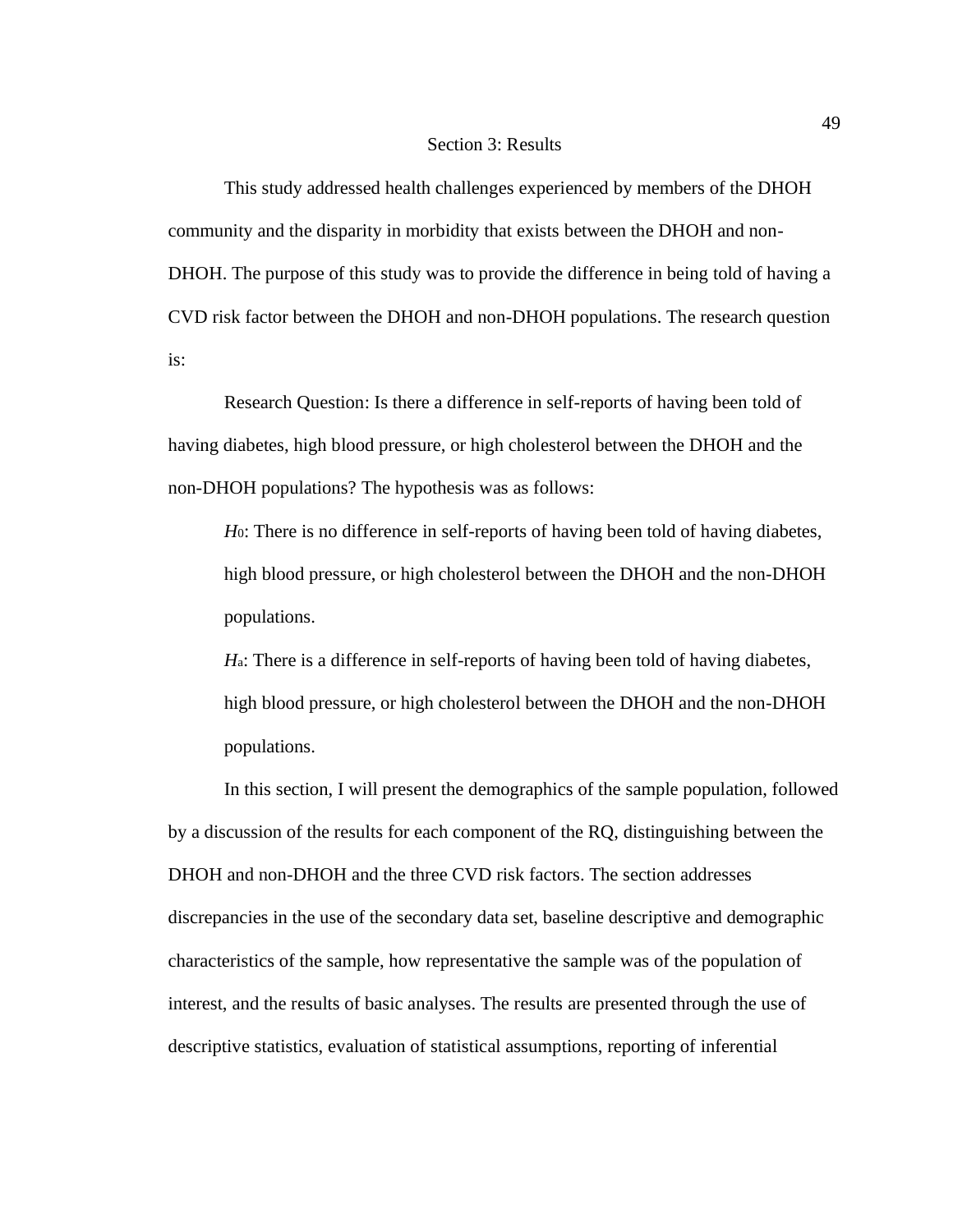# Section 3: Results

This study addressed health challenges experienced by members of the DHOH community and the disparity in morbidity that exists between the DHOH and non-DHOH. The purpose of this study was to provide the difference in being told of having a CVD risk factor between the DHOH and non-DHOH populations. The research question is:

Research Question: Is there a difference in self-reports of having been told of having diabetes, high blood pressure, or high cholesterol between the DHOH and the non-DHOH populations? The hypothesis was as follows:

> $H_0$: There is no difference in self-reports of having been told of having diabetes, high blood pressure, or high cholesterol between the DHOH and the non-DHOH populations.
>
> $H_a$: There is a difference in self-reports of having been told of having diabetes, high blood pressure, or high cholesterol between the DHOH and the non-DHOH populations.

In this section, I will present the demographics of the sample population, followed by a discussion of the results for each component of the RQ, distinguishing between the DHOH and non-DHOH and the three CVD risk factors. The section addresses discrepancies in the use of the secondary data set, baseline descriptive and demographic characteristics of the sample, how representative the sample was of the population of interest, and the results of basic analyses. The results are presented through the use of descriptive statistics, evaluation of statistical assumptions, reporting of inferential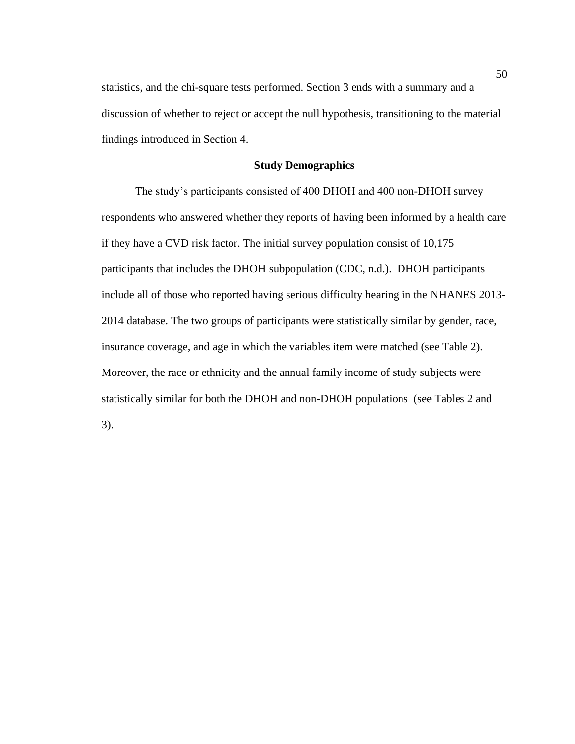statistics, and the chi-square tests performed. Section 3 ends with a summary and a discussion of whether to reject or accept the null hypothesis, transitioning to the material findings introduced in Section 4.

## Study Demographics

The study's participants consisted of 400 DHOH and 400 non-DHOH survey respondents who answered whether they reports of having been informed by a health care if they have a CVD risk factor. The initial survey population consist of 10,175 participants that includes the DHOH subpopulation (CDC, n.d.). DHOH participants include all of those who reported having serious difficulty hearing in the NHANES 2013-2014 database. The two groups of participants were statistically similar by gender, race, insurance coverage, and age in which the variables item were matched (see Table 2). Moreover, the race or ethnicity and the annual family income of study subjects were statistically similar for both the DHOH and non-DHOH populations (see Tables 2 and 3).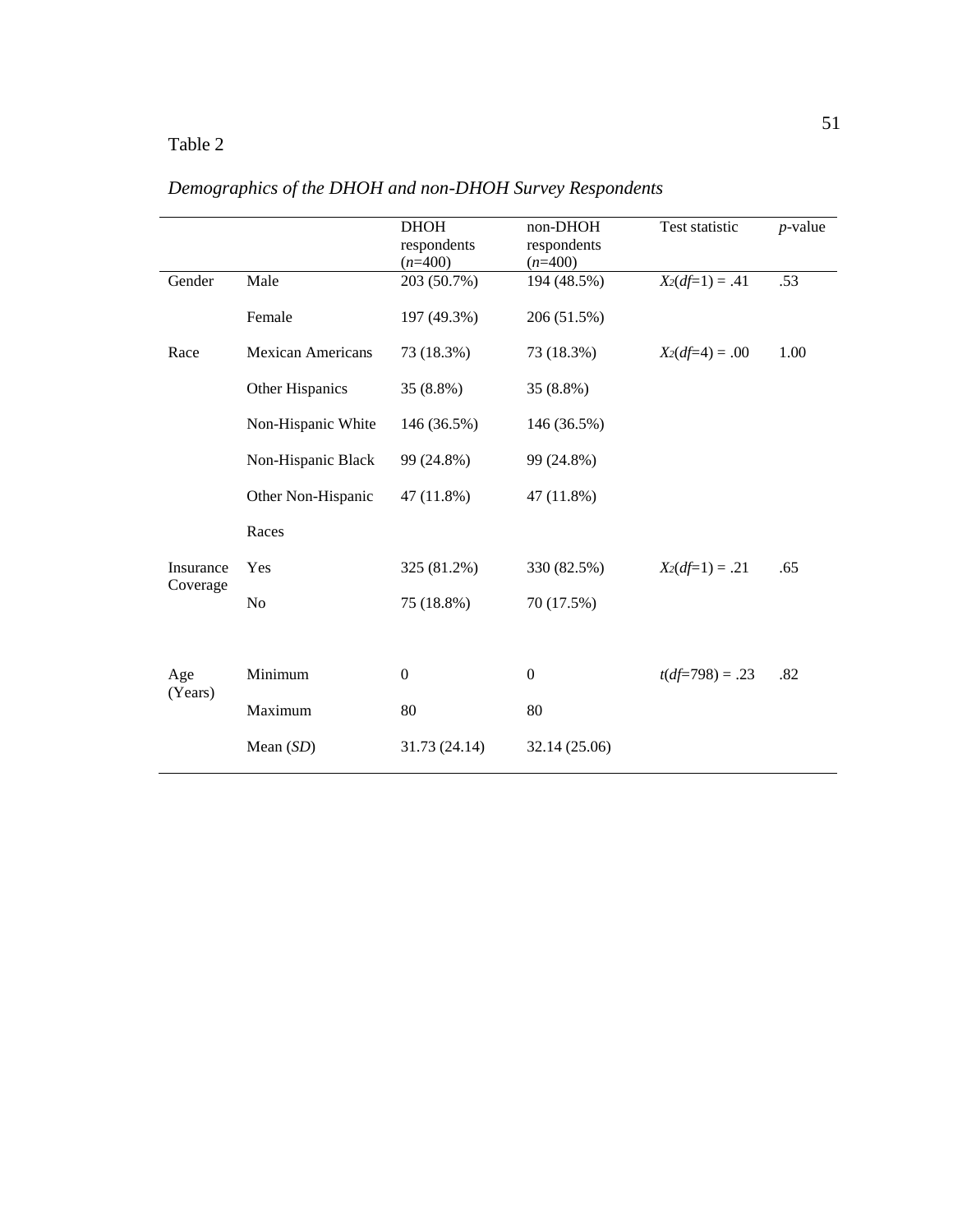Table 2

*Demographics of the DHOH and non-DHOH Survey Respondents*

| | | DHOH respondents (*n*=400) | non-DHOH respondents (*n*=400) | Test statistic | *p*-value |
|---|---|---|---|---|---|
| Gender | Male | 203 (50.7%) | 194 (48.5%) | $X_2(df=1) = .41$ | .53 |
| | Female | 197 (49.3%) | 206 (51.5%) | | |
| Race | Mexican Americans | 73 (18.3%) | 73 (18.3%) | $X_2(df=4) = .00$ | 1.00 |
| | Other Hispanics | 35 (8.8%) | 35 (8.8%) | | |
| | Non-Hispanic White | 146 (36.5%) | 146 (36.5%) | | |
| | Non-Hispanic Black | 99 (24.8%) | 99 (24.8%) | | |
| | Other Non-Hispanic Races | 47 (11.8%) | 47 (11.8%) | | |
| Insurance Coverage | Yes | 325 (81.2%) | 330 (82.5%) | $X_2(df=1) = .21$ | .65 |
| | No | 75 (18.8%) | 70 (17.5%) | | |
| Age (Years) | Minimum | 0 | 0 | $t(df=798) = .23$ | .82 |
| | Maximum | 80 | 80 | | |
| | Mean (*SD*) | 31.73 (24.14) | 32.14 (25.06) | | |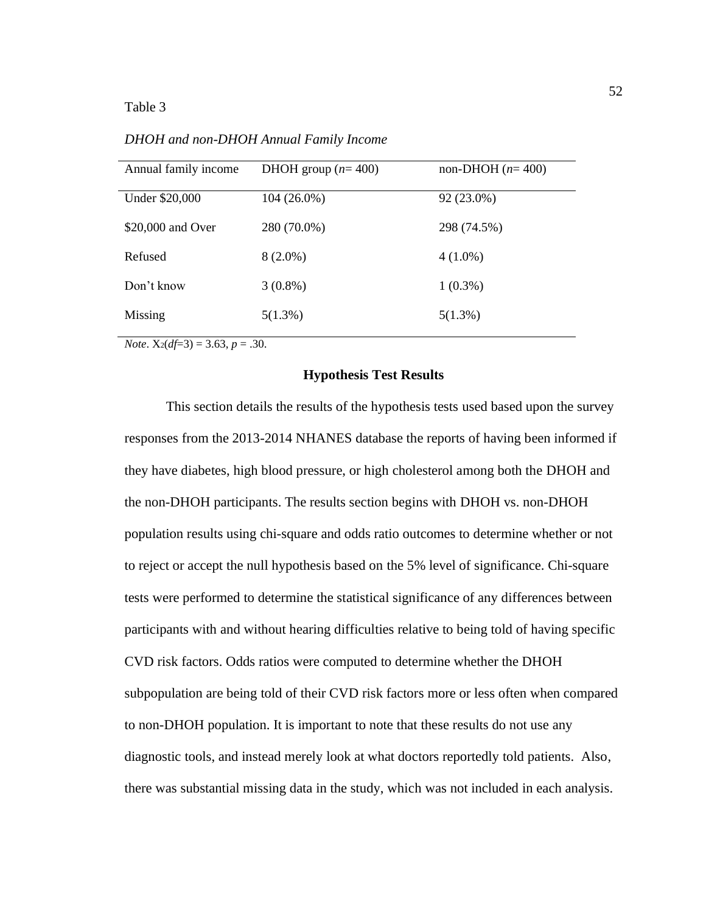Table 3

*DHOH and non-DHOH Annual Family Income*

| Annual family income | DHOH group (*n*= 400) | non-DHOH (*n*= 400) |
|---|---|---|
| Under $20,000 | 104 (26.0%) | 92 (23.0%) |
| $20,000 and Over | 280 (70.0%) | 298 (74.5%) |
| Refused | 8 (2.0%) | 4 (1.0%) |
| Don't know | 3 (0.8%) | 1 (0.3%) |
| Missing | 5(1.3%) | 5(1.3%) |

*Note*. $X_2(df=3) = 3.63$, $p = .30$.

## Hypothesis Test Results

This section details the results of the hypothesis tests used based upon the survey responses from the 2013-2014 NHANES database the reports of having been informed if they have diabetes, high blood pressure, or high cholesterol among both the DHOH and the non-DHOH participants. The results section begins with DHOH vs. non-DHOH population results using chi-square and odds ratio outcomes to determine whether or not to reject or accept the null hypothesis based on the 5% level of significance. Chi-square tests were performed to determine the statistical significance of any differences between participants with and without hearing difficulties relative to being told of having specific CVD risk factors. Odds ratios were computed to determine whether the DHOH subpopulation are being told of their CVD risk factors more or less often when compared to non-DHOH population. It is important to note that these results do not use any diagnostic tools, and instead merely look at what doctors reportedly told patients. Also, there was substantial missing data in the study, which was not included in each analysis.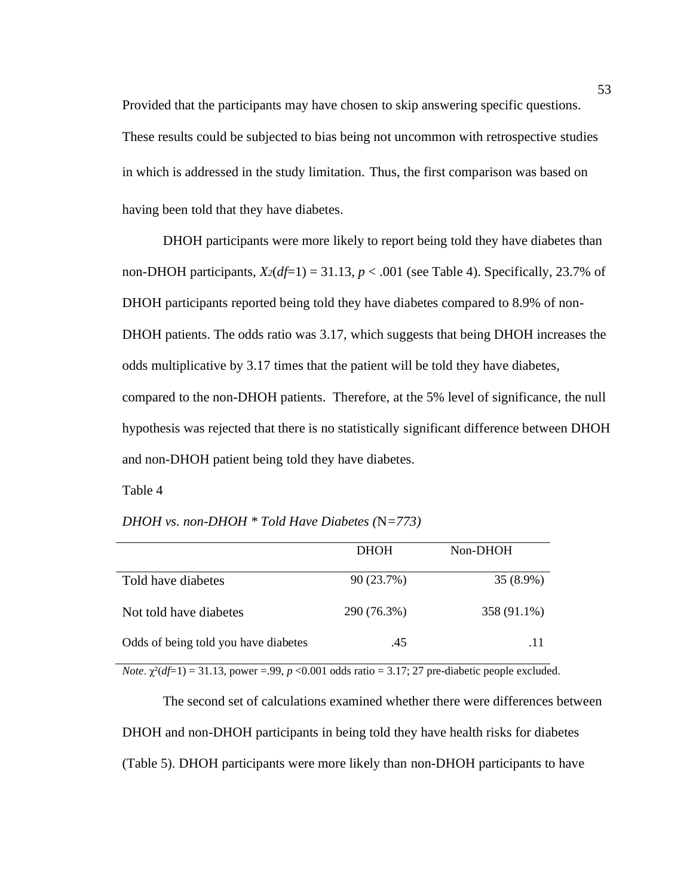Provided that the participants may have chosen to skip answering specific questions. These results could be subjected to bias being not uncommon with retrospective studies in which is addressed in the study limitation. Thus, the first comparison was based on having been told that they have diabetes.

DHOH participants were more likely to report being told they have diabetes than non-DHOH participants, $X_2(df=1) = 31.13$, $p < .001$ (see Table 4). Specifically, 23.7% of DHOH participants reported being told they have diabetes compared to 8.9% of non-DHOH patients. The odds ratio was 3.17, which suggests that being DHOH increases the odds multiplicative by 3.17 times that the patient will be told they have diabetes, compared to the non-DHOH patients. Therefore, at the 5% level of significance, the null hypothesis was rejected that there is no statistically significant difference between DHOH and non-DHOH patient being told they have diabetes.

Table 4

*DHOH vs. non-DHOH * Told Have Diabetes (N=773)*

| | DHOH | Non-DHOH |
|---|---|---|
| Told have diabetes | 90 (23.7%) | 35 (8.9%) |
| Not told have diabetes | 290 (76.3%) | 358 (91.1%) |
| Odds of being told you have diabetes | .45 | .11 |

*Note*. $\chi^2(df=1) = 31.13$, power =.99, $p < 0.001$ odds ratio = 3.17; 27 pre-diabetic people excluded.

The second set of calculations examined whether there were differences between DHOH and non-DHOH participants in being told they have health risks for diabetes (Table 5). DHOH participants were more likely than non-DHOH participants to have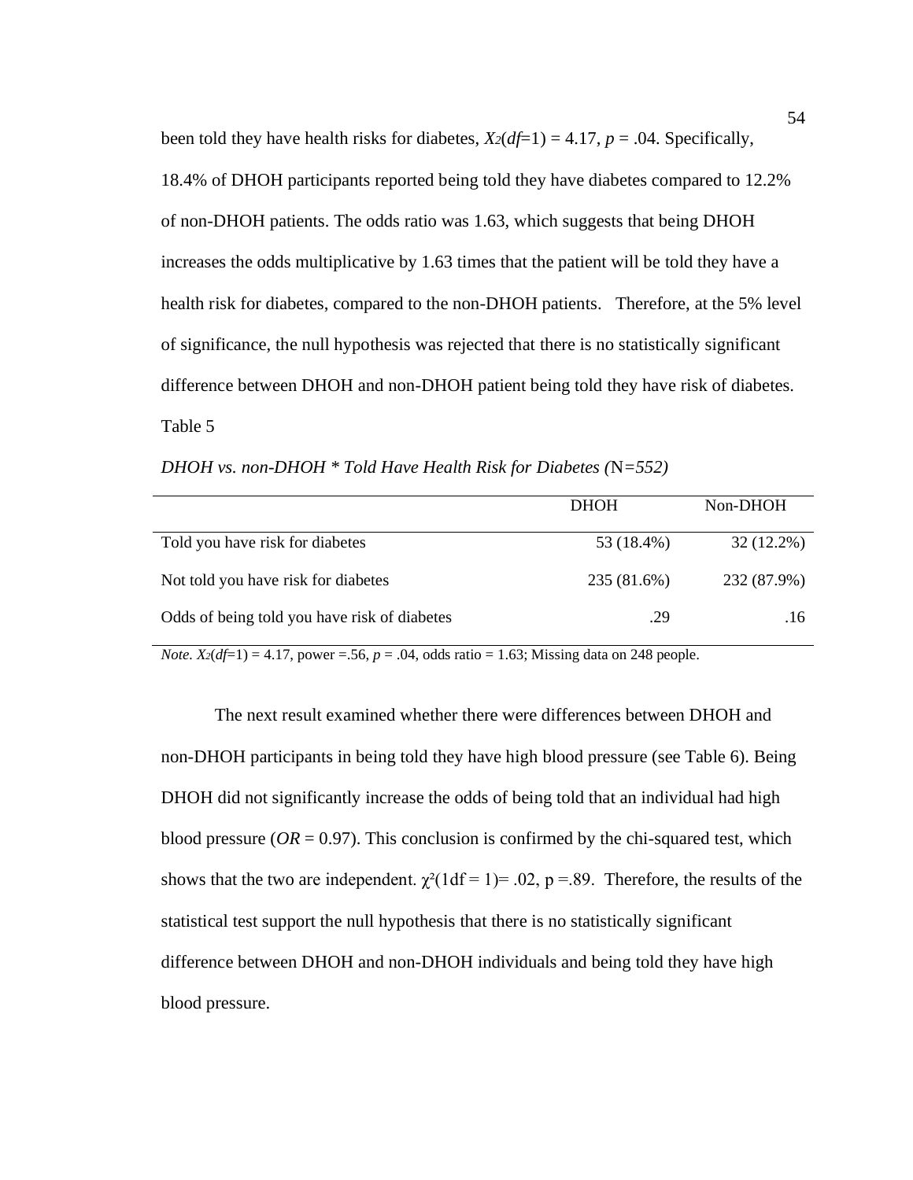been told they have health risks for diabetes, $X_2(df=1) = 4.17$, $p = .04$. Specifically, 18.4% of DHOH participants reported being told they have diabetes compared to 12.2% of non-DHOH patients. The odds ratio was 1.63, which suggests that being DHOH increases the odds multiplicative by 1.63 times that the patient will be told they have a health risk for diabetes, compared to the non-DHOH patients. Therefore, at the 5% level of significance, the null hypothesis was rejected that there is no statistically significant difference between DHOH and non-DHOH patient being told they have risk of diabetes.

Table 5

*DHOH vs. non-DHOH * Told Have Health Risk for Diabetes (N=552)*

| | DHOH | Non-DHOH |
|---|---|---|
| Told you have risk for diabetes | 53 (18.4%) | 32 (12.2%) |
| Not told you have risk for diabetes | 235 (81.6%) | 232 (87.9%) |
| Odds of being told you have risk of diabetes | .29 | .16 |

*Note.* $X_2(df=1) = 4.17$, power =.56, $p = .04$, odds ratio = 1.63; Missing data on 248 people.

The next result examined whether there were differences between DHOH and non-DHOH participants in being told they have high blood pressure (see Table 6). Being DHOH did not significantly increase the odds of being told that an individual had high blood pressure ($OR = 0.97$). This conclusion is confirmed by the chi-squared test, which shows that the two are independent. $\chi^2(1\text{df} = 1) = .02$, $p = .89$. Therefore, the results of the statistical test support the null hypothesis that there is no statistically significant difference between DHOH and non-DHOH individuals and being told they have high blood pressure.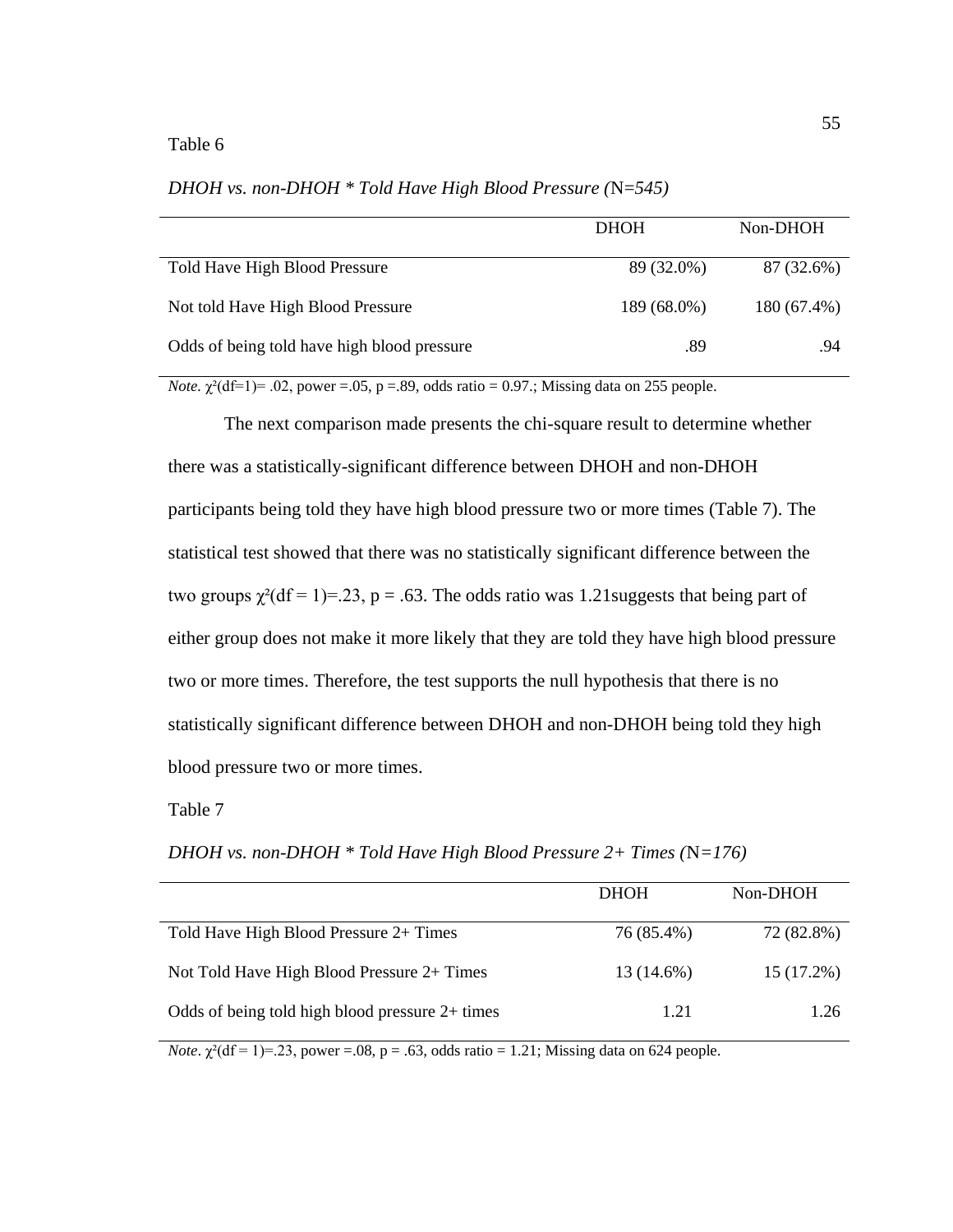Table 6

*DHOH vs. non-DHOH * Told Have High Blood Pressure (*N*=545)*

| | DHOH | Non-DHOH |
|---|---|---|
| Told Have High Blood Pressure | 89 (32.0%) | 87 (32.6%) |
| Not told Have High Blood Pressure | 189 (68.0%) | 180 (67.4%) |
| Odds of being told have high blood pressure | .89 | .94 |

*Note.* $\chi^2$(df=1)= .02, power =.05, p =.89, odds ratio = 0.97.; Missing data on 255 people.

The next comparison made presents the chi-square result to determine whether there was a statistically-significant difference between DHOH and non-DHOH participants being told they have high blood pressure two or more times (Table 7). The statistical test showed that there was no statistically significant difference between the two groups $\chi^2$(df = 1)=.23, p = .63. The odds ratio was 1.21suggests that being part of either group does not make it more likely that they are told they have high blood pressure two or more times. Therefore, the test supports the null hypothesis that there is no statistically significant difference between DHOH and non-DHOH being told they high blood pressure two or more times.

Table 7

*DHOH vs. non-DHOH * Told Have High Blood Pressure 2+ Times (*N*=176)*

| | DHOH | Non-DHOH |
|---|---|---|
| Told Have High Blood Pressure 2+ Times | 76 (85.4%) | 72 (82.8%) |
| Not Told Have High Blood Pressure 2+ Times | 13 (14.6%) | 15 (17.2%) |
| Odds of being told high blood pressure 2+ times | 1.21 | 1.26 |

*Note*. $\chi^2$(df = 1)=.23, power =.08, p = .63, odds ratio = 1.21; Missing data on 624 people.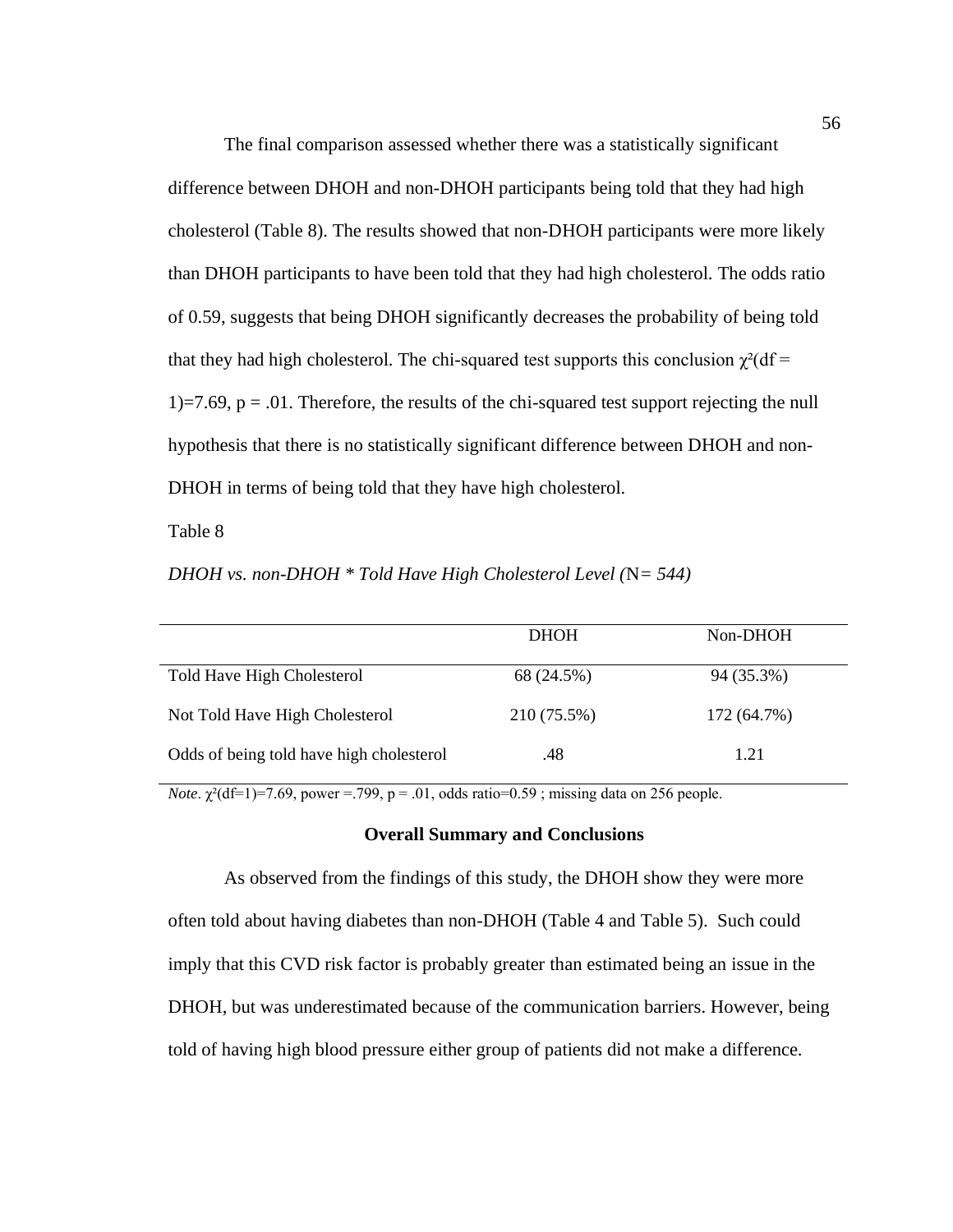The final comparison assessed whether there was a statistically significant difference between DHOH and non-DHOH participants being told that they had high cholesterol (Table 8). The results showed that non-DHOH participants were more likely than DHOH participants to have been told that they had high cholesterol. The odds ratio of 0.59, suggests that being DHOH significantly decreases the probability of being told that they had high cholesterol. The chi-squared test supports this conclusion $\chi^2(df = 1)=7.69$, $p = .01$. Therefore, the results of the chi-squared test support rejecting the null hypothesis that there is no statistically significant difference between DHOH and non-DHOH in terms of being told that they have high cholesterol.

Table 8

*DHOH vs. non-DHOH * Told Have High Cholesterol Level (N= 544)*

| | DHOH | Non-DHOH |
|---|---|---|
| Told Have High Cholesterol | 68 (24.5%) | 94 (35.3%) |
| Not Told Have High Cholesterol | 210 (75.5%) | 172 (64.7%) |
| Odds of being told have high cholesterol | .48 | 1.21 |

*Note*. $\chi^2(df=1)=7.69$, power =.799, $p = .01$, odds ratio=0.59 ; missing data on 256 people.

## Overall Summary and Conclusions

As observed from the findings of this study, the DHOH show they were more often told about having diabetes than non-DHOH (Table 4 and Table 5). Such could imply that this CVD risk factor is probably greater than estimated being an issue in the DHOH, but was underestimated because of the communication barriers. However, being told of having high blood pressure either group of patients did not make a difference.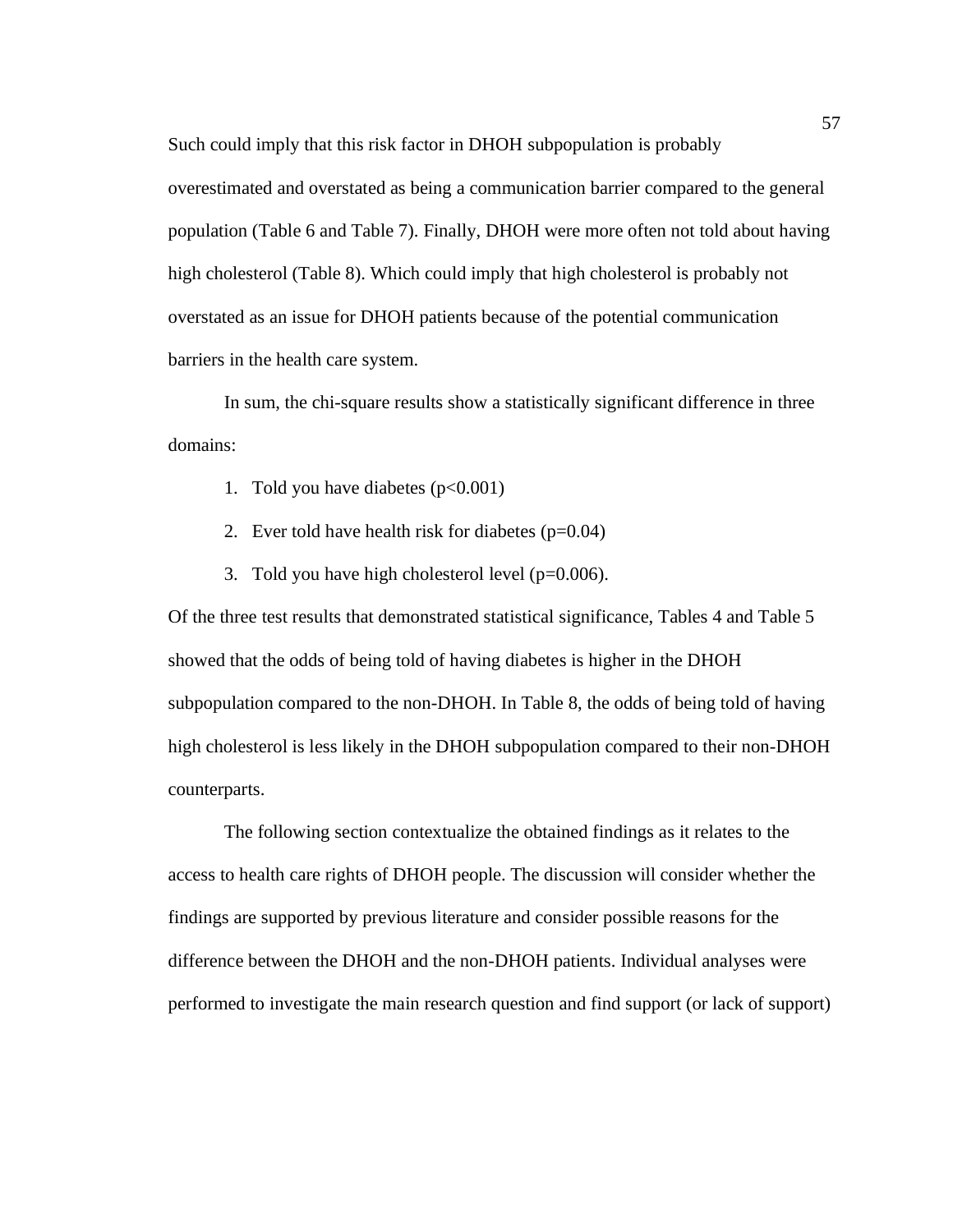Such could imply that this risk factor in DHOH subpopulation is probably overestimated and overstated as being a communication barrier compared to the general population (Table 6 and Table 7). Finally, DHOH were more often not told about having high cholesterol (Table 8). Which could imply that high cholesterol is probably not overstated as an issue for DHOH patients because of the potential communication barriers in the health care system.

In sum, the chi-square results show a statistically significant difference in three domains:

1. Told you have diabetes ($p<0.001$)
2. Ever told have health risk for diabetes ($p=0.04$)
3. Told you have high cholesterol level ($p=0.006$).

Of the three test results that demonstrated statistical significance, Tables 4 and Table 5 showed that the odds of being told of having diabetes is higher in the DHOH subpopulation compared to the non-DHOH. In Table 8, the odds of being told of having high cholesterol is less likely in the DHOH subpopulation compared to their non-DHOH counterparts.

The following section contextualize the obtained findings as it relates to the access to health care rights of DHOH people. The discussion will consider whether the findings are supported by previous literature and consider possible reasons for the difference between the DHOH and the non-DHOH patients. Individual analyses were performed to investigate the main research question and find support (or lack of support)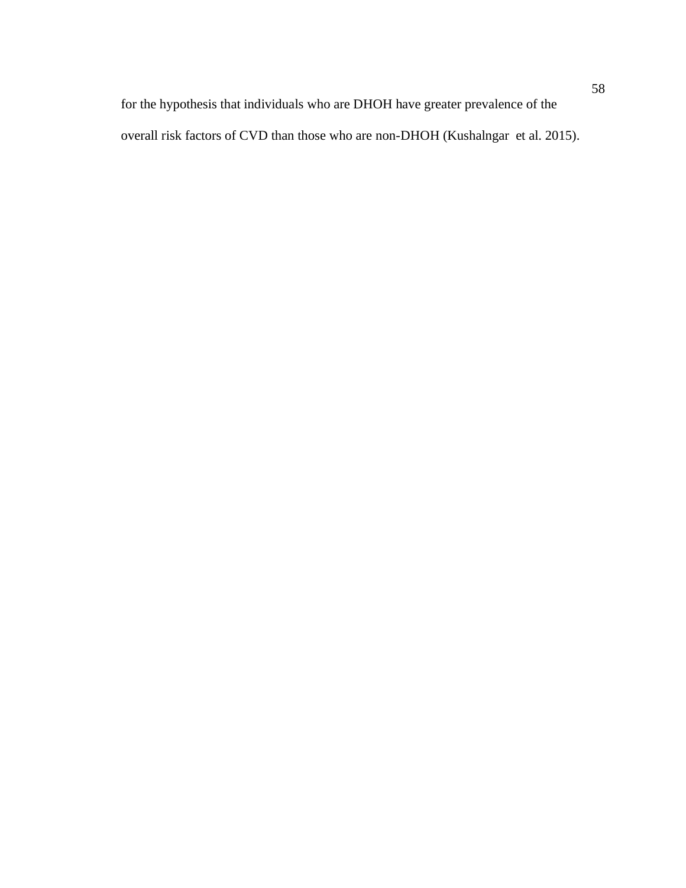for the hypothesis that individuals who are DHOH have greater prevalence of the overall risk factors of CVD than those who are non-DHOH (Kushalngar et al. 2015).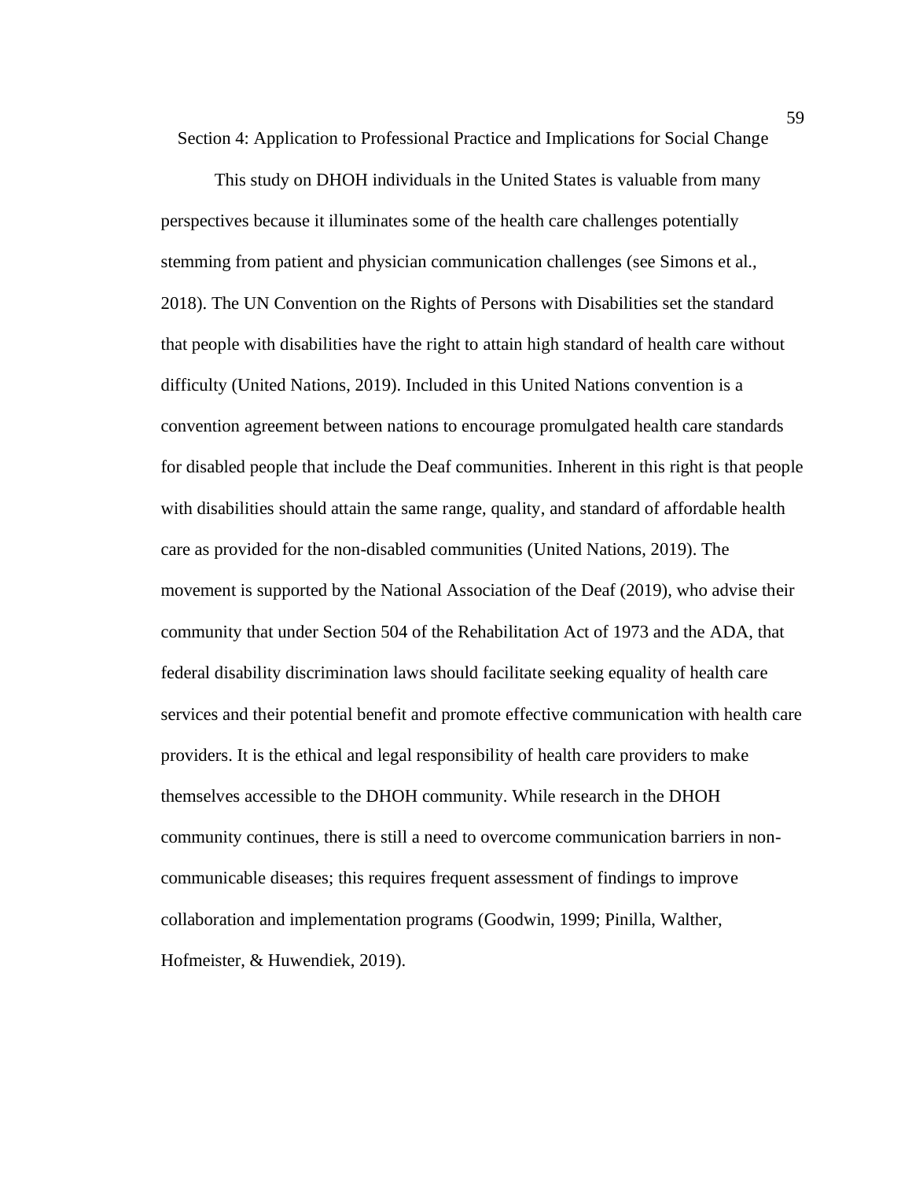## Section 4: Application to Professional Practice and Implications for Social Change

This study on DHOH individuals in the United States is valuable from many perspectives because it illuminates some of the health care challenges potentially stemming from patient and physician communication challenges (see Simons et al., 2018). The UN Convention on the Rights of Persons with Disabilities set the standard that people with disabilities have the right to attain high standard of health care without difficulty (United Nations, 2019). Included in this United Nations convention is a convention agreement between nations to encourage promulgated health care standards for disabled people that include the Deaf communities. Inherent in this right is that people with disabilities should attain the same range, quality, and standard of affordable health care as provided for the non-disabled communities (United Nations, 2019). The movement is supported by the National Association of the Deaf (2019), who advise their community that under Section 504 of the Rehabilitation Act of 1973 and the ADA, that federal disability discrimination laws should facilitate seeking equality of health care services and their potential benefit and promote effective communication with health care providers. It is the ethical and legal responsibility of health care providers to make themselves accessible to the DHOH community. While research in the DHOH community continues, there is still a need to overcome communication barriers in non-communicable diseases; this requires frequent assessment of findings to improve collaboration and implementation programs (Goodwin, 1999; Pinilla, Walther, Hofmeister, & Huwendiek, 2019).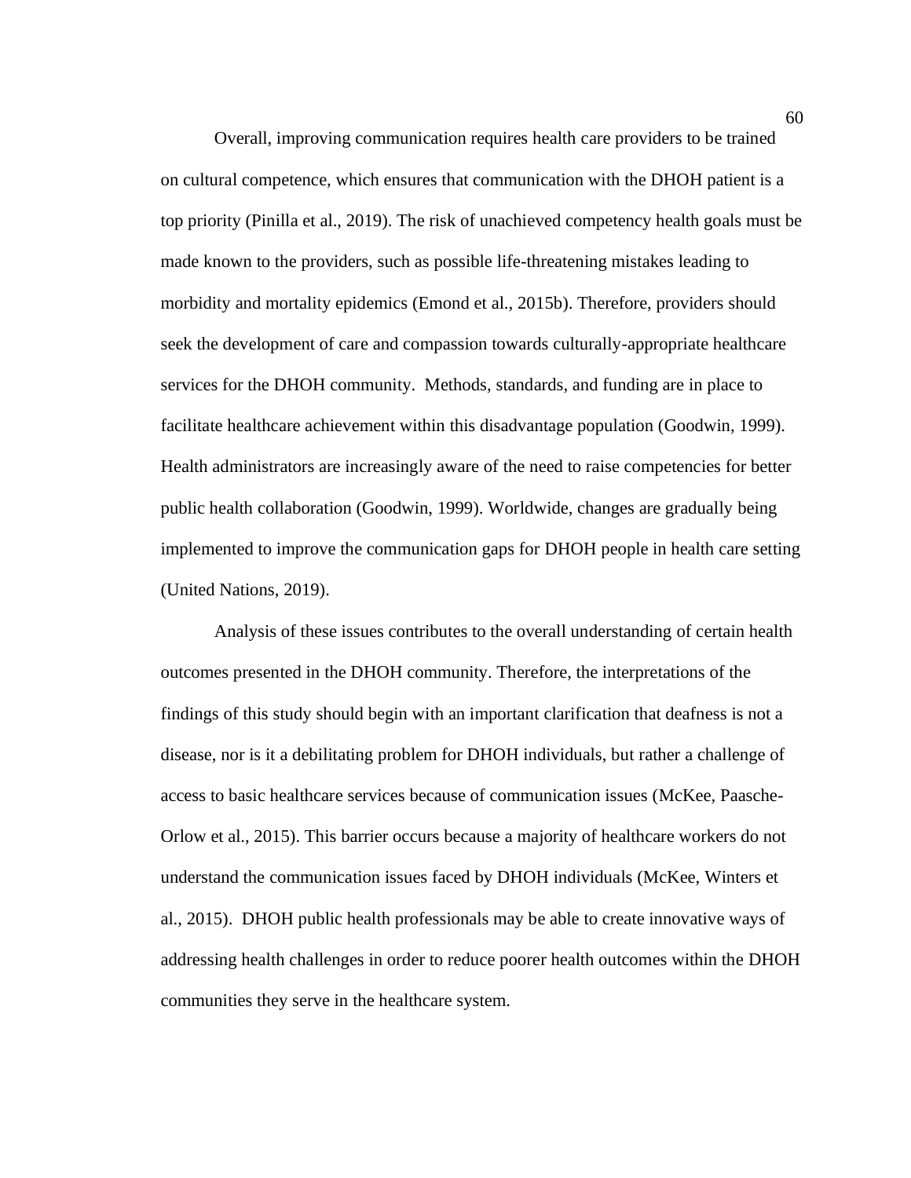Overall, improving communication requires health care providers to be trained on cultural competence, which ensures that communication with the DHOH patient is a top priority (Pinilla et al., 2019). The risk of unachieved competency health goals must be made known to the providers, such as possible life-threatening mistakes leading to morbidity and mortality epidemics (Emond et al., 2015b). Therefore, providers should seek the development of care and compassion towards culturally-appropriate healthcare services for the DHOH community. Methods, standards, and funding are in place to facilitate healthcare achievement within this disadvantage population (Goodwin, 1999). Health administrators are increasingly aware of the need to raise competencies for better public health collaboration (Goodwin, 1999). Worldwide, changes are gradually being implemented to improve the communication gaps for DHOH people in health care setting (United Nations, 2019).

Analysis of these issues contributes to the overall understanding of certain health outcomes presented in the DHOH community. Therefore, the interpretations of the findings of this study should begin with an important clarification that deafness is not a disease, nor is it a debilitating problem for DHOH individuals, but rather a challenge of access to basic healthcare services because of communication issues (McKee, Paasche-Orlow et al., 2015). This barrier occurs because a majority of healthcare workers do not understand the communication issues faced by DHOH individuals (McKee, Winters et al., 2015). DHOH public health professionals may be able to create innovative ways of addressing health challenges in order to reduce poorer health outcomes within the DHOH communities they serve in the healthcare system.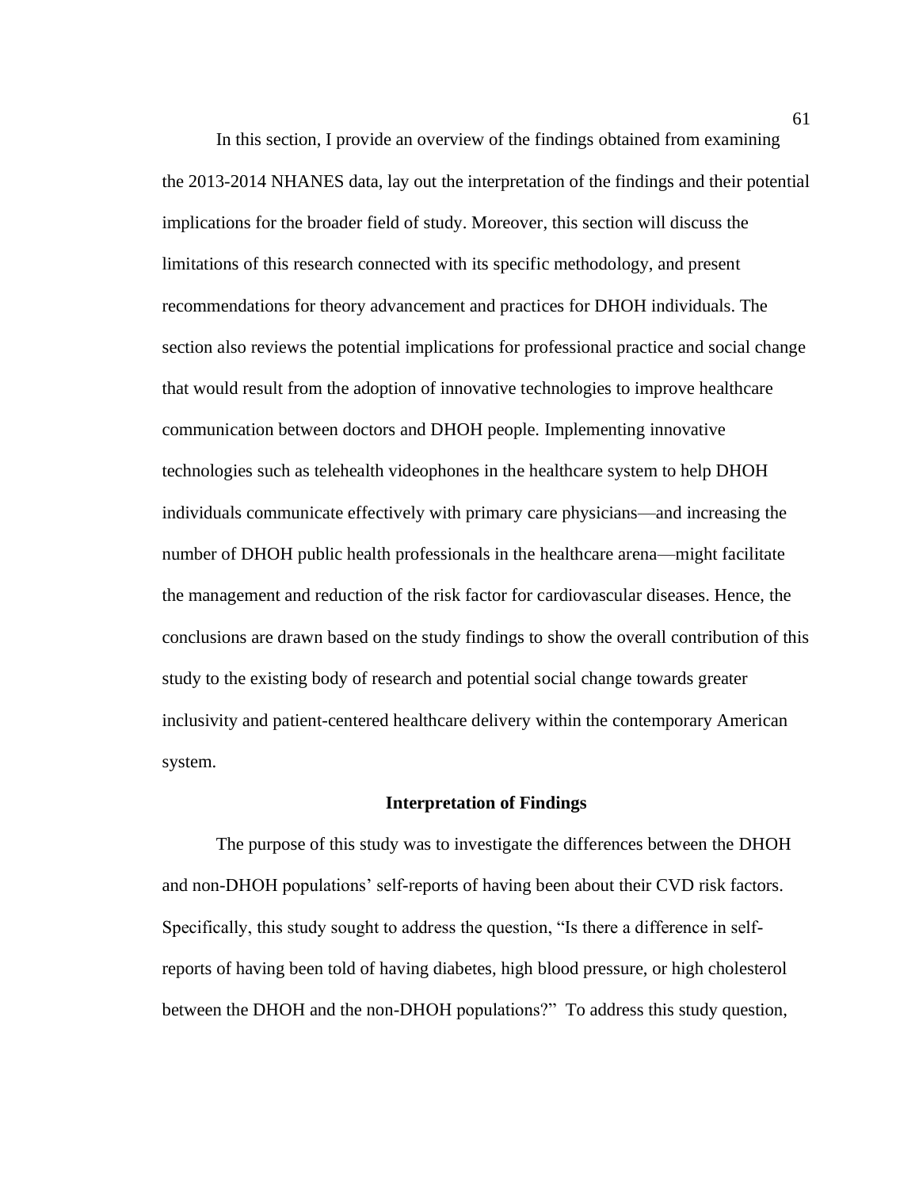In this section, I provide an overview of the findings obtained from examining the 2013-2014 NHANES data, lay out the interpretation of the findings and their potential implications for the broader field of study. Moreover, this section will discuss the limitations of this research connected with its specific methodology, and present recommendations for theory advancement and practices for DHOH individuals. The section also reviews the potential implications for professional practice and social change that would result from the adoption of innovative technologies to improve healthcare communication between doctors and DHOH people. Implementing innovative technologies such as telehealth videophones in the healthcare system to help DHOH individuals communicate effectively with primary care physicians—and increasing the number of DHOH public health professionals in the healthcare arena—might facilitate the management and reduction of the risk factor for cardiovascular diseases. Hence, the conclusions are drawn based on the study findings to show the overall contribution of this study to the existing body of research and potential social change towards greater inclusivity and patient-centered healthcare delivery within the contemporary American system.

## Interpretation of Findings

The purpose of this study was to investigate the differences between the DHOH and non-DHOH populations' self-reports of having been about their CVD risk factors. Specifically, this study sought to address the question, "Is there a difference in self-reports of having been told of having diabetes, high blood pressure, or high cholesterol between the DHOH and the non-DHOH populations?" To address this study question,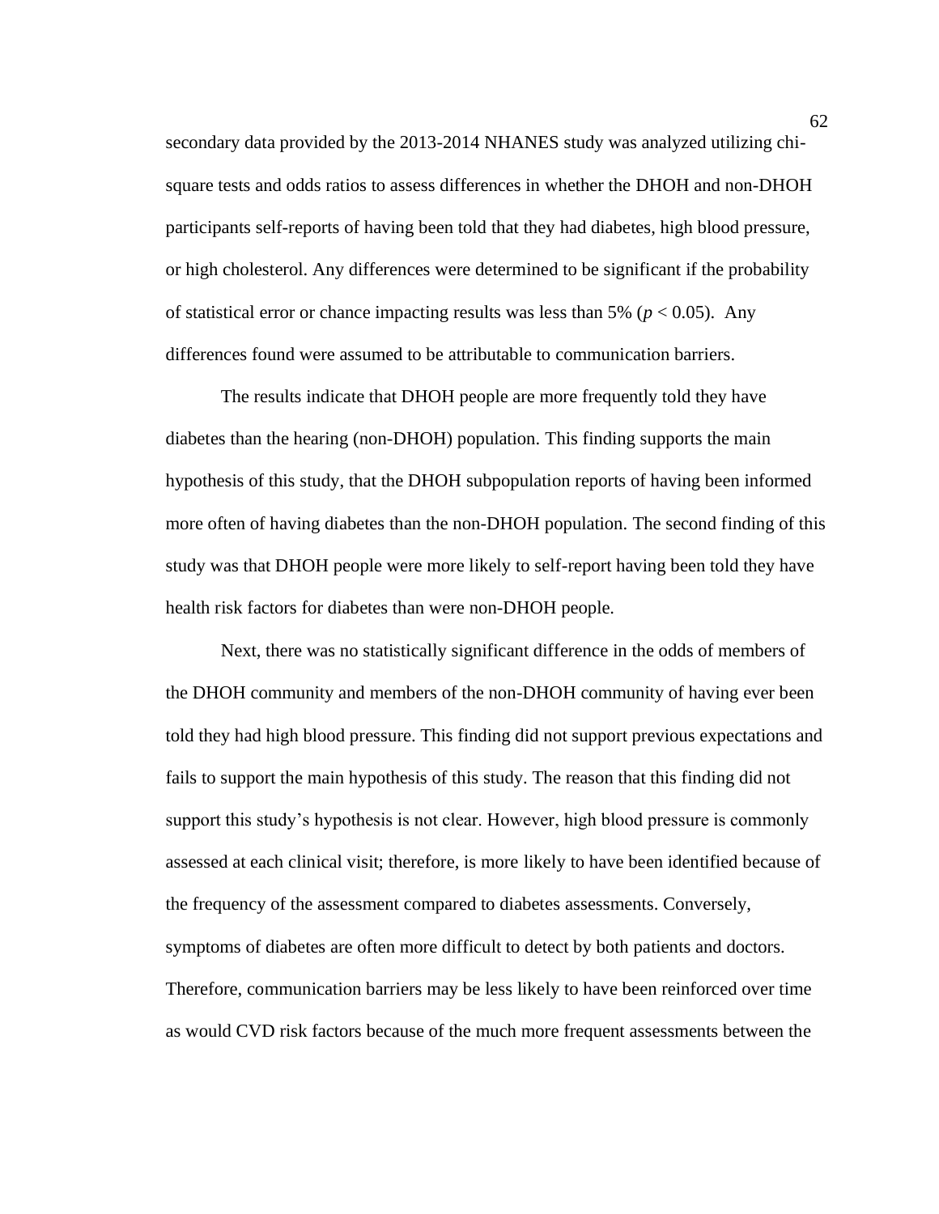secondary data provided by the 2013-2014 NHANES study was analyzed utilizing chi-square tests and odds ratios to assess differences in whether the DHOH and non-DHOH participants self-reports of having been told that they had diabetes, high blood pressure, or high cholesterol. Any differences were determined to be significant if the probability of statistical error or chance impacting results was less than 5% ($p < 0.05$). Any differences found were assumed to be attributable to communication barriers.

The results indicate that DHOH people are more frequently told they have diabetes than the hearing (non-DHOH) population. This finding supports the main hypothesis of this study, that the DHOH subpopulation reports of having been informed more often of having diabetes than the non-DHOH population. The second finding of this study was that DHOH people were more likely to self-report having been told they have health risk factors for diabetes than were non-DHOH people.

Next, there was no statistically significant difference in the odds of members of the DHOH community and members of the non-DHOH community of having ever been told they had high blood pressure. This finding did not support previous expectations and fails to support the main hypothesis of this study. The reason that this finding did not support this study's hypothesis is not clear. However, high blood pressure is commonly assessed at each clinical visit; therefore, is more likely to have been identified because of the frequency of the assessment compared to diabetes assessments. Conversely, symptoms of diabetes are often more difficult to detect by both patients and doctors. Therefore, communication barriers may be less likely to have been reinforced over time as would CVD risk factors because of the much more frequent assessments between the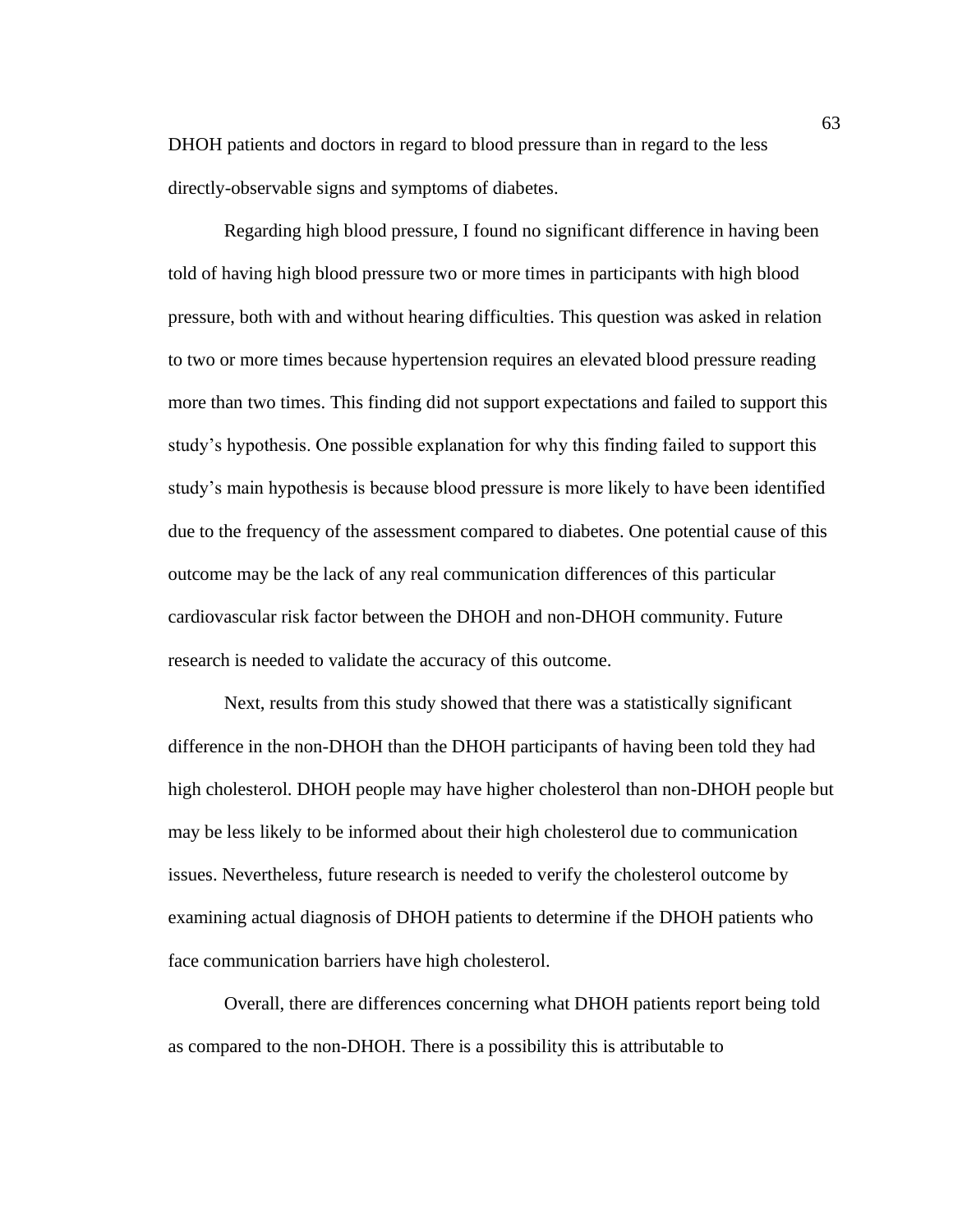DHOH patients and doctors in regard to blood pressure than in regard to the less directly-observable signs and symptoms of diabetes.

Regarding high blood pressure, I found no significant difference in having been told of having high blood pressure two or more times in participants with high blood pressure, both with and without hearing difficulties. This question was asked in relation to two or more times because hypertension requires an elevated blood pressure reading more than two times. This finding did not support expectations and failed to support this study's hypothesis. One possible explanation for why this finding failed to support this study's main hypothesis is because blood pressure is more likely to have been identified due to the frequency of the assessment compared to diabetes. One potential cause of this outcome may be the lack of any real communication differences of this particular cardiovascular risk factor between the DHOH and non-DHOH community. Future research is needed to validate the accuracy of this outcome.

Next, results from this study showed that there was a statistically significant difference in the non-DHOH than the DHOH participants of having been told they had high cholesterol. DHOH people may have higher cholesterol than non-DHOH people but may be less likely to be informed about their high cholesterol due to communication issues. Nevertheless, future research is needed to verify the cholesterol outcome by examining actual diagnosis of DHOH patients to determine if the DHOH patients who face communication barriers have high cholesterol.

Overall, there are differences concerning what DHOH patients report being told as compared to the non-DHOH. There is a possibility this is attributable to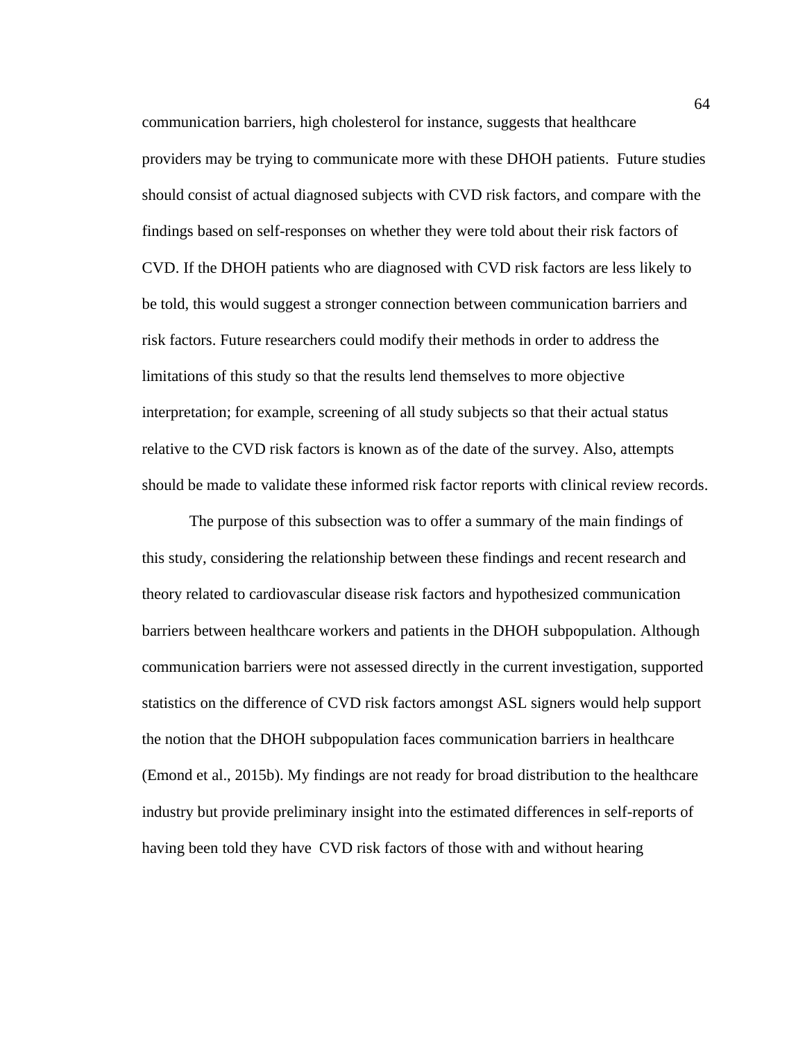communication barriers, high cholesterol for instance, suggests that healthcare providers may be trying to communicate more with these DHOH patients. Future studies should consist of actual diagnosed subjects with CVD risk factors, and compare with the findings based on self-responses on whether they were told about their risk factors of CVD. If the DHOH patients who are diagnosed with CVD risk factors are less likely to be told, this would suggest a stronger connection between communication barriers and risk factors. Future researchers could modify their methods in order to address the limitations of this study so that the results lend themselves to more objective interpretation; for example, screening of all study subjects so that their actual status relative to the CVD risk factors is known as of the date of the survey. Also, attempts should be made to validate these informed risk factor reports with clinical review records.

The purpose of this subsection was to offer a summary of the main findings of this study, considering the relationship between these findings and recent research and theory related to cardiovascular disease risk factors and hypothesized communication barriers between healthcare workers and patients in the DHOH subpopulation. Although communication barriers were not assessed directly in the current investigation, supported statistics on the difference of CVD risk factors amongst ASL signers would help support the notion that the DHOH subpopulation faces communication barriers in healthcare (Emond et al., 2015b). My findings are not ready for broad distribution to the healthcare industry but provide preliminary insight into the estimated differences in self-reports of having been told they have CVD risk factors of those with and without hearing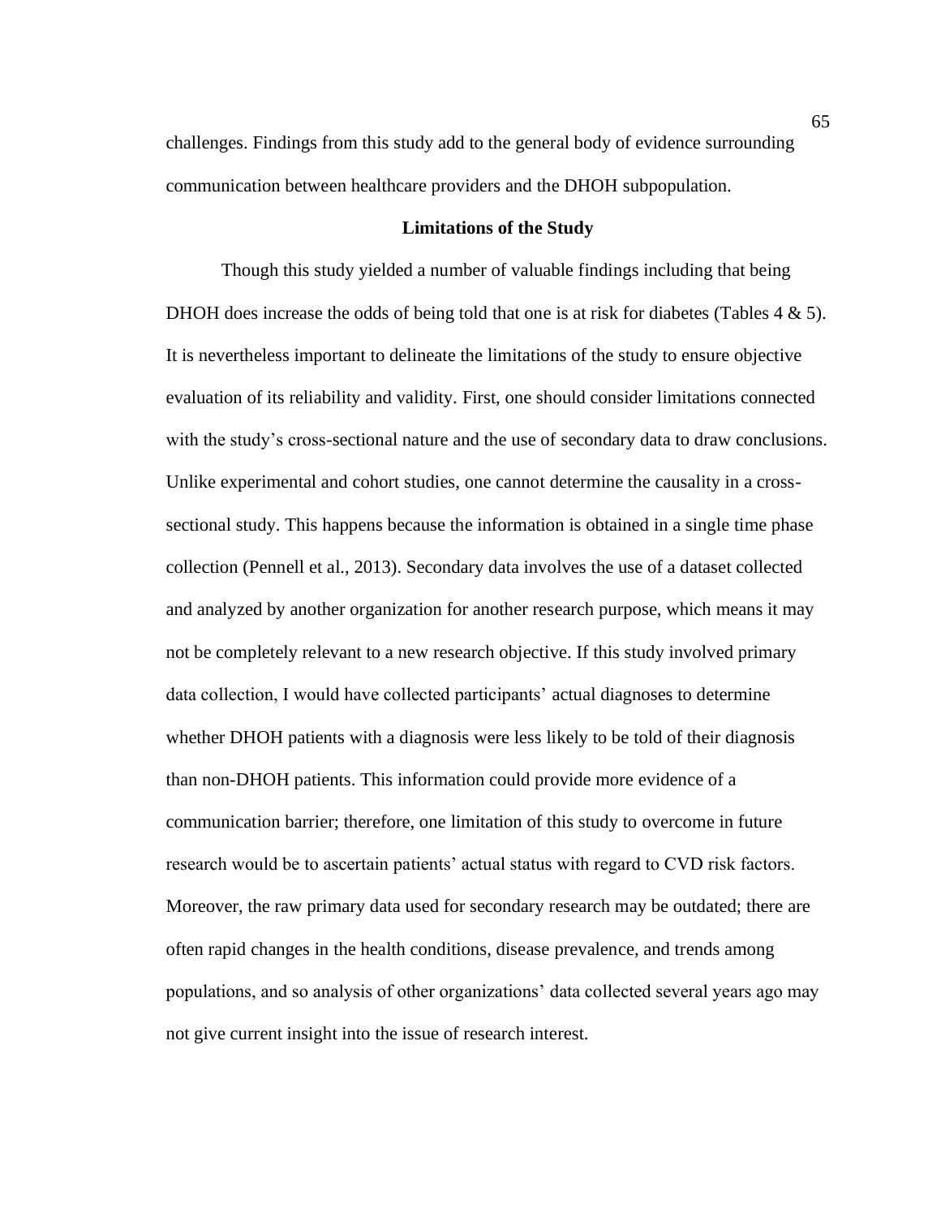challenges. Findings from this study add to the general body of evidence surrounding communication between healthcare providers and the DHOH subpopulation.

## Limitations of the Study

Though this study yielded a number of valuable findings including that being DHOH does increase the odds of being told that one is at risk for diabetes (Tables 4 & 5). It is nevertheless important to delineate the limitations of the study to ensure objective evaluation of its reliability and validity. First, one should consider limitations connected with the study's cross-sectional nature and the use of secondary data to draw conclusions. Unlike experimental and cohort studies, one cannot determine the causality in a cross-sectional study. This happens because the information is obtained in a single time phase collection (Pennell et al., 2013). Secondary data involves the use of a dataset collected and analyzed by another organization for another research purpose, which means it may not be completely relevant to a new research objective. If this study involved primary data collection, I would have collected participants' actual diagnoses to determine whether DHOH patients with a diagnosis were less likely to be told of their diagnosis than non-DHOH patients. This information could provide more evidence of a communication barrier; therefore, one limitation of this study to overcome in future research would be to ascertain patients' actual status with regard to CVD risk factors. Moreover, the raw primary data used for secondary research may be outdated; there are often rapid changes in the health conditions, disease prevalence, and trends among populations, and so analysis of other organizations' data collected several years ago may not give current insight into the issue of research interest.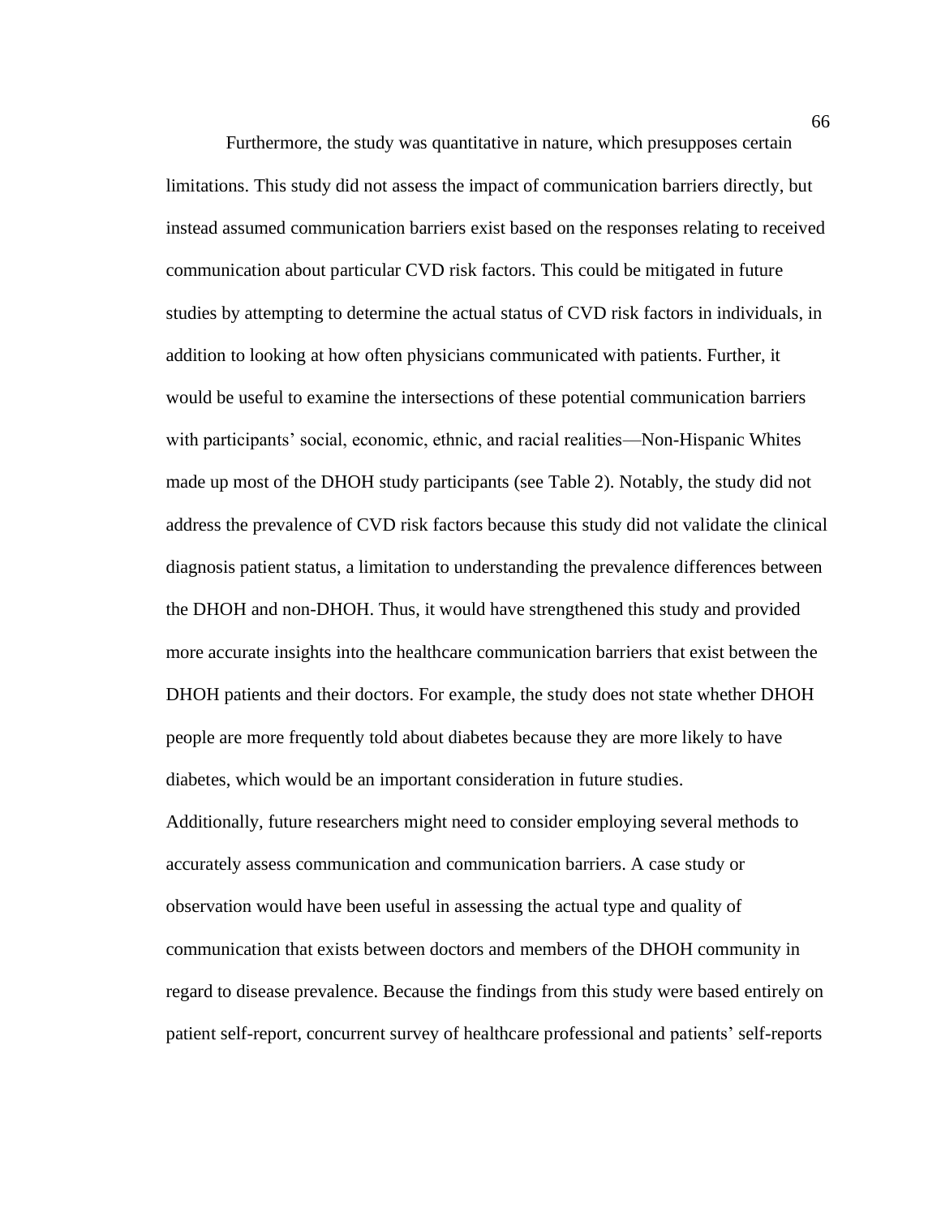Furthermore, the study was quantitative in nature, which presupposes certain limitations. This study did not assess the impact of communication barriers directly, but instead assumed communication barriers exist based on the responses relating to received communication about particular CVD risk factors. This could be mitigated in future studies by attempting to determine the actual status of CVD risk factors in individuals, in addition to looking at how often physicians communicated with patients. Further, it would be useful to examine the intersections of these potential communication barriers with participants' social, economic, ethnic, and racial realities—Non-Hispanic Whites made up most of the DHOH study participants (see Table 2). Notably, the study did not address the prevalence of CVD risk factors because this study did not validate the clinical diagnosis patient status, a limitation to understanding the prevalence differences between the DHOH and non-DHOH. Thus, it would have strengthened this study and provided more accurate insights into the healthcare communication barriers that exist between the DHOH patients and their doctors. For example, the study does not state whether DHOH people are more frequently told about diabetes because they are more likely to have diabetes, which would be an important consideration in future studies.

Additionally, future researchers might need to consider employing several methods to accurately assess communication and communication barriers. A case study or observation would have been useful in assessing the actual type and quality of communication that exists between doctors and members of the DHOH community in regard to disease prevalence. Because the findings from this study were based entirely on patient self-report, concurrent survey of healthcare professional and patients' self-reports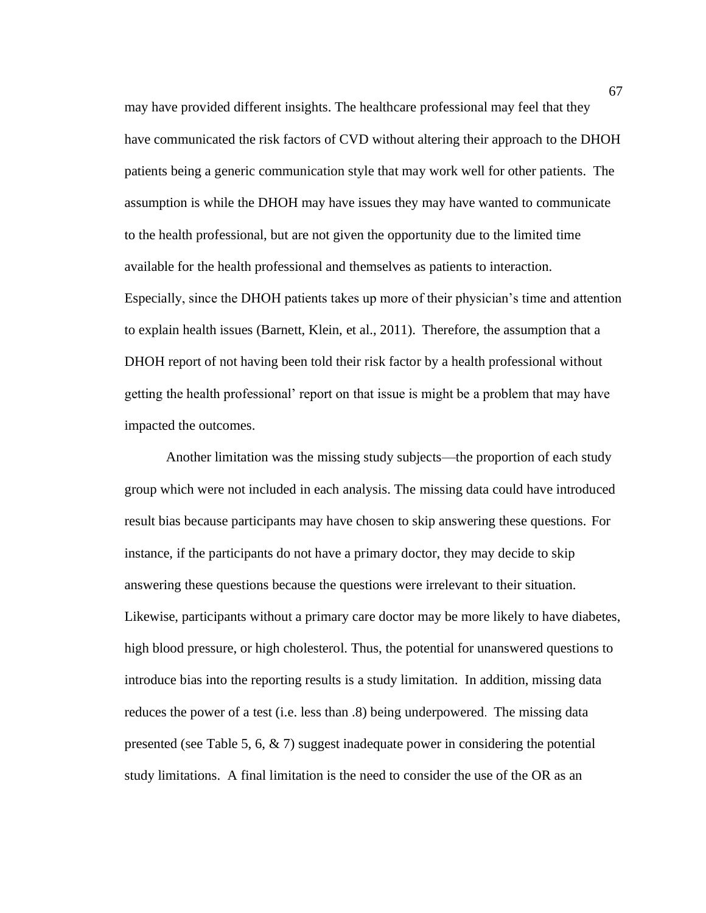may have provided different insights. The healthcare professional may feel that they have communicated the risk factors of CVD without altering their approach to the DHOH patients being a generic communication style that may work well for other patients. The assumption is while the DHOH may have issues they may have wanted to communicate to the health professional, but are not given the opportunity due to the limited time available for the health professional and themselves as patients to interaction. Especially, since the DHOH patients takes up more of their physician's time and attention to explain health issues (Barnett, Klein, et al., 2011). Therefore, the assumption that a DHOH report of not having been told their risk factor by a health professional without getting the health professional' report on that issue is might be a problem that may have impacted the outcomes.

Another limitation was the missing study subjects—the proportion of each study group which were not included in each analysis. The missing data could have introduced result bias because participants may have chosen to skip answering these questions. For instance, if the participants do not have a primary doctor, they may decide to skip answering these questions because the questions were irrelevant to their situation. Likewise, participants without a primary care doctor may be more likely to have diabetes, high blood pressure, or high cholesterol. Thus, the potential for unanswered questions to introduce bias into the reporting results is a study limitation. In addition, missing data reduces the power of a test (i.e. less than .8) being underpowered. The missing data presented (see Table 5, 6, & 7) suggest inadequate power in considering the potential study limitations. A final limitation is the need to consider the use of the OR as an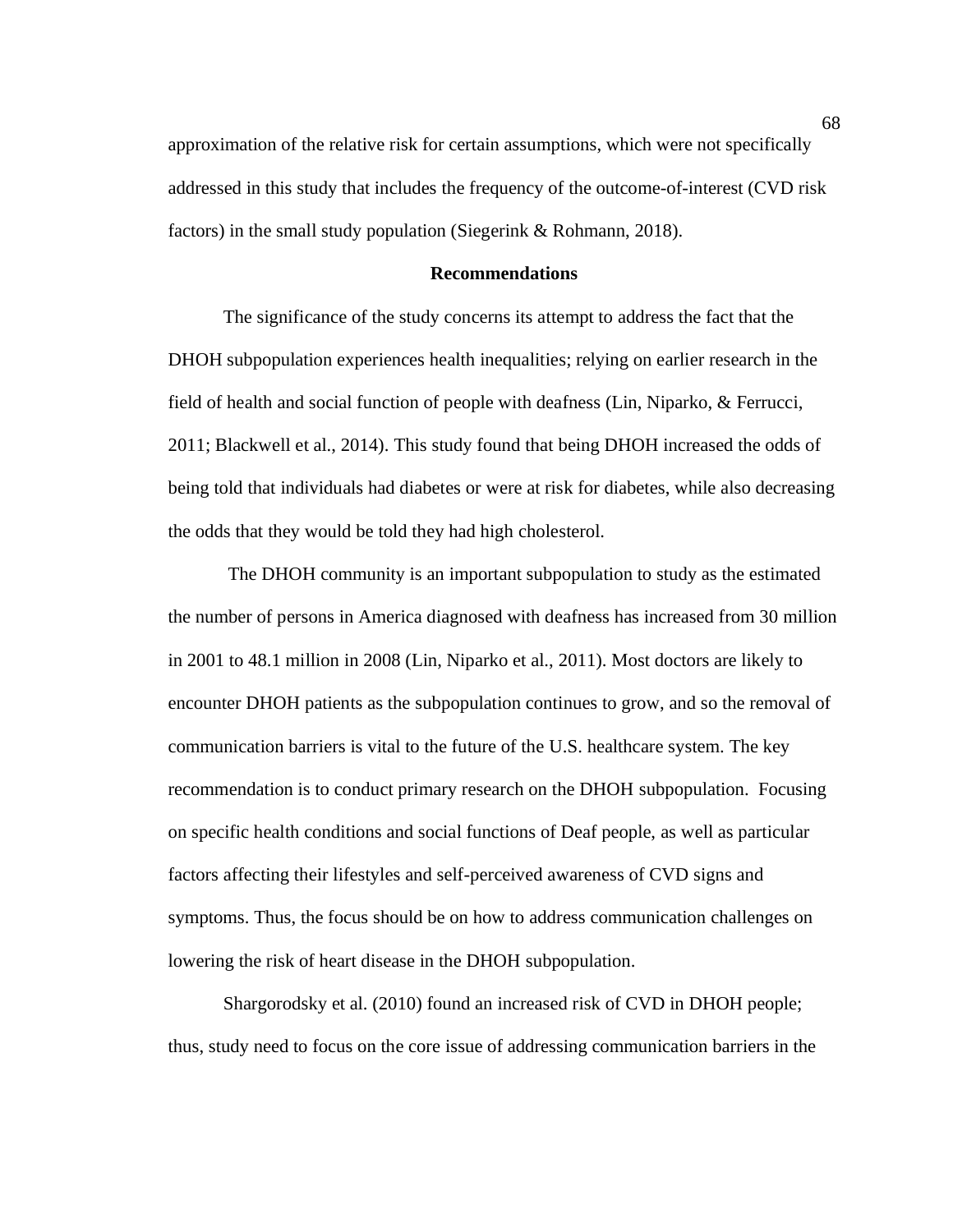approximation of the relative risk for certain assumptions, which were not specifically addressed in this study that includes the frequency of the outcome-of-interest (CVD risk factors) in the small study population (Siegerink & Rohmann, 2018).

## Recommendations

The significance of the study concerns its attempt to address the fact that the DHOH subpopulation experiences health inequalities; relying on earlier research in the field of health and social function of people with deafness (Lin, Niparko, & Ferrucci, 2011; Blackwell et al., 2014). This study found that being DHOH increased the odds of being told that individuals had diabetes or were at risk for diabetes, while also decreasing the odds that they would be told they had high cholesterol.

The DHOH community is an important subpopulation to study as the estimated the number of persons in America diagnosed with deafness has increased from 30 million in 2001 to 48.1 million in 2008 (Lin, Niparko et al., 2011). Most doctors are likely to encounter DHOH patients as the subpopulation continues to grow, and so the removal of communication barriers is vital to the future of the U.S. healthcare system. The key recommendation is to conduct primary research on the DHOH subpopulation. Focusing on specific health conditions and social functions of Deaf people, as well as particular factors affecting their lifestyles and self-perceived awareness of CVD signs and symptoms. Thus, the focus should be on how to address communication challenges on lowering the risk of heart disease in the DHOH subpopulation.

Shargorodsky et al. (2010) found an increased risk of CVD in DHOH people; thus, study need to focus on the core issue of addressing communication barriers in the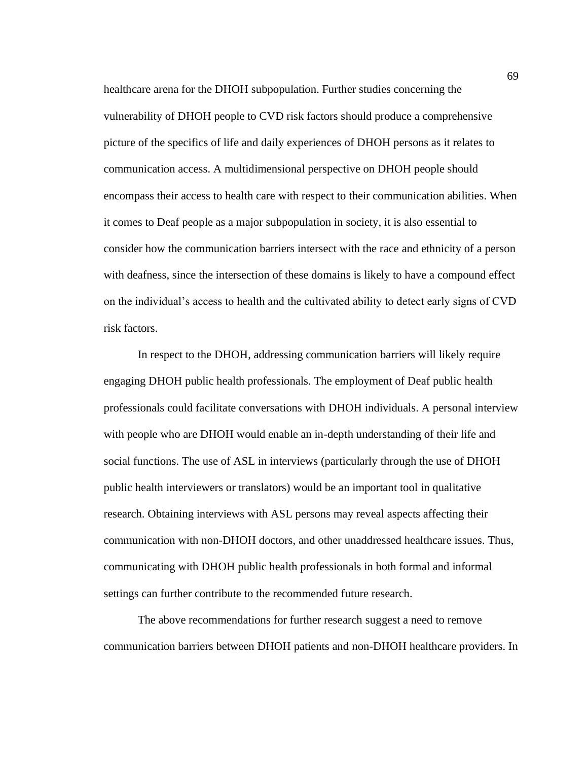healthcare arena for the DHOH subpopulation. Further studies concerning the vulnerability of DHOH people to CVD risk factors should produce a comprehensive picture of the specifics of life and daily experiences of DHOH persons as it relates to communication access. A multidimensional perspective on DHOH people should encompass their access to health care with respect to their communication abilities. When it comes to Deaf people as a major subpopulation in society, it is also essential to consider how the communication barriers intersect with the race and ethnicity of a person with deafness, since the intersection of these domains is likely to have a compound effect on the individual's access to health and the cultivated ability to detect early signs of CVD risk factors.

In respect to the DHOH, addressing communication barriers will likely require engaging DHOH public health professionals. The employment of Deaf public health professionals could facilitate conversations with DHOH individuals. A personal interview with people who are DHOH would enable an in-depth understanding of their life and social functions. The use of ASL in interviews (particularly through the use of DHOH public health interviewers or translators) would be an important tool in qualitative research. Obtaining interviews with ASL persons may reveal aspects affecting their communication with non-DHOH doctors, and other unaddressed healthcare issues. Thus, communicating with DHOH public health professionals in both formal and informal settings can further contribute to the recommended future research.

The above recommendations for further research suggest a need to remove communication barriers between DHOH patients and non-DHOH healthcare providers. In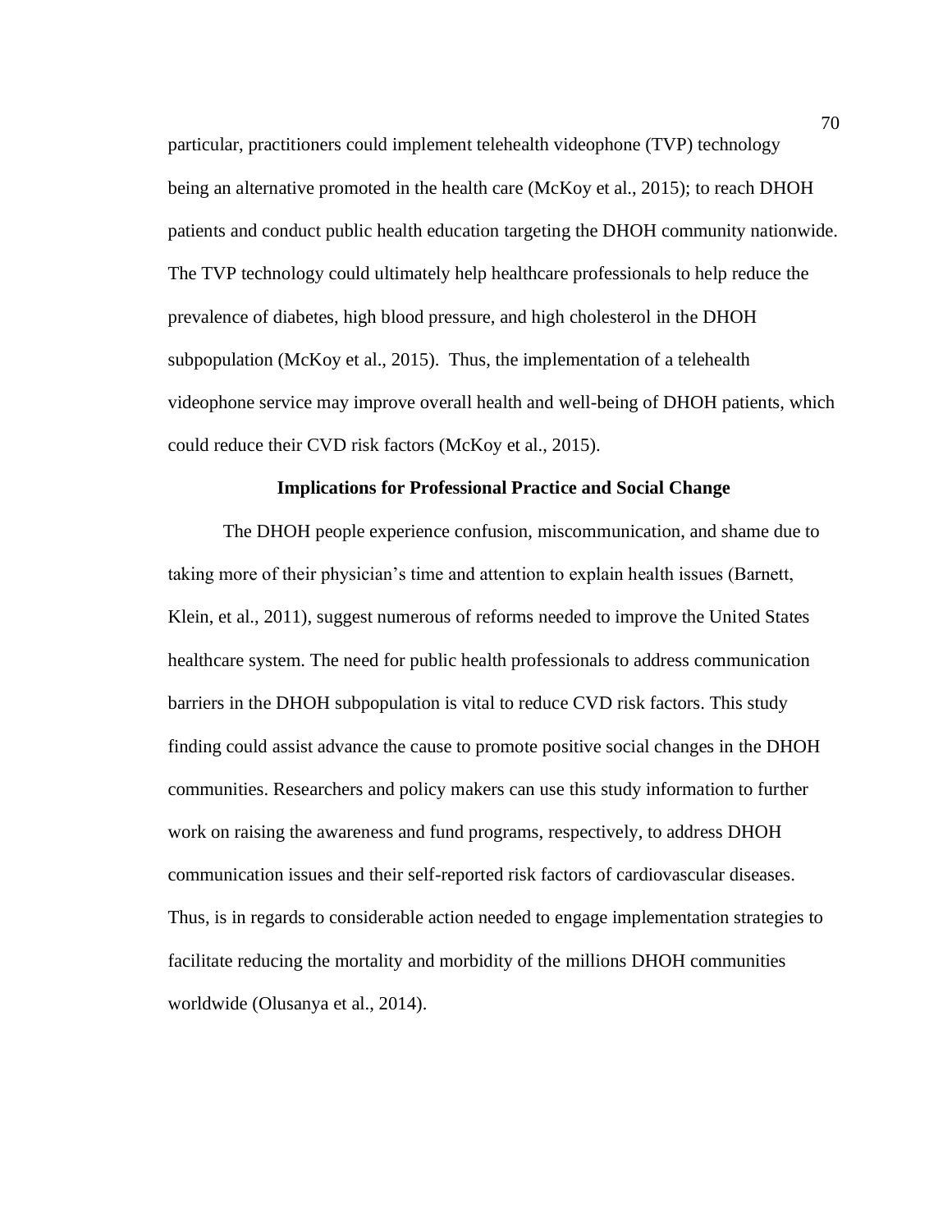particular, practitioners could implement telehealth videophone (TVP) technology being an alternative promoted in the health care (McKoy et al., 2015); to reach DHOH patients and conduct public health education targeting the DHOH community nationwide. The TVP technology could ultimately help healthcare professionals to help reduce the prevalence of diabetes, high blood pressure, and high cholesterol in the DHOH subpopulation (McKoy et al., 2015). Thus, the implementation of a telehealth videophone service may improve overall health and well-being of DHOH patients, which could reduce their CVD risk factors (McKoy et al., 2015).

## Implications for Professional Practice and Social Change

The DHOH people experience confusion, miscommunication, and shame due to taking more of their physician's time and attention to explain health issues (Barnett, Klein, et al., 2011), suggest numerous of reforms needed to improve the United States healthcare system. The need for public health professionals to address communication barriers in the DHOH subpopulation is vital to reduce CVD risk factors. This study finding could assist advance the cause to promote positive social changes in the DHOH communities. Researchers and policy makers can use this study information to further work on raising the awareness and fund programs, respectively, to address DHOH communication issues and their self-reported risk factors of cardiovascular diseases. Thus, is in regards to considerable action needed to engage implementation strategies to facilitate reducing the mortality and morbidity of the millions DHOH communities worldwide (Olusanya et al., 2014).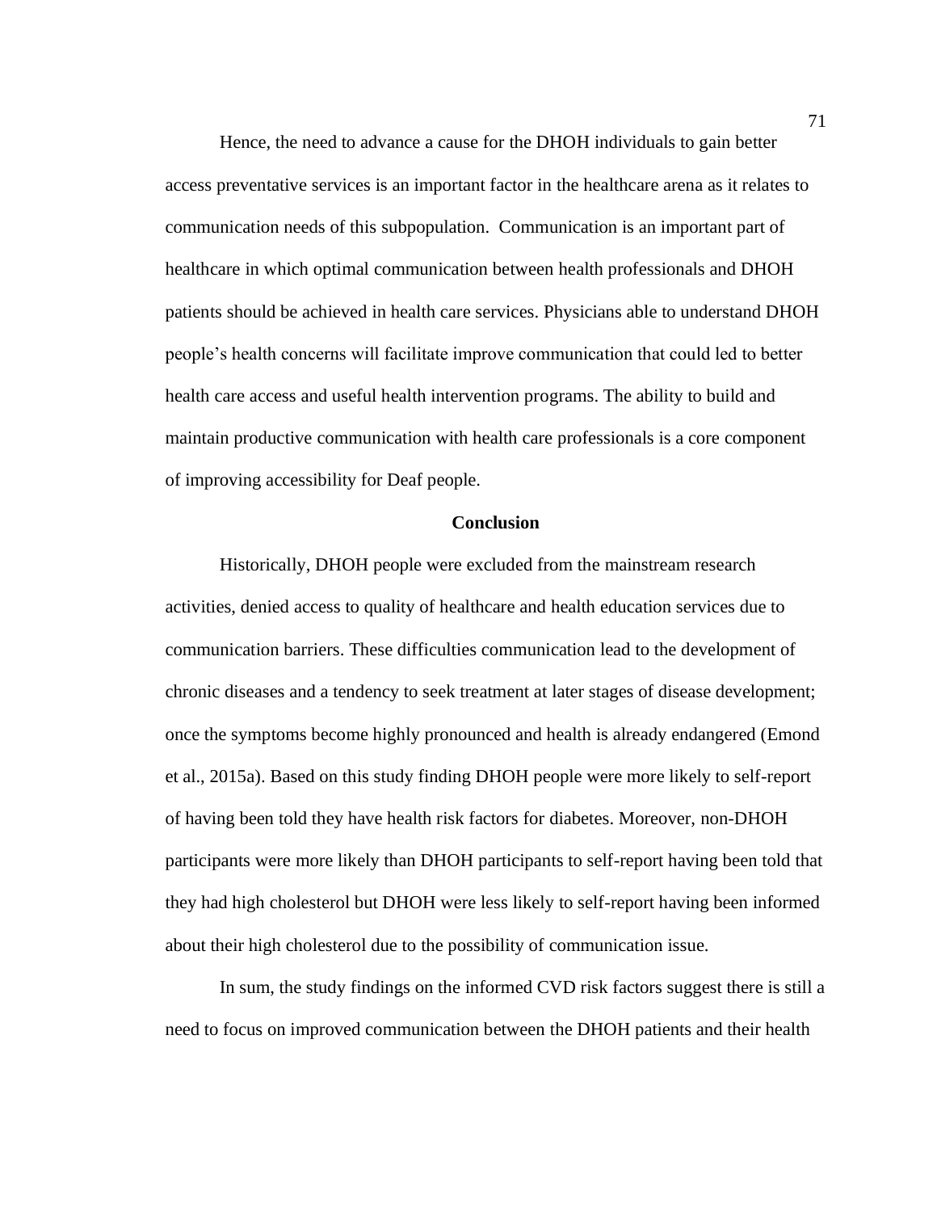Hence, the need to advance a cause for the DHOH individuals to gain better access preventative services is an important factor in the healthcare arena as it relates to communication needs of this subpopulation.  Communication is an important part of healthcare in which optimal communication between health professionals and DHOH patients should be achieved in health care services. Physicians able to understand DHOH people's health concerns will facilitate improve communication that could led to better health care access and useful health intervention programs. The ability to build and maintain productive communication with health care professionals is a core component of improving accessibility for Deaf people.

## Conclusion

Historically, DHOH people were excluded from the mainstream research activities, denied access to quality of healthcare and health education services due to communication barriers. These difficulties communication lead to the development of chronic diseases and a tendency to seek treatment at later stages of disease development; once the symptoms become highly pronounced and health is already endangered (Emond et al., 2015a). Based on this study finding DHOH people were more likely to self-report of having been told they have health risk factors for diabetes. Moreover, non-DHOH participants were more likely than DHOH participants to self-report having been told that they had high cholesterol but DHOH were less likely to self-report having been informed about their high cholesterol due to the possibility of communication issue.

In sum, the study findings on the informed CVD risk factors suggest there is still a need to focus on improved communication between the DHOH patients and their health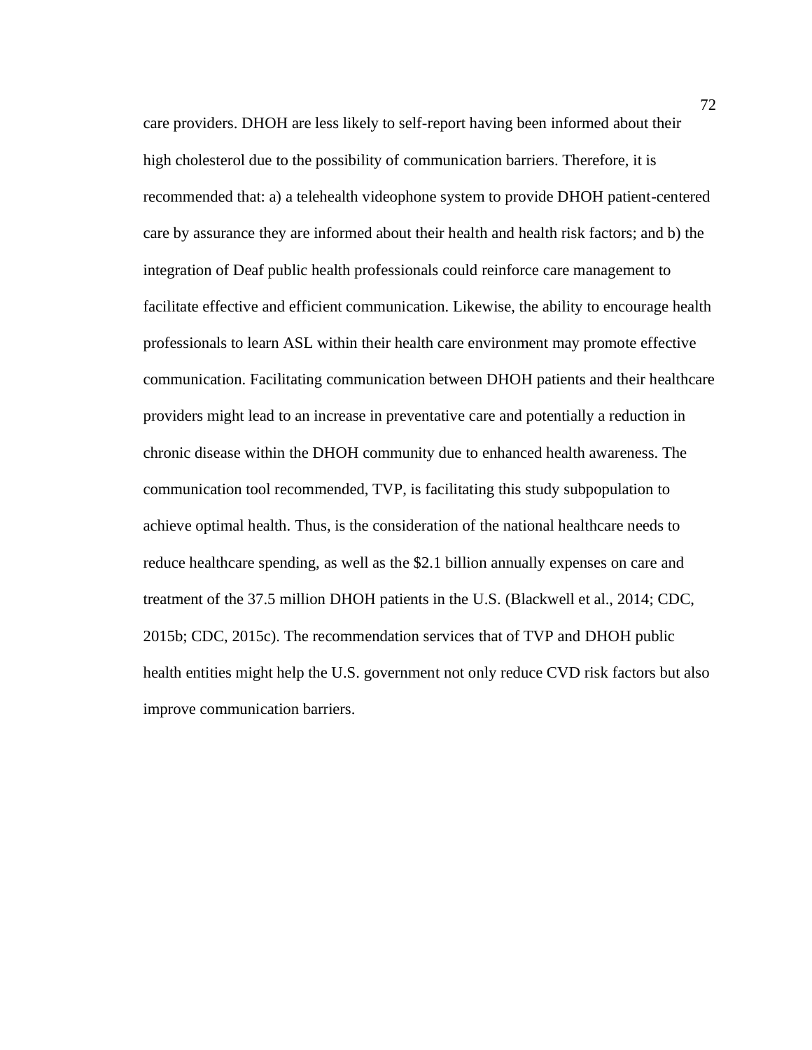care providers. DHOH are less likely to self-report having been informed about their high cholesterol due to the possibility of communication barriers. Therefore, it is recommended that: a) a telehealth videophone system to provide DHOH patient-centered care by assurance they are informed about their health and health risk factors; and b) the integration of Deaf public health professionals could reinforce care management to facilitate effective and efficient communication. Likewise, the ability to encourage health professionals to learn ASL within their health care environment may promote effective communication. Facilitating communication between DHOH patients and their healthcare providers might lead to an increase in preventative care and potentially a reduction in chronic disease within the DHOH community due to enhanced health awareness. The communication tool recommended, TVP, is facilitating this study subpopulation to achieve optimal health. Thus, is the consideration of the national healthcare needs to reduce healthcare spending, as well as the $2.1 billion annually expenses on care and treatment of the 37.5 million DHOH patients in the U.S. (Blackwell et al., 2014; CDC, 2015b; CDC, 2015c). The recommendation services that of TVP and DHOH public health entities might help the U.S. government not only reduce CVD risk factors but also improve communication barriers.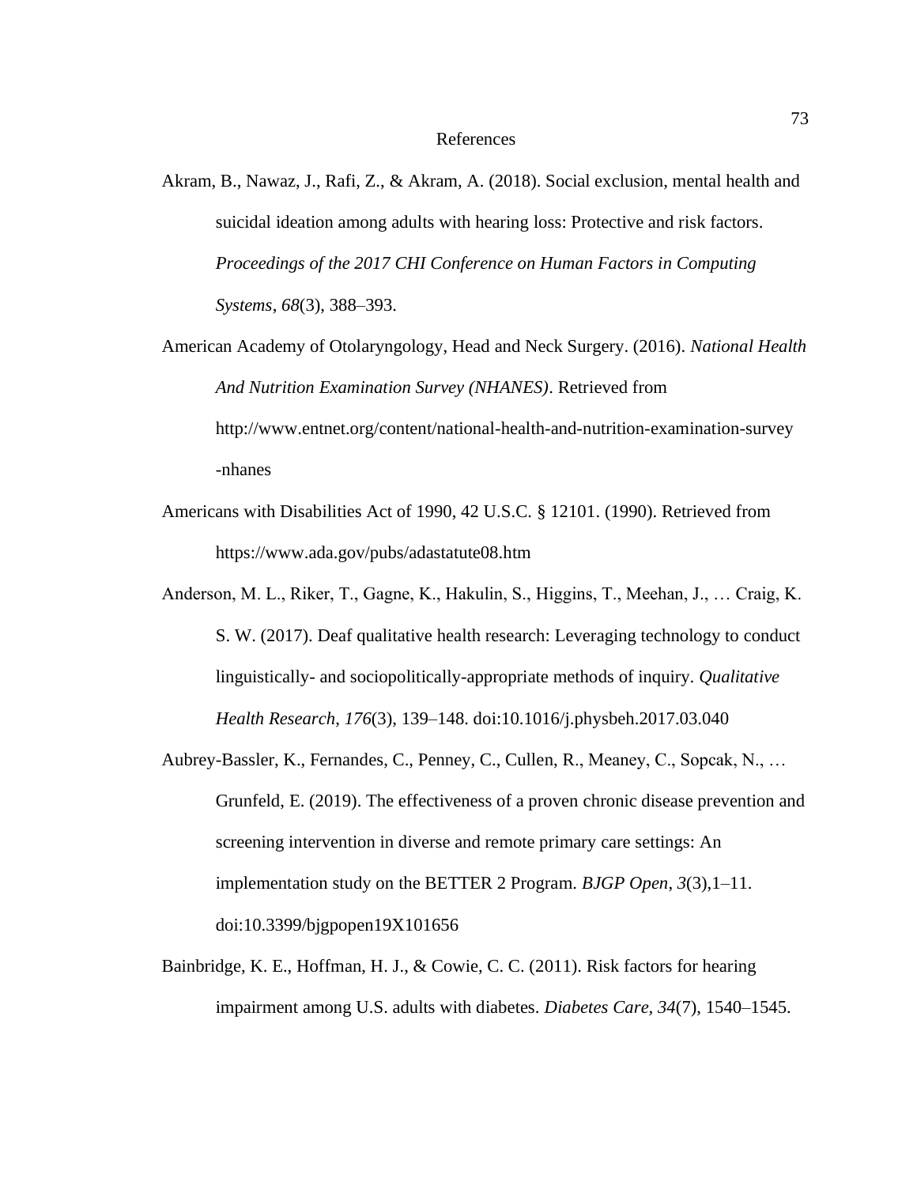# References

Akram, B., Nawaz, J., Rafi, Z., & Akram, A. (2018). Social exclusion, mental health and suicidal ideation among adults with hearing loss: Protective and risk factors. *Proceedings of the 2017 CHI Conference on Human Factors in Computing Systems*, *68*(3), 388–393.

American Academy of Otolaryngology, Head and Neck Surgery. (2016). *National Health And Nutrition Examination Survey (NHANES)*. Retrieved from http://www.entnet.org/content/national-health-and-nutrition-examination-survey-nhanes

Americans with Disabilities Act of 1990, 42 U.S.C. § 12101. (1990). Retrieved from https://www.ada.gov/pubs/adastatute08.htm

Anderson, M. L., Riker, T., Gagne, K., Hakulin, S., Higgins, T., Meehan, J., … Craig, K. S. W. (2017). Deaf qualitative health research: Leveraging technology to conduct linguistically- and sociopolitically-appropriate methods of inquiry. *Qualitative Health Research*, *176*(3), 139–148. doi:10.1016/j.physbeh.2017.03.040

Aubrey-Bassler, K., Fernandes, C., Penney, C., Cullen, R., Meaney, C., Sopcak, N., … Grunfeld, E. (2019). The effectiveness of a proven chronic disease prevention and screening intervention in diverse and remote primary care settings: An implementation study on the BETTER 2 Program. *BJGP Open*, *3*(3),1–11. doi:10.3399/bjgpopen19X101656

Bainbridge, K. E., Hoffman, H. J., & Cowie, C. C. (2011). Risk factors for hearing impairment among U.S. adults with diabetes. *Diabetes Care, 34*(7), 1540–1545.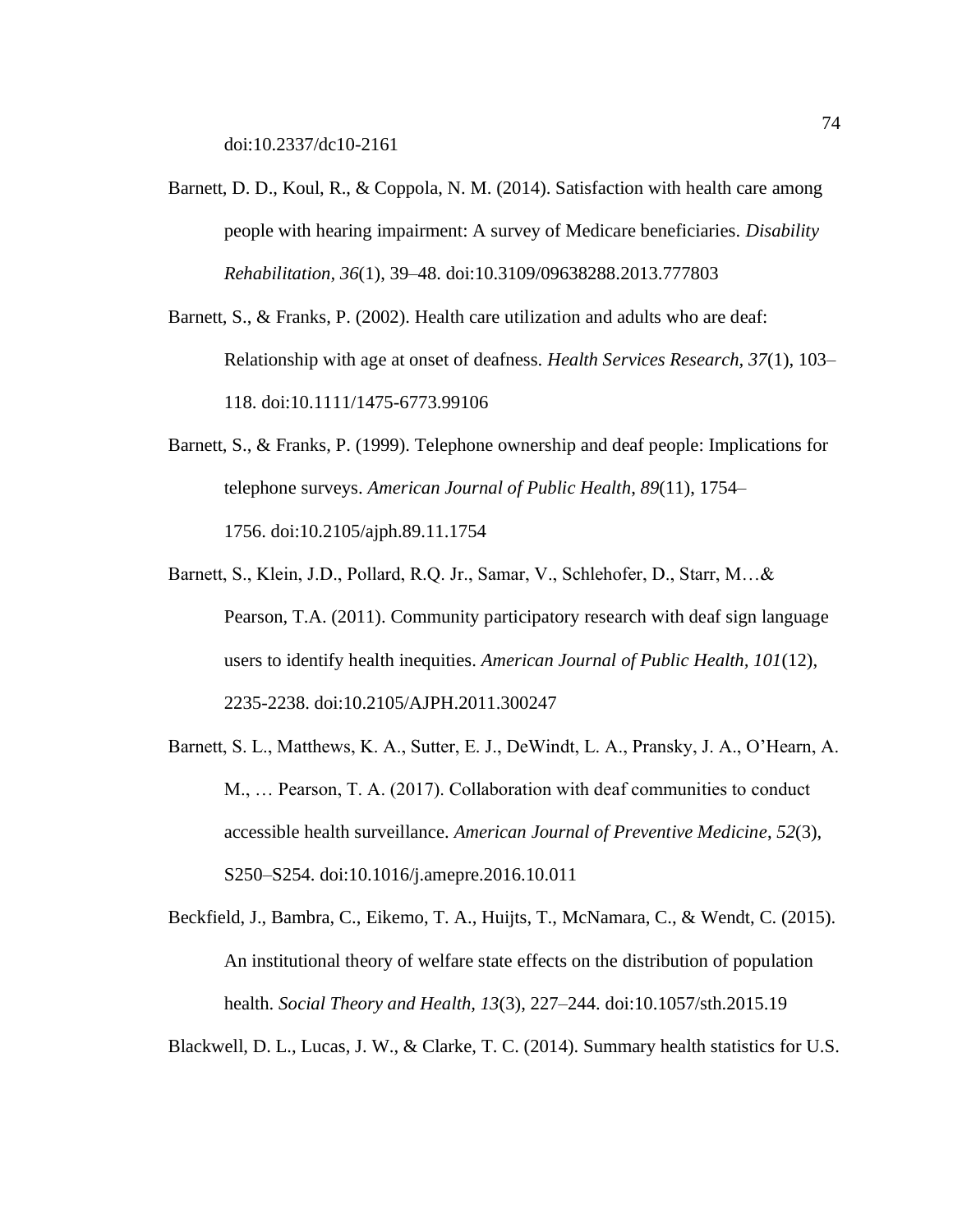doi:10.2337/dc10-2161

Barnett, D. D., Koul, R., & Coppola, N. M. (2014). Satisfaction with health care among people with hearing impairment: A survey of Medicare beneficiaries. *Disability Rehabilitation*, *36*(1), 39–48. doi:10.3109/09638288.2013.777803

Barnett, S., & Franks, P. (2002). Health care utilization and adults who are deaf: Relationship with age at onset of deafness. *Health Services Research*, *37*(1), 103–118. doi:10.1111/1475-6773.99106

Barnett, S., & Franks, P. (1999). Telephone ownership and deaf people: Implications for telephone surveys. *American Journal of Public Health*, *89*(11), 1754–1756. doi:10.2105/ajph.89.11.1754

Barnett, S., Klein, J.D., Pollard, R.Q. Jr., Samar, V., Schlehofer, D., Starr, M…& Pearson, T.A. (2011). Community participatory research with deaf sign language users to identify health inequities. *American Journal of Public Health*, *101*(12), 2235-2238. doi:10.2105/AJPH.2011.300247

Barnett, S. L., Matthews, K. A., Sutter, E. J., DeWindt, L. A., Pransky, J. A., O'Hearn, A. M., … Pearson, T. A. (2017). Collaboration with deaf communities to conduct accessible health surveillance. *American Journal of Preventive Medicine*, *52*(3), S250–S254. doi:10.1016/j.amepre.2016.10.011

Beckfield, J., Bambra, C., Eikemo, T. A., Huijts, T., McNamara, C., & Wendt, C. (2015). An institutional theory of welfare state effects on the distribution of population health. *Social Theory and Health*, *13*(3), 227–244. doi:10.1057/sth.2015.19

Blackwell, D. L., Lucas, J. W., & Clarke, T. C. (2014). Summary health statistics for U.S.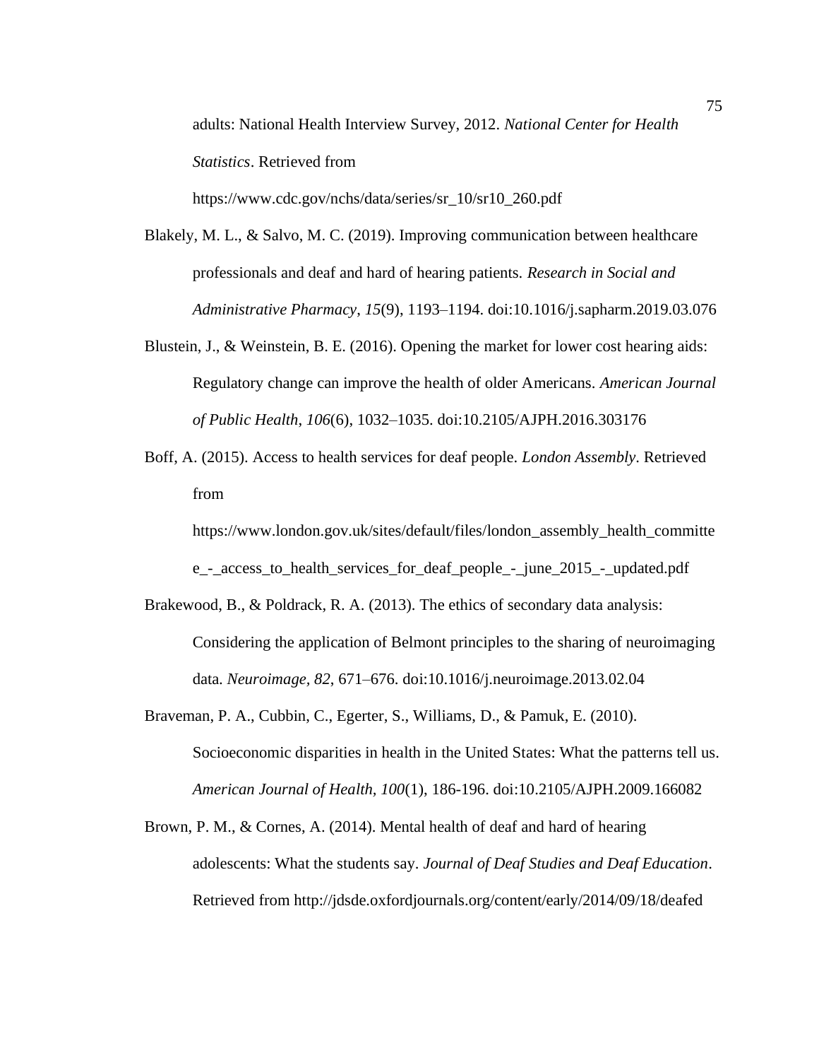adults: National Health Interview Survey, 2012. *National Center for Health Statistics*. Retrieved from https://www.cdc.gov/nchs/data/series/sr_10/sr10_260.pdf

Blakely, M. L., & Salvo, M. C. (2019). Improving communication between healthcare professionals and deaf and hard of hearing patients. *Research in Social and Administrative Pharmacy*, *15*(9), 1193–1194. doi:10.1016/j.sapharm.2019.03.076

Blustein, J., & Weinstein, B. E. (2016). Opening the market for lower cost hearing aids: Regulatory change can improve the health of older Americans. *American Journal of Public Health*, *106*(6), 1032–1035. doi:10.2105/AJPH.2016.303176

Boff, A. (2015). Access to health services for deaf people. *London Assembly*. Retrieved from https://www.london.gov.uk/sites/default/files/london_assembly_health_committee_-_access_to_health_services_for_deaf_people_-_june_2015_-_updated.pdf

Brakewood, B., & Poldrack, R. A. (2013). The ethics of secondary data analysis: Considering the application of Belmont principles to the sharing of neuroimaging data. *Neuroimage*, *82*, 671–676. doi:10.1016/j.neuroimage.2013.02.04

Braveman, P. A., Cubbin, C., Egerter, S., Williams, D., & Pamuk, E. (2010). Socioeconomic disparities in health in the United States: What the patterns tell us. *American Journal of Health*, *100*(1), 186-196. doi:10.2105/AJPH.2009.166082

Brown, P. M., & Cornes, A. (2014). Mental health of deaf and hard of hearing adolescents: What the students say. *Journal of Deaf Studies and Deaf Education*. Retrieved from http://jdsde.oxfordjournals.org/content/early/2014/09/18/deafed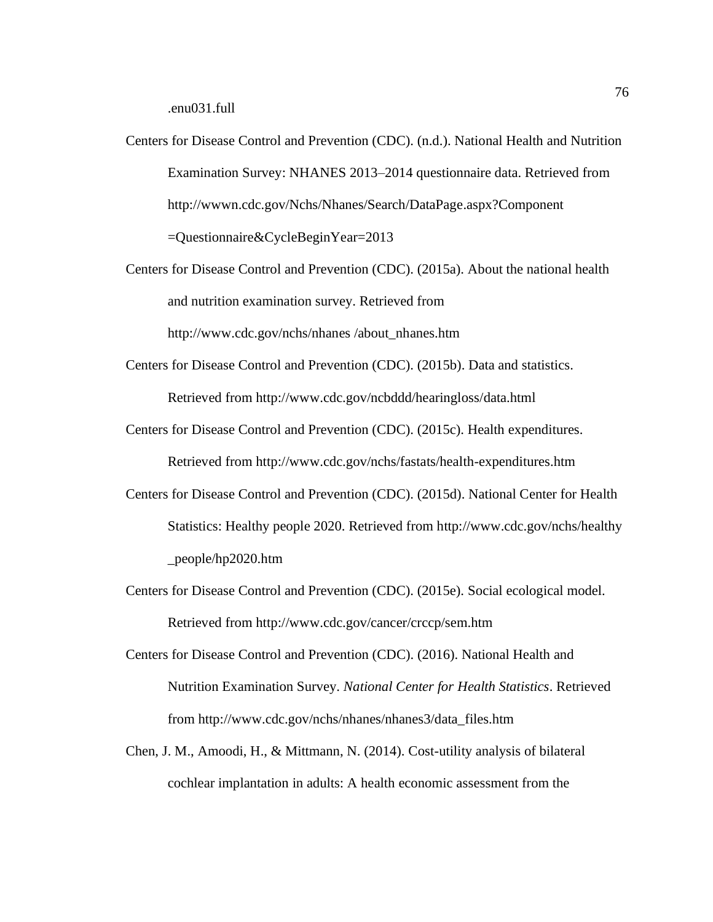.enu031.full

Centers for Disease Control and Prevention (CDC). (n.d.). National Health and Nutrition Examination Survey: NHANES 2013–2014 questionnaire data. Retrieved from http://wwwn.cdc.gov/Nchs/Nhanes/Search/DataPage.aspx?Component =Questionnaire&CycleBeginYear=2013

Centers for Disease Control and Prevention (CDC). (2015a). About the national health and nutrition examination survey. Retrieved from http://www.cdc.gov/nchs/nhanes /about_nhanes.htm

Centers for Disease Control and Prevention (CDC). (2015b). Data and statistics. Retrieved from http://www.cdc.gov/ncbddd/hearingloss/data.html

Centers for Disease Control and Prevention (CDC). (2015c). Health expenditures. Retrieved from http://www.cdc.gov/nchs/fastats/health-expenditures.htm

Centers for Disease Control and Prevention (CDC). (2015d). National Center for Health Statistics: Healthy people 2020. Retrieved from http://www.cdc.gov/nchs/healthy _people/hp2020.htm

Centers for Disease Control and Prevention (CDC). (2015e). Social ecological model. Retrieved from http://www.cdc.gov/cancer/crccp/sem.htm

Centers for Disease Control and Prevention (CDC). (2016). National Health and Nutrition Examination Survey. *National Center for Health Statistics*. Retrieved from http://www.cdc.gov/nchs/nhanes/nhanes3/data_files.htm

Chen, J. M., Amoodi, H., & Mittmann, N. (2014). Cost-utility analysis of bilateral cochlear implantation in adults: A health economic assessment from the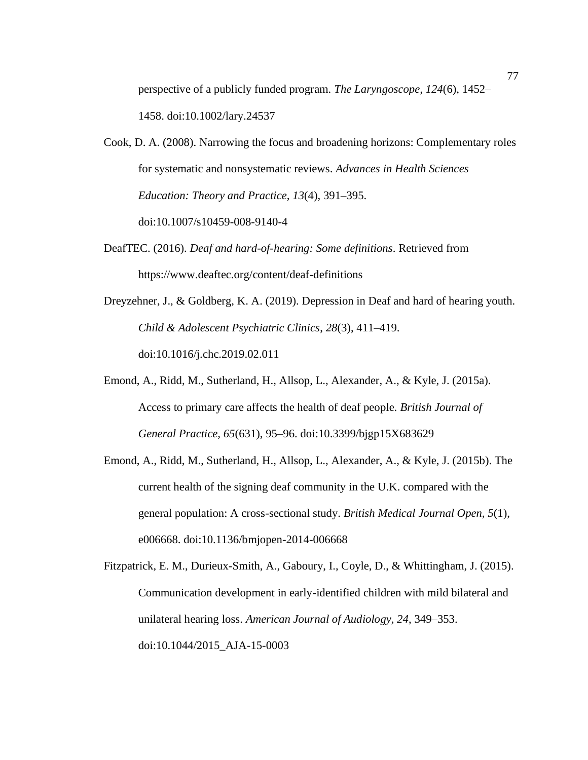perspective of a publicly funded program. *The Laryngoscope, 124*(6), 1452–1458. doi:10.1002/lary.24537

Cook, D. A. (2008). Narrowing the focus and broadening horizons: Complementary roles for systematic and nonsystematic reviews. *Advances in Health Sciences Education: Theory and Practice, 13*(4), 391–395. doi:10.1007/s10459-008-9140-4

DeafTEC. (2016). *Deaf and hard-of-hearing: Some definitions*. Retrieved from https://www.deaftec.org/content/deaf-definitions

Dreyzehner, J., & Goldberg, K. A. (2019). Depression in Deaf and hard of hearing youth. *Child & Adolescent Psychiatric Clinics*, *28*(3), 411–419. doi:10.1016/j.chc.2019.02.011

Emond, A., Ridd, M., Sutherland, H., Allsop, L., Alexander, A., & Kyle, J. (2015a). Access to primary care affects the health of deaf people. *British Journal of General Practice, 65*(631), 95–96. doi:10.3399/bjgp15X683629

Emond, A., Ridd, M., Sutherland, H., Allsop, L., Alexander, A., & Kyle, J. (2015b). The current health of the signing deaf community in the U.K. compared with the general population: A cross-sectional study. *British Medical Journal Open, 5*(1), e006668. doi:10.1136/bmjopen-2014-006668

Fitzpatrick, E. M., Durieux-Smith, A., Gaboury, I., Coyle, D., & Whittingham, J. (2015). Communication development in early-identified children with mild bilateral and unilateral hearing loss. *American Journal of Audiology, 24*, 349–353. doi:10.1044/2015_AJA-15-0003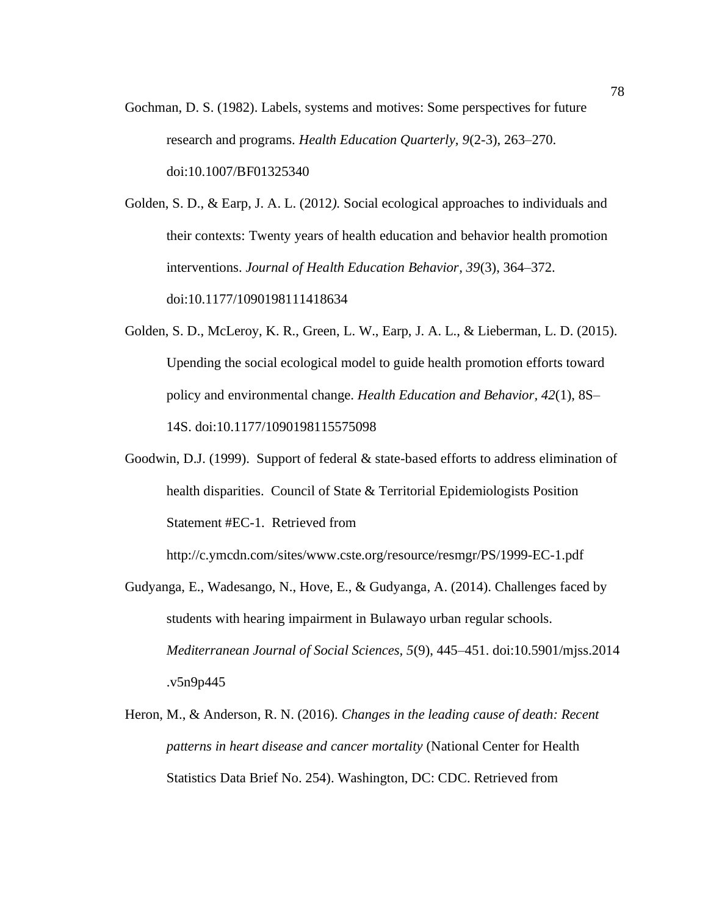Gochman, D. S. (1982). Labels, systems and motives: Some perspectives for future research and programs. *Health Education Quarterly, 9*(2-3), 263–270. doi:10.1007/BF01325340

Golden, S. D., & Earp, J. A. L. (2012*).* Social ecological approaches to individuals and their contexts: Twenty years of health education and behavior health promotion interventions. *Journal of Health Education Behavior, 39*(3), 364–372. doi:10.1177/1090198111418634

Golden, S. D., McLeroy, K. R., Green, L. W., Earp, J. A. L., & Lieberman, L. D. (2015). Upending the social ecological model to guide health promotion efforts toward policy and environmental change. *Health Education and Behavior, 42*(1), 8S–14S. doi:10.1177/1090198115575098

Goodwin, D.J. (1999). Support of federal & state-based efforts to address elimination of health disparities. Council of State & Territorial Epidemiologists Position Statement #EC-1. Retrieved from http://c.ymcdn.com/sites/www.cste.org/resource/resmgr/PS/1999-EC-1.pdf

Gudyanga, E., Wadesango, N., Hove, E., & Gudyanga, A. (2014). Challenges faced by students with hearing impairment in Bulawayo urban regular schools. *Mediterranean Journal of Social Sciences, 5*(9), 445–451. doi:10.5901/mjss.2014.v5n9p445

Heron, M., & Anderson, R. N. (2016). *Changes in the leading cause of death: Recent patterns in heart disease and cancer mortality* (National Center for Health Statistics Data Brief No. 254). Washington, DC: CDC. Retrieved from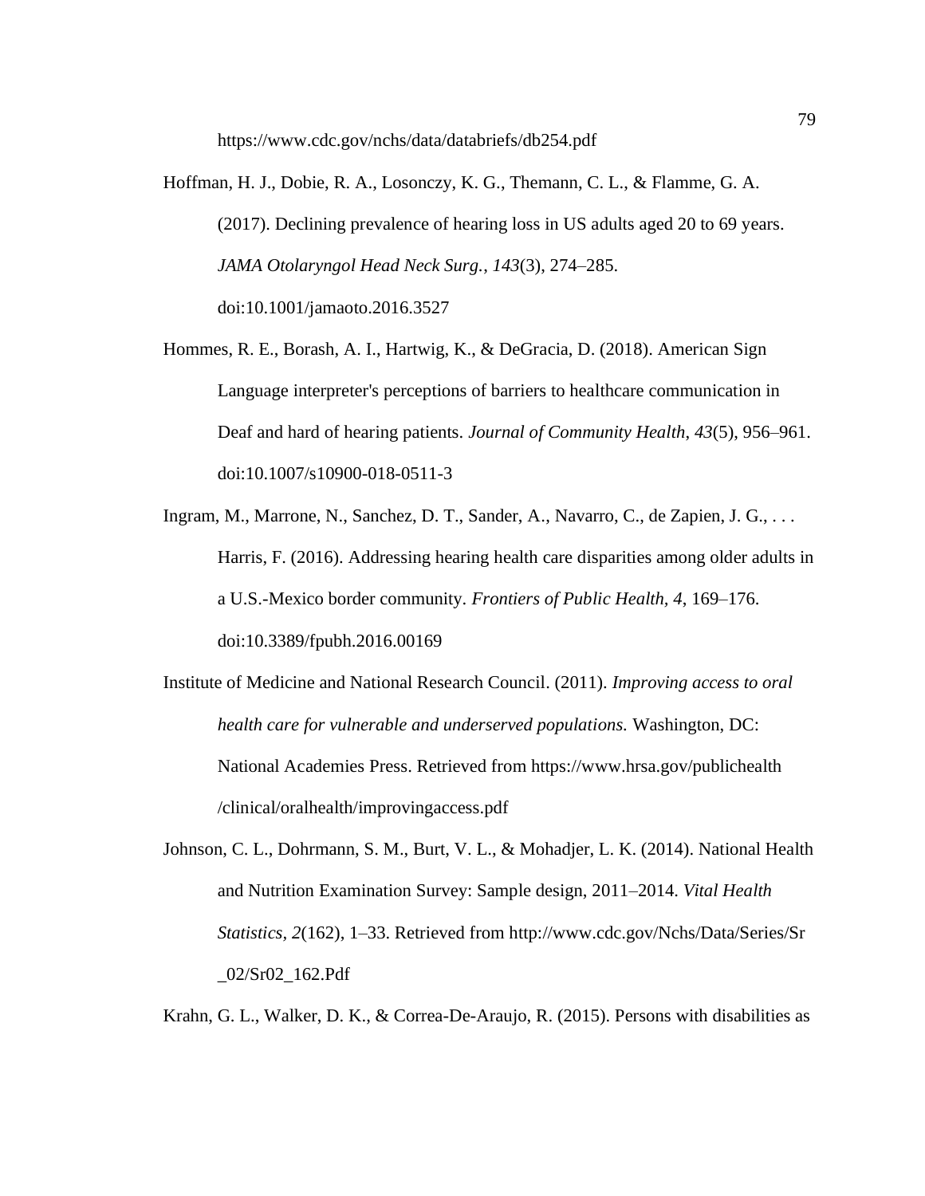https://www.cdc.gov/nchs/data/databriefs/db254.pdf

Hoffman, H. J., Dobie, R. A., Losonczy, K. G., Themann, C. L., & Flamme, G. A. (2017). Declining prevalence of hearing loss in US adults aged 20 to 69 years. *JAMA Otolaryngol Head Neck Surg.*, *143*(3), 274–285. doi:10.1001/jamaoto.2016.3527

Hommes, R. E., Borash, A. I., Hartwig, K., & DeGracia, D. (2018). American Sign Language interpreter's perceptions of barriers to healthcare communication in Deaf and hard of hearing patients. *Journal of Community Health*, *43*(5), 956–961. doi:10.1007/s10900-018-0511-3

Ingram, M., Marrone, N., Sanchez, D. T., Sander, A., Navarro, C., de Zapien, J. G., . . . Harris, F. (2016). Addressing hearing health care disparities among older adults in a U.S.-Mexico border community. *Frontiers of Public Health, 4*, 169–176. doi:10.3389/fpubh.2016.00169

Institute of Medicine and National Research Council. (2011). *Improving access to oral health care for vulnerable and underserved populations.* Washington, DC: National Academies Press. Retrieved from https://www.hrsa.gov/publichealth /clinical/oralhealth/improvingaccess.pdf

Johnson, C. L., Dohrmann, S. M., Burt, V. L., & Mohadjer, L. K. (2014). National Health and Nutrition Examination Survey: Sample design, 2011–2014. *Vital Health Statistics, 2*(162), 1–33. Retrieved from http://www.cdc.gov/Nchs/Data/Series/Sr _02/Sr02_162.Pdf

Krahn, G. L., Walker, D. K., & Correa-De-Araujo, R. (2015). Persons with disabilities as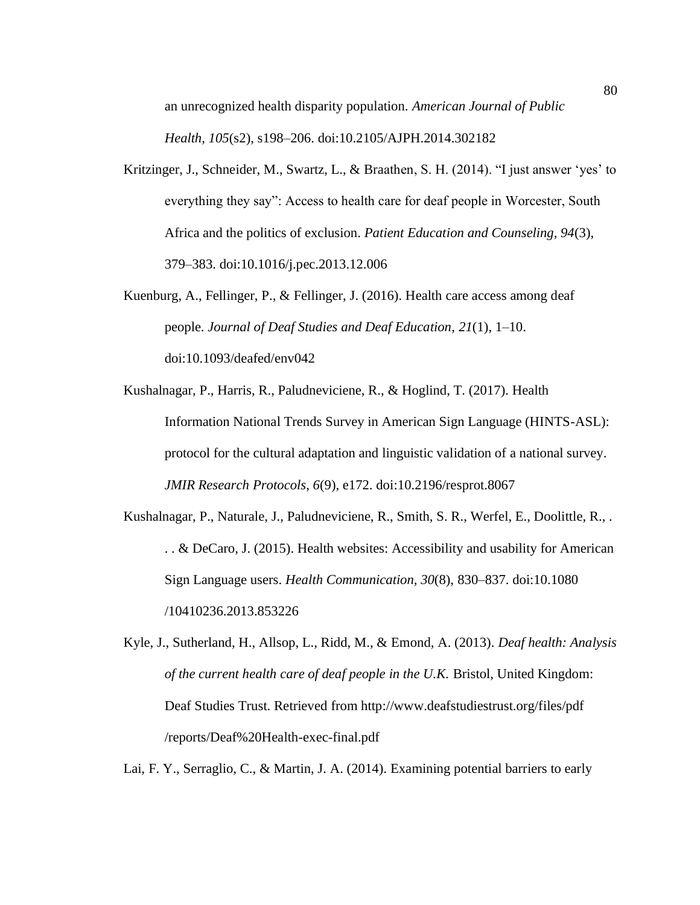an unrecognized health disparity population. *American Journal of Public Health*, *105*(s2), s198–206. doi:10.2105/AJPH.2014.302182

Kritzinger, J., Schneider, M., Swartz, L., & Braathen, S. H. (2014). "I just answer 'yes' to everything they say": Access to health care for deaf people in Worcester, South Africa and the politics of exclusion. *Patient Education and Counseling*, *94*(3), 379–383. doi:10.1016/j.pec.2013.12.006

Kuenburg, A., Fellinger, P., & Fellinger, J. (2016). Health care access among deaf people. *Journal of Deaf Studies and Deaf Education*, *21*(1), 1–10. doi:10.1093/deafed/env042

Kushalnagar, P., Harris, R., Paludneviciene, R., & Hoglind, T. (2017). Health Information National Trends Survey in American Sign Language (HINTS-ASL): protocol for the cultural adaptation and linguistic validation of a national survey. *JMIR Research Protocols*, *6*(9), e172. doi:10.2196/resprot.8067

Kushalnagar, P., Naturale, J., Paludneviciene, R., Smith, S. R., Werfel, E., Doolittle, R., . . . & DeCaro, J. (2015). Health websites: Accessibility and usability for American Sign Language users. *Health Communication*, *30*(8), 830–837. doi:10.1080/10410236.2013.853226

Kyle, J., Sutherland, H., Allsop, L., Ridd, M., & Emond, A. (2013). *Deaf health: Analysis of the current health care of deaf people in the U.K.* Bristol, United Kingdom: Deaf Studies Trust. Retrieved from http://www.deafstudiestrust.org/files/pdf/reports/Deaf%20Health-exec-final.pdf

Lai, F. Y., Serraglio, C., & Martin, J. A. (2014). Examining potential barriers to early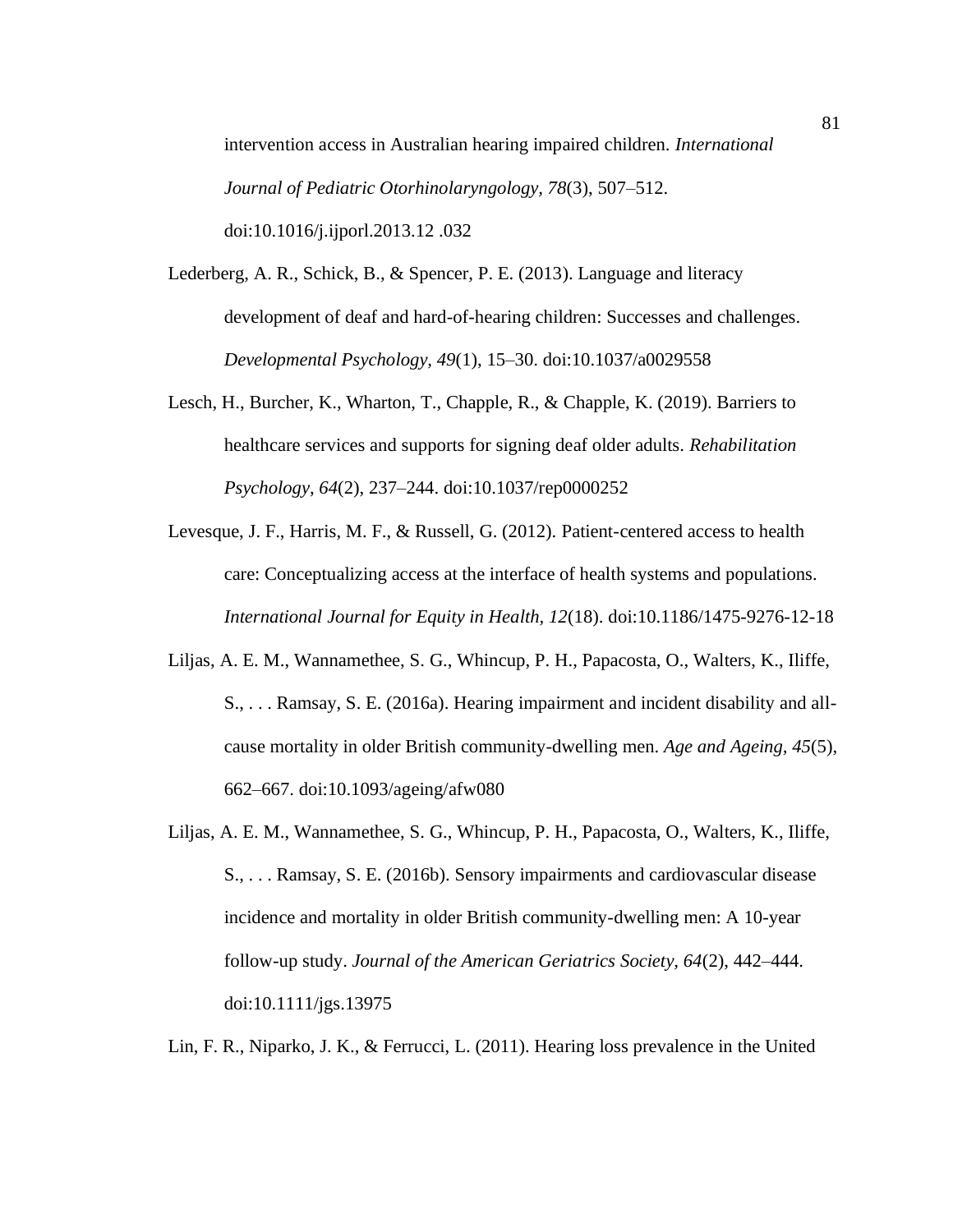intervention access in Australian hearing impaired children. *International Journal of Pediatric Otorhinolaryngology*, *78*(3), 507–512. doi:10.1016/j.ijporl.2013.12 .032

Lederberg, A. R., Schick, B., & Spencer, P. E. (2013). Language and literacy development of deaf and hard-of-hearing children: Successes and challenges. *Developmental Psychology*, *49*(1), 15–30. doi:10.1037/a0029558

Lesch, H., Burcher, K., Wharton, T., Chapple, R., & Chapple, K. (2019). Barriers to healthcare services and supports for signing deaf older adults. *Rehabilitation Psychology*, *64*(2), 237–244. doi:10.1037/rep0000252

Levesque, J. F., Harris, M. F., & Russell, G. (2012). Patient-centered access to health care: Conceptualizing access at the interface of health systems and populations. *International Journal for Equity in Health*, *12*(18). doi:10.1186/1475-9276-12-18

Liljas, A. E. M., Wannamethee, S. G., Whincup, P. H., Papacosta, O., Walters, K., Iliffe, S., . . . Ramsay, S. E. (2016a). Hearing impairment and incident disability and all-cause mortality in older British community-dwelling men. *Age and Ageing*, *45*(5), 662–667. doi:10.1093/ageing/afw080

Liljas, A. E. M., Wannamethee, S. G., Whincup, P. H., Papacosta, O., Walters, K., Iliffe, S., . . . Ramsay, S. E. (2016b). Sensory impairments and cardiovascular disease incidence and mortality in older British community-dwelling men: A 10-year follow-up study. *Journal of the American Geriatrics Society*, *64*(2), 442–444. doi:10.1111/jgs.13975

Lin, F. R., Niparko, J. K., & Ferrucci, L. (2011). Hearing loss prevalence in the United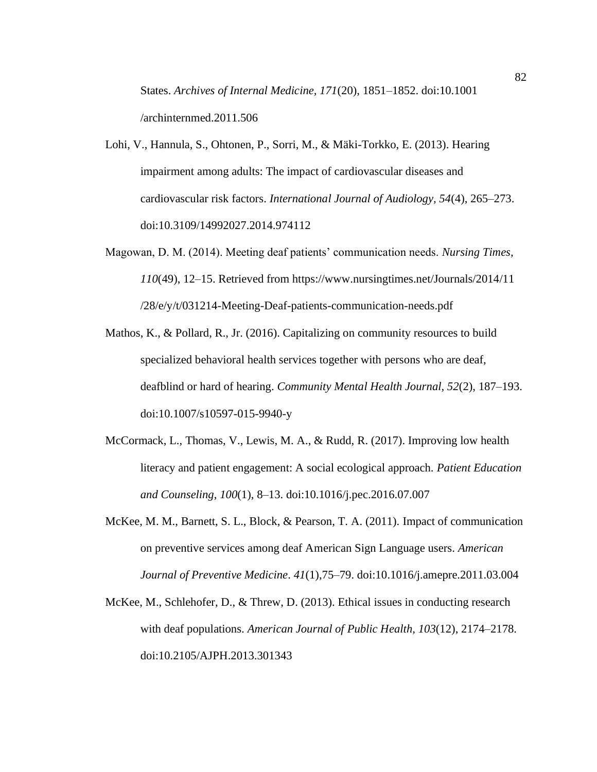States. *Archives of Internal Medicine, 171*(20), 1851–1852. doi:10.1001 /archinternmed.2011.506

Lohi, V., Hannula, S., Ohtonen, P., Sorri, M., & Mäki-Torkko, E. (2013). Hearing impairment among adults: The impact of cardiovascular diseases and cardiovascular risk factors. *International Journal of Audiology, 54*(4), 265–273. doi:10.3109/14992027.2014.974112

Magowan, D. M. (2014). Meeting deaf patients' communication needs. *Nursing Times, 110*(49), 12–15. Retrieved from https://www.nursingtimes.net/Journals/2014/11 /28/e/y/t/031214-Meeting-Deaf-patients-communication-needs.pdf

Mathos, K., & Pollard, R., Jr. (2016). Capitalizing on community resources to build specialized behavioral health services together with persons who are deaf, deafblind or hard of hearing. *Community Mental Health Journal, 52*(2), 187–193. doi:10.1007/s10597-015-9940-y

McCormack, L., Thomas, V., Lewis, M. A., & Rudd, R. (2017). Improving low health literacy and patient engagement: A social ecological approach. *Patient Education and Counseling, 100*(1), 8–13. doi:10.1016/j.pec.2016.07.007

McKee, M. M., Barnett, S. L., Block, & Pearson, T. A. (2011). Impact of communication on preventive services among deaf American Sign Language users. *American Journal of Preventive Medicine*. *41*(1),75–79. doi:10.1016/j.amepre.2011.03.004

McKee, M., Schlehofer, D., & Threw, D. (2013). Ethical issues in conducting research with deaf populations. *American Journal of Public Health, 103*(12), 2174–2178. doi:10.2105/AJPH.2013.301343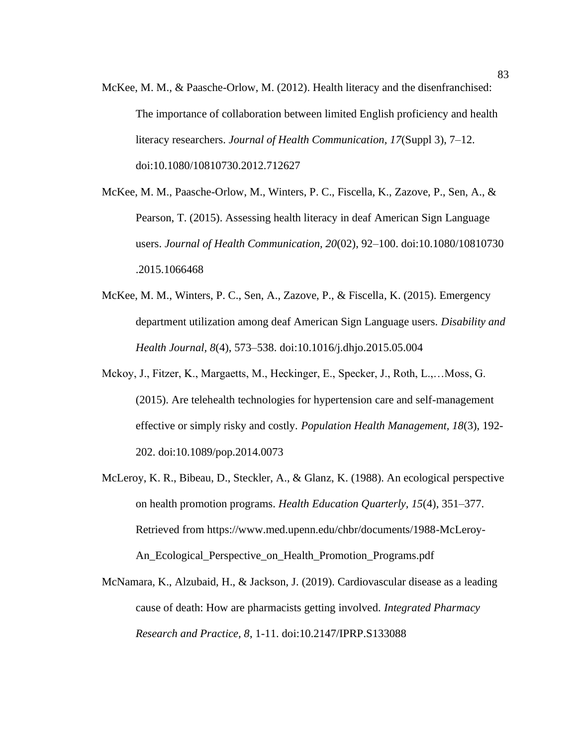McKee, M. M., & Paasche-Orlow, M. (2012). Health literacy and the disenfranchised: The importance of collaboration between limited English proficiency and health literacy researchers. *Journal of Health Communication, 17*(Suppl 3), 7–12. doi:10.1080/10810730.2012.712627

McKee, M. M., Paasche-Orlow, M., Winters, P. C., Fiscella, K., Zazove, P., Sen, A., & Pearson, T. (2015). Assessing health literacy in deaf American Sign Language users. *Journal of Health Communication, 20*(02), 92–100. doi:10.1080/10810730 .2015.1066468

McKee, M. M., Winters, P. C., Sen, A., Zazove, P., & Fiscella, K. (2015). Emergency department utilization among deaf American Sign Language users. *Disability and Health Journal, 8*(4), 573–538. doi:10.1016/j.dhjo.2015.05.004

Mckoy, J., Fitzer, K., Margaetts, M., Heckinger, E., Specker, J., Roth, L.,…Moss, G. (2015). Are telehealth technologies for hypertension care and self-management effective or simply risky and costly. *Population Health Management*, *18*(3), 192-202. doi:10.1089/pop.2014.0073

McLeroy, K. R., Bibeau, D., Steckler, A., & Glanz, K. (1988). An ecological perspective on health promotion programs. *Health Education Quarterly*, *15*(4), 351–377. Retrieved from https://www.med.upenn.edu/chbr/documents/1988-McLeroy-An_Ecological_Perspective_on_Health_Promotion_Programs.pdf

McNamara, K., Alzubaid, H., & Jackson, J. (2019). Cardiovascular disease as a leading cause of death: How are pharmacists getting involved. *Integrated Pharmacy Research and Practice, 8*, 1-11. doi:10.2147/IPRP.S133088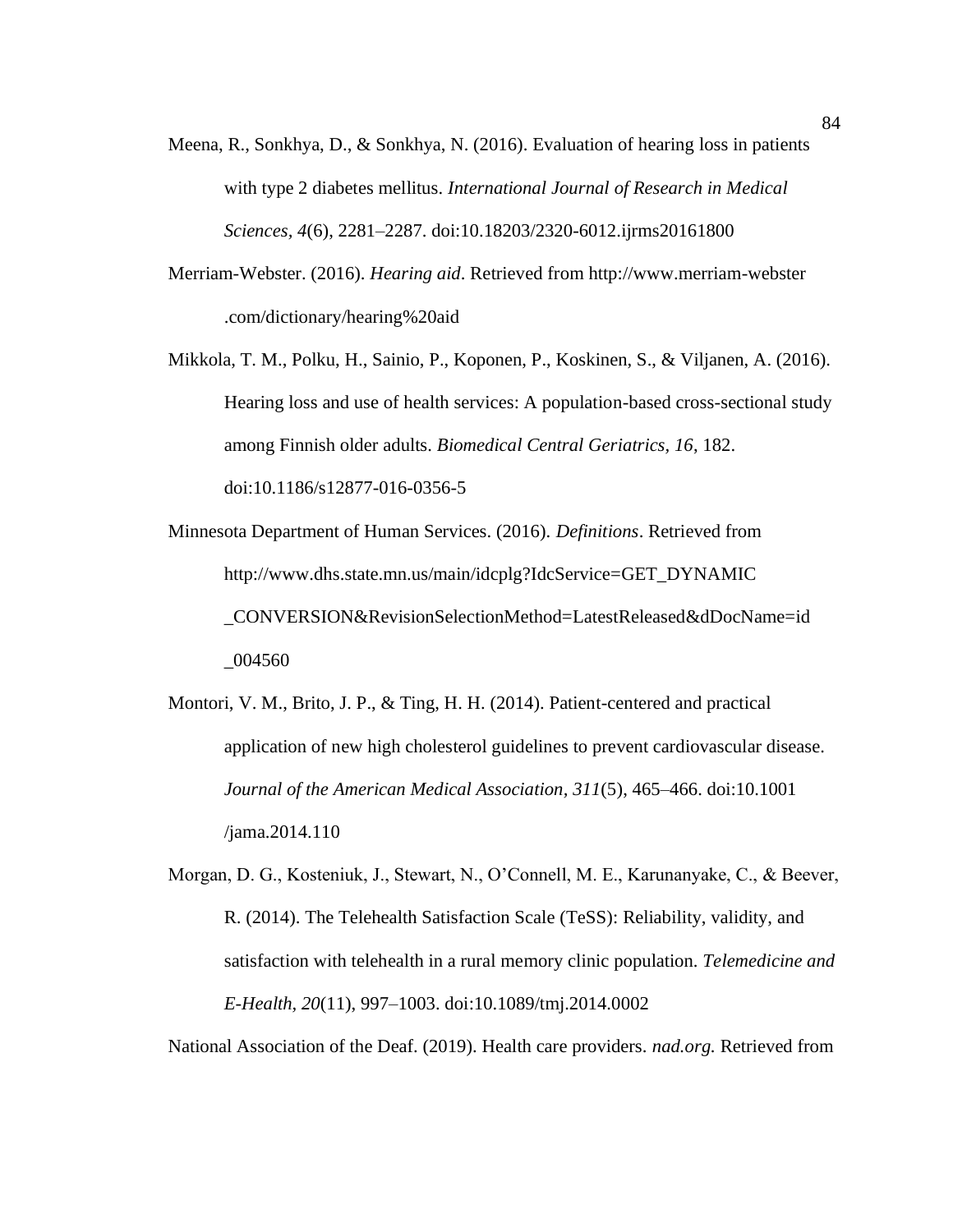Meena, R., Sonkhya, D., & Sonkhya, N. (2016). Evaluation of hearing loss in patients with type 2 diabetes mellitus. *International Journal of Research in Medical Sciences*, *4*(6), 2281–2287. doi:10.18203/2320-6012.ijrms20161800

Merriam-Webster. (2016). *Hearing aid*. Retrieved from http://www.merriam-webster.com/dictionary/hearing%20aid

Mikkola, T. M., Polku, H., Sainio, P., Koponen, P., Koskinen, S., & Viljanen, A. (2016). Hearing loss and use of health services: A population-based cross-sectional study among Finnish older adults. *Biomedical Central Geriatrics, 16*, 182. doi:10.1186/s12877-016-0356-5

Minnesota Department of Human Services. (2016). *Definitions*. Retrieved from http://www.dhs.state.mn.us/main/idcplg?IdcService=GET_DYNAMIC_CONVERSION&RevisionSelectionMethod=LatestReleased&dDocName=id_004560

Montori, V. M., Brito, J. P., & Ting, H. H. (2014). Patient-centered and practical application of new high cholesterol guidelines to prevent cardiovascular disease. *Journal of the American Medical Association*, *311*(5), 465–466. doi:10.1001/jama.2014.110

Morgan, D. G., Kosteniuk, J., Stewart, N., O'Connell, M. E., Karunanyake, C., & Beever, R. (2014). The Telehealth Satisfaction Scale (TeSS): Reliability, validity, and satisfaction with telehealth in a rural memory clinic population. *Telemedicine and E-Health*, *20*(11), 997–1003. doi:10.1089/tmj.2014.0002

National Association of the Deaf. (2019). Health care providers. *nad.org.* Retrieved from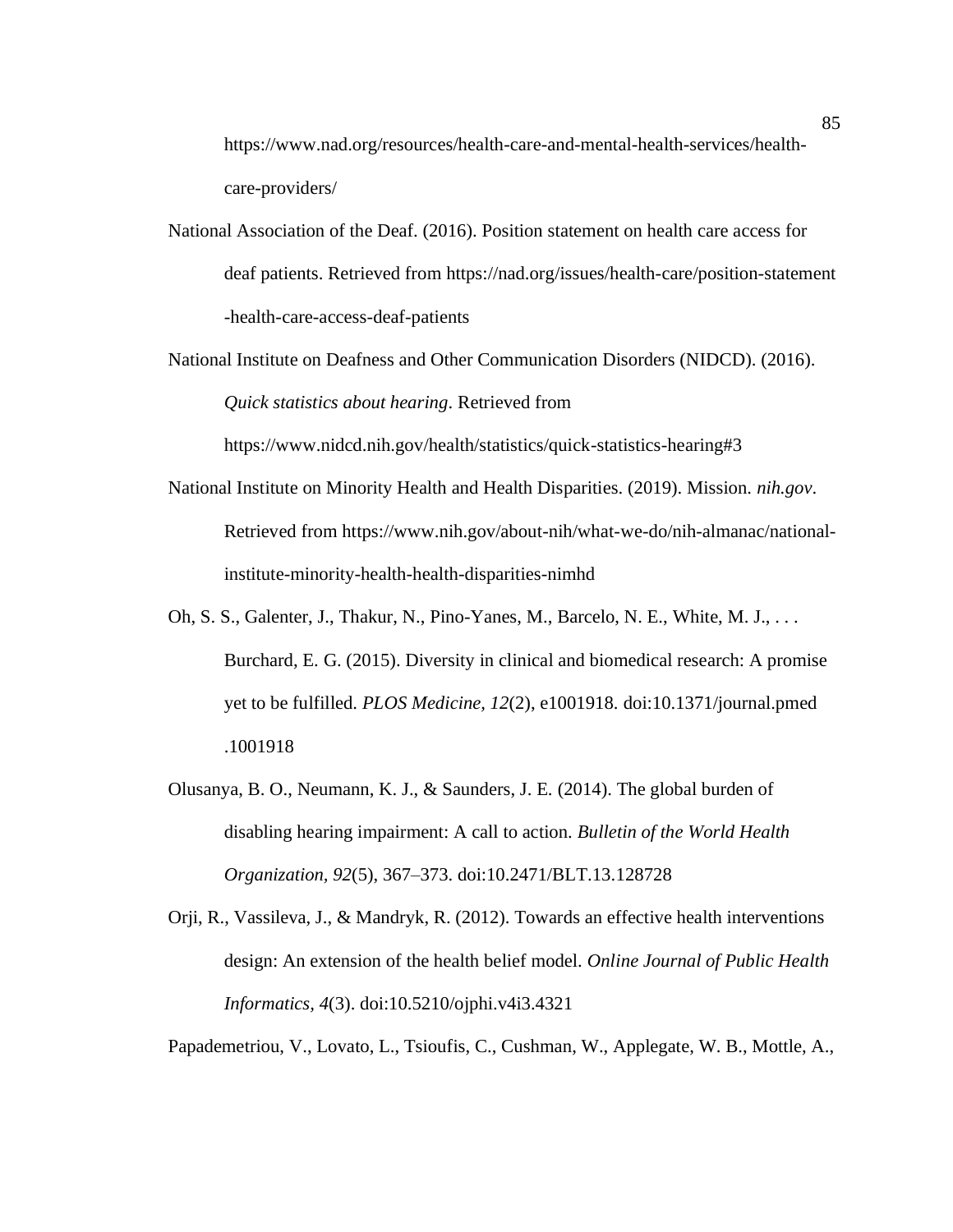https://www.nad.org/resources/health-care-and-mental-health-services/health-care-providers/

National Association of the Deaf. (2016). Position statement on health care access for deaf patients. Retrieved from https://nad.org/issues/health-care/position-statement-health-care-access-deaf-patients

National Institute on Deafness and Other Communication Disorders (NIDCD). (2016). *Quick statistics about hearing*. Retrieved from https://www.nidcd.nih.gov/health/statistics/quick-statistics-hearing#3

National Institute on Minority Health and Health Disparities. (2019). Mission. *nih.gov*. Retrieved from https://www.nih.gov/about-nih/what-we-do/nih-almanac/national-institute-minority-health-health-disparities-nimhd

Oh, S. S., Galenter, J., Thakur, N., Pino-Yanes, M., Barcelo, N. E., White, M. J., . . . Burchard, E. G. (2015). Diversity in clinical and biomedical research: A promise yet to be fulfilled. *PLOS Medicine, 12*(2), e1001918. doi:10.1371/journal.pmed.1001918

Olusanya, B. O., Neumann, K. J., & Saunders, J. E. (2014). The global burden of disabling hearing impairment: A call to action. *Bulletin of the World Health Organization*, *92*(5), 367–373. doi:10.2471/BLT.13.128728

Orji, R., Vassileva, J., & Mandryk, R. (2012). Towards an effective health interventions design: An extension of the health belief model. *Online Journal of Public Health Informatics, 4*(3). doi:10.5210/ojphi.v4i3.4321

Papademetriou, V., Lovato, L., Tsioufis, C., Cushman, W., Applegate, W. B., Mottle, A.,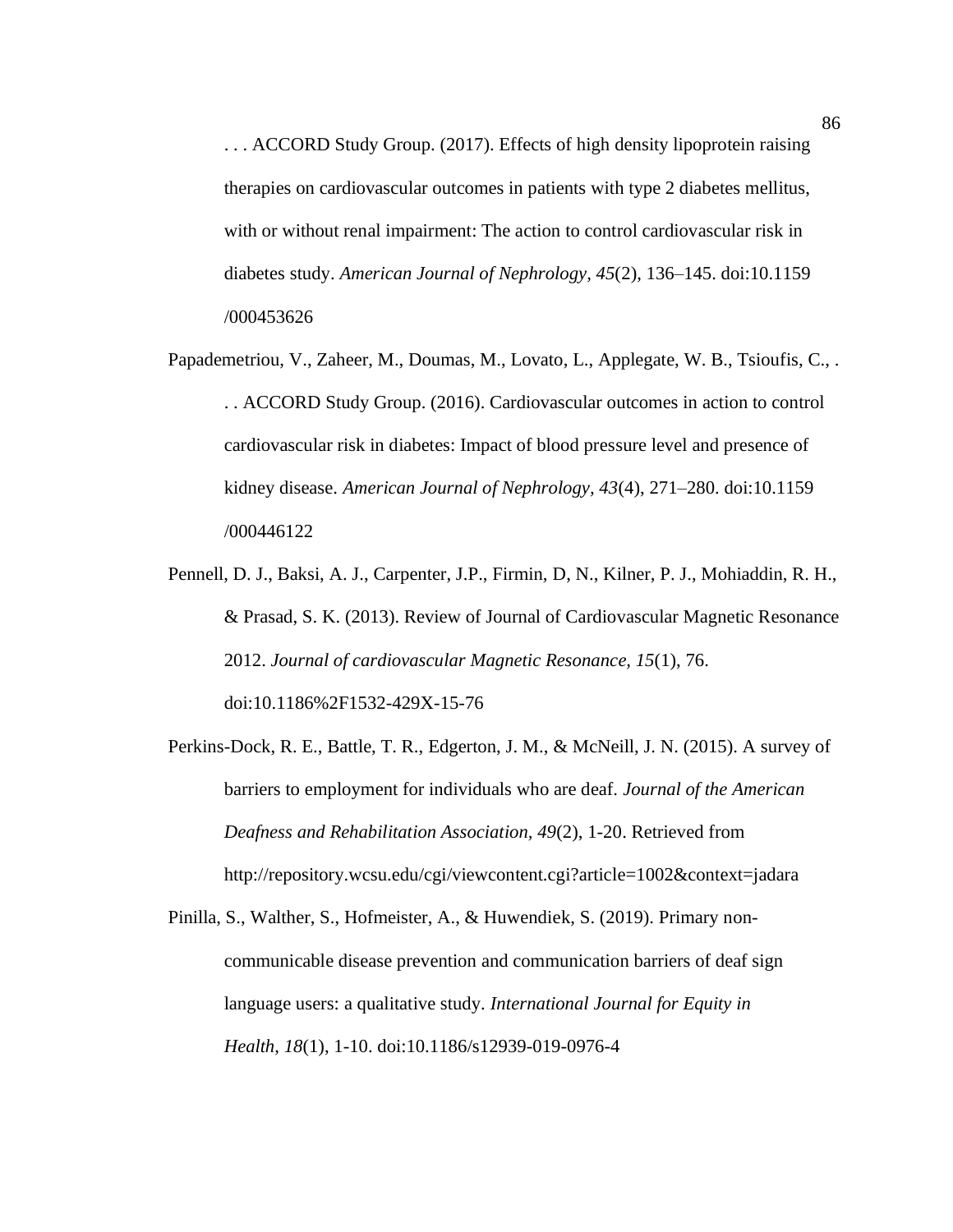. . . ACCORD Study Group. (2017). Effects of high density lipoprotein raising therapies on cardiovascular outcomes in patients with type 2 diabetes mellitus, with or without renal impairment: The action to control cardiovascular risk in diabetes study. *American Journal of Nephrology, 45*(2), 136–145. doi:10.1159 /000453626

Papademetriou, V., Zaheer, M., Doumas, M., Lovato, L., Applegate, W. B., Tsioufis, C., . . . ACCORD Study Group. (2016). Cardiovascular outcomes in action to control cardiovascular risk in diabetes: Impact of blood pressure level and presence of kidney disease. *American Journal of Nephrology, 43*(4), 271–280. doi:10.1159 /000446122

Pennell, D. J., Baksi, A. J., Carpenter, J.P., Firmin, D, N., Kilner, P. J., Mohiaddin, R. H., & Prasad, S. K. (2013). Review of Journal of Cardiovascular Magnetic Resonance 2012. *Journal of cardiovascular Magnetic Resonance, 15*(1), 76. doi:10.1186%2F1532-429X-15-76

Perkins-Dock, R. E., Battle, T. R., Edgerton, J. M., & McNeill, J. N. (2015). A survey of barriers to employment for individuals who are deaf. *Journal of the American Deafness and Rehabilitation Association*, *49*(2), 1-20. Retrieved from http://repository.wcsu.edu/cgi/viewcontent.cgi?article=1002&context=jadara

Pinilla, S., Walther, S., Hofmeister, A., & Huwendiek, S. (2019). Primary non-communicable disease prevention and communication barriers of deaf sign language users: a qualitative study. *International Journal for Equity in Health*, *18*(1), 1-10. doi:10.1186/s12939-019-0976-4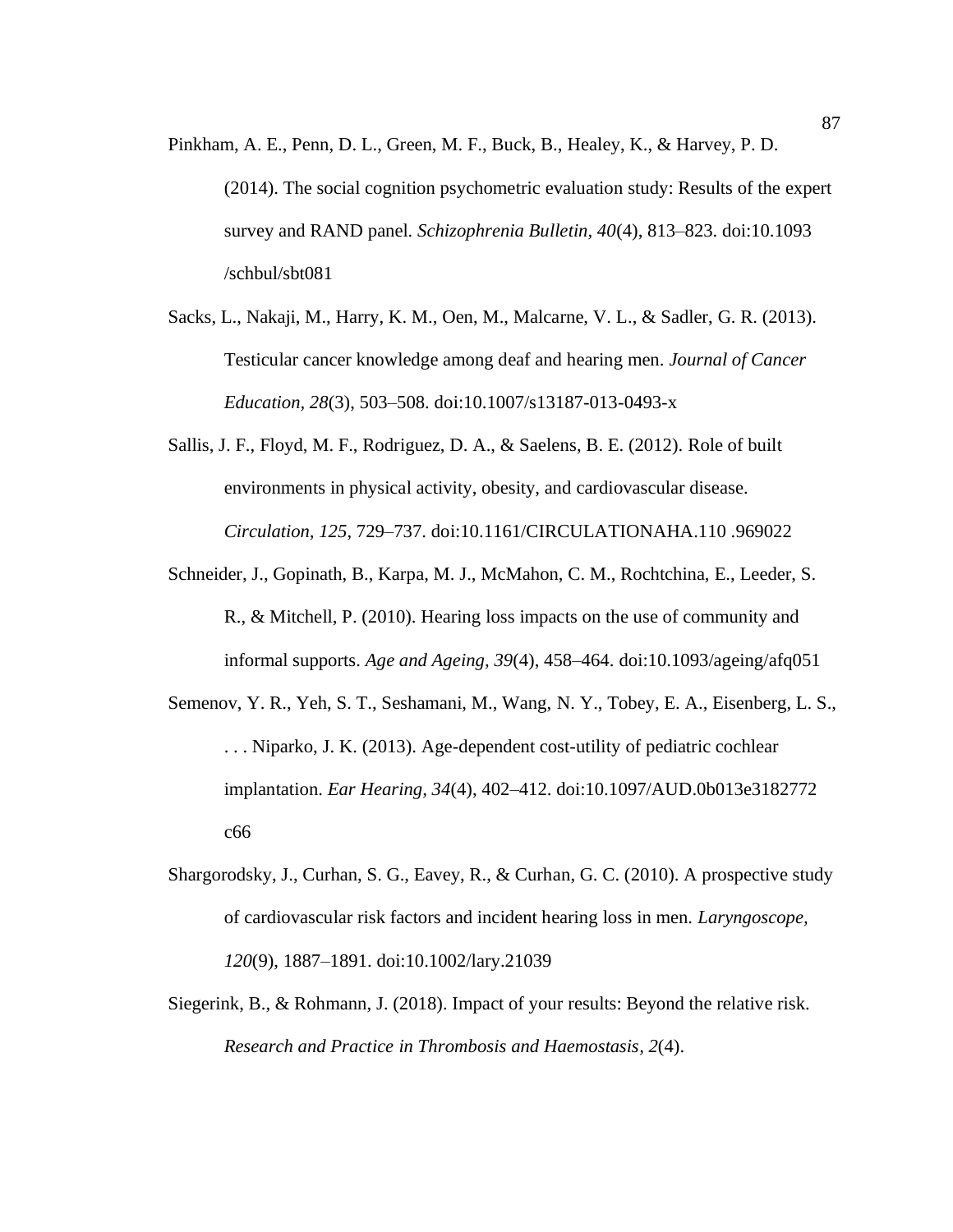Pinkham, A. E., Penn, D. L., Green, M. F., Buck, B., Healey, K., & Harvey, P. D. (2014). The social cognition psychometric evaluation study: Results of the expert survey and RAND panel. *Schizophrenia Bulletin, 40*(4), 813–823. doi:10.1093/schbul/sbt081

Sacks, L., Nakaji, M., Harry, K. M., Oen, M., Malcarne, V. L., & Sadler, G. R. (2013). Testicular cancer knowledge among deaf and hearing men. *Journal of Cancer Education, 28*(3), 503–508. doi:10.1007/s13187-013-0493-x

Sallis, J. F., Floyd, M. F., Rodriguez, D. A., & Saelens, B. E. (2012). Role of built environments in physical activity, obesity, and cardiovascular disease. *Circulation, 125*, 729–737. doi:10.1161/CIRCULATIONAHA.110 .969022

Schneider, J., Gopinath, B., Karpa, M. J., McMahon, C. M., Rochtchina, E., Leeder, S. R., & Mitchell, P. (2010). Hearing loss impacts on the use of community and informal supports. *Age and Ageing, 39*(4), 458–464. doi:10.1093/ageing/afq051

Semenov, Y. R., Yeh, S. T., Seshamani, M., Wang, N. Y., Tobey, E. A., Eisenberg, L. S., . . . Niparko, J. K. (2013). Age-dependent cost-utility of pediatric cochlear implantation. *Ear Hearing, 34*(4), 402–412. doi:10.1097/AUD.0b013e3182772c66

Shargorodsky, J., Curhan, S. G., Eavey, R., & Curhan, G. C. (2010). A prospective study of cardiovascular risk factors and incident hearing loss in men. *Laryngoscope, 120*(9), 1887–1891. doi:10.1002/lary.21039

Siegerink, B., & Rohmann, J. (2018). Impact of your results: Beyond the relative risk. *Research and Practice in Thrombosis and Haemostasis, 2*(4).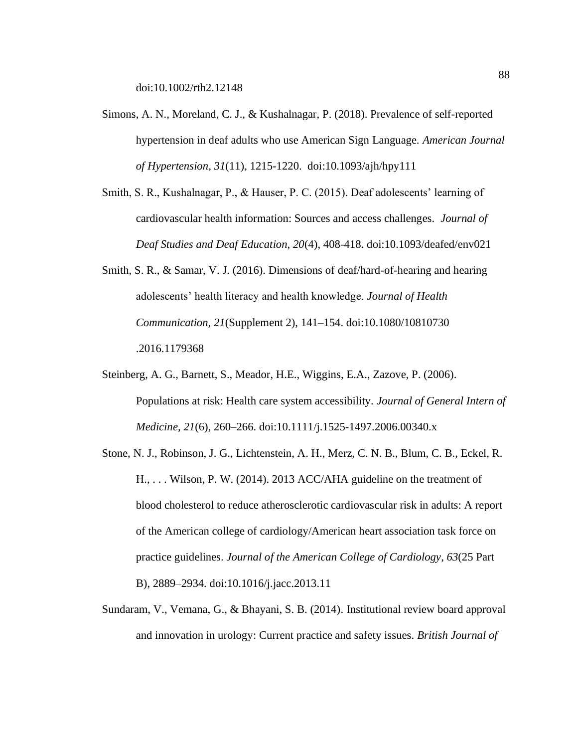doi:10.1002/rth2.12148

Simons, A. N., Moreland, C. J., & Kushalnagar, P. (2018). Prevalence of self-reported hypertension in deaf adults who use American Sign Language. *American Journal of Hypertension, 31*(11), 1215-1220. doi:10.1093/ajh/hpy111

Smith, S. R., Kushalnagar, P., & Hauser, P. C. (2015). Deaf adolescents' learning of cardiovascular health information: Sources and access challenges. *Journal of Deaf Studies and Deaf Education, 20*(4), 408-418. doi:10.1093/deafed/env021

Smith, S. R., & Samar, V. J. (2016). Dimensions of deaf/hard-of-hearing and hearing adolescents' health literacy and health knowledge. *Journal of Health Communication, 21*(Supplement 2), 141–154. doi:10.1080/10810730.2016.1179368

Steinberg, A. G., Barnett, S., Meador, H.E., Wiggins, E.A., Zazove, P. (2006). Populations at risk: Health care system accessibility. *Journal of General Intern of Medicine, 21*(6), 260–266. doi:10.1111/j.1525-1497.2006.00340.x

Stone, N. J., Robinson, J. G., Lichtenstein, A. H., Merz, C. N. B., Blum, C. B., Eckel, R. H., . . . Wilson, P. W. (2014). 2013 ACC/AHA guideline on the treatment of blood cholesterol to reduce atherosclerotic cardiovascular risk in adults: A report of the American college of cardiology/American heart association task force on practice guidelines. *Journal of the American College of Cardiology, 63*(25 Part B), 2889–2934. doi:10.1016/j.jacc.2013.11

Sundaram, V., Vemana, G., & Bhayani, S. B. (2014). Institutional review board approval and innovation in urology: Current practice and safety issues. *British Journal of*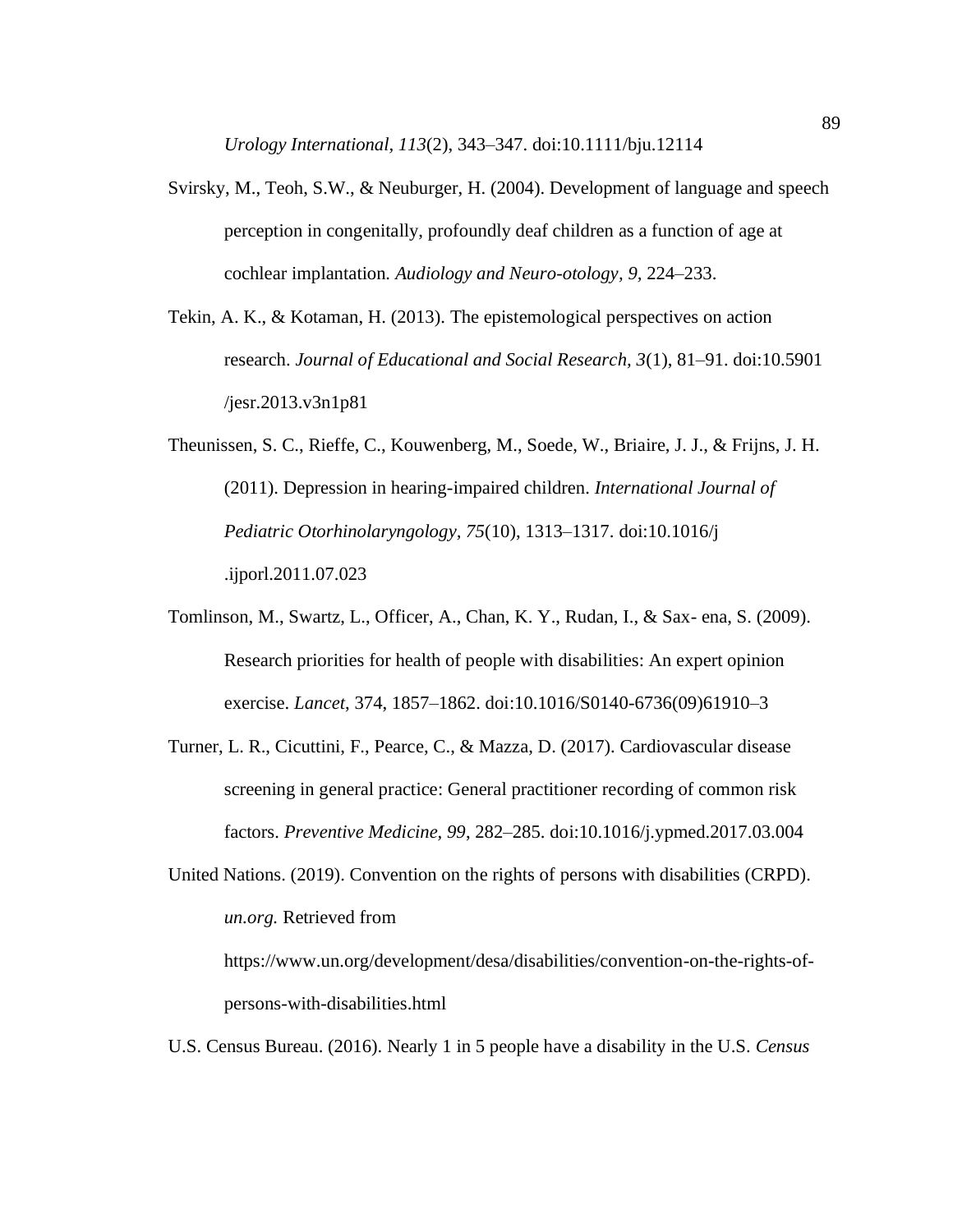*Urology International, 113*(2), 343–347. doi:10.1111/bju.12114

Svirsky, M., Teoh, S.W., & Neuburger, H. (2004). Development of language and speech perception in congenitally, profoundly deaf children as a function of age at cochlear implantation. *Audiology and Neuro-otology*, *9*, 224–233.

Tekin, A. K., & Kotaman, H. (2013). The epistemological perspectives on action research. *Journal of Educational and Social Research, 3*(1), 81–91. doi:10.5901/jesr.2013.v3n1p81

Theunissen, S. C., Rieffe, C., Kouwenberg, M., Soede, W., Briaire, J. J., & Frijns, J. H. (2011). Depression in hearing-impaired children. *International Journal of Pediatric Otorhinolaryngology, 75*(10), 1313–1317. doi:10.1016/j.ijporl.2011.07.023

Tomlinson, M., Swartz, L., Officer, A., Chan, K. Y., Rudan, I., & Sax- ena, S. (2009). Research priorities for health of people with disabilities: An expert opinion exercise. *Lancet*, 374, 1857–1862. doi:10.1016/S0140-6736(09)61910–3

Turner, L. R., Cicuttini, F., Pearce, C., & Mazza, D. (2017). Cardiovascular disease screening in general practice: General practitioner recording of common risk factors. *Preventive Medicine*, *99*, 282–285. doi:10.1016/j.ypmed.2017.03.004

United Nations. (2019). Convention on the rights of persons with disabilities (CRPD). *un.org.* Retrieved from https://www.un.org/development/desa/disabilities/convention-on-the-rights-of-persons-with-disabilities.html

U.S. Census Bureau. (2016). Nearly 1 in 5 people have a disability in the U.S. *Census*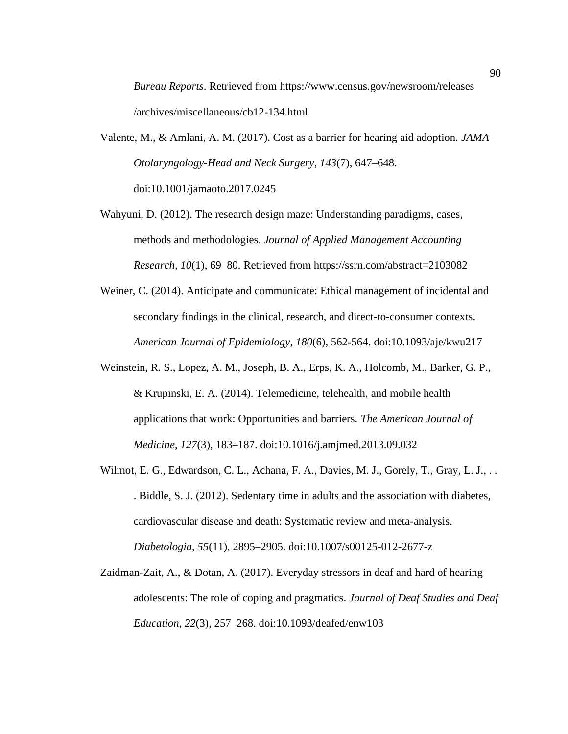*Bureau Reports*. Retrieved from https://www.census.gov/newsroom/releases /archives/miscellaneous/cb12-134.html

Valente, M., & Amlani, A. M. (2017). Cost as a barrier for hearing aid adoption. *JAMA Otolaryngology-Head and Neck Surgery*, *143*(7), 647–648. doi:10.1001/jamaoto.2017.0245

Wahyuni, D. (2012). The research design maze: Understanding paradigms, cases, methods and methodologies. *Journal of Applied Management Accounting Research, 10*(1), 69–80. Retrieved from https://ssrn.com/abstract=2103082

Weiner, C. (2014). Anticipate and communicate: Ethical management of incidental and secondary findings in the clinical, research, and direct-to-consumer contexts. *American Journal of Epidemiology*, *180*(6), 562-564. doi:10.1093/aje/kwu217

Weinstein, R. S., Lopez, A. M., Joseph, B. A., Erps, K. A., Holcomb, M., Barker, G. P., & Krupinski, E. A. (2014). Telemedicine, telehealth, and mobile health applications that work: Opportunities and barriers. *The American Journal of Medicine, 127*(3), 183–187. doi:10.1016/j.amjmed.2013.09.032

Wilmot, E. G., Edwardson, C. L., Achana, F. A., Davies, M. J., Gorely, T., Gray, L. J., . . . Biddle, S. J. (2012). Sedentary time in adults and the association with diabetes, cardiovascular disease and death: Systematic review and meta-analysis. *Diabetologia*, *55*(11), 2895–2905. doi:10.1007/s00125-012-2677-z

Zaidman-Zait, A., & Dotan, A. (2017). Everyday stressors in deaf and hard of hearing adolescents: The role of coping and pragmatics. *Journal of Deaf Studies and Deaf Education*, *22*(3), 257–268. doi:10.1093/deafed/enw103